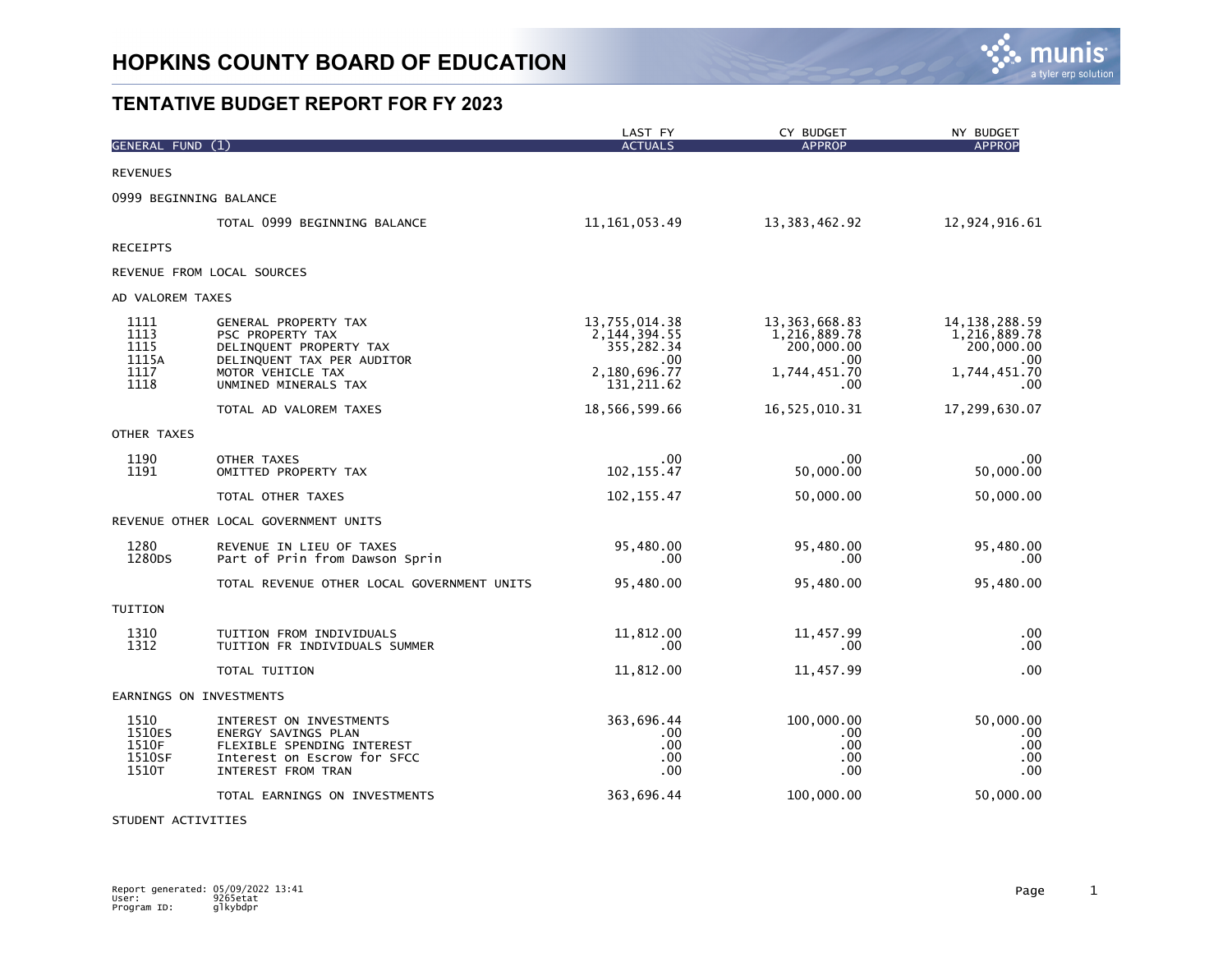# HOPKINS COUNTY BOARD OF EDUCATION

## TENTATIVE BUDGET REPORT FOR FY 2023

| GENERAL FUND (1) | | LAST FY ACTUALS | CY BUDGET APPROP | NY BUDGET APPROP |
|---|---|---|---|---|
| REVENUES | | | | |
| 0999 BEGINNING BALANCE | | | | |
| | TOTAL 0999 BEGINNING BALANCE | 11,161,053.49 | 13,383,462.92 | 12,924,916.61 |
| RECEIPTS | | | | |
| REVENUE FROM LOCAL SOURCES | | | | |
| AD VALOREM TAXES | | | | |
| 1111 | GENERAL PROPERTY TAX | 13,755,014.38 | 13,363,668.83 | 14,138,288.59 |
| 1113 | PSC PROPERTY TAX | 2,144,394.55 | 1,216,889.78 | 1,216,889.78 |
| 1115 | DELINQUENT PROPERTY TAX | 355,282.34 | 200,000.00 | 200,000.00 |
| 1115A | DELINQUENT TAX PER AUDITOR | .00 | .00 | .00 |
| 1117 | MOTOR VEHICLE TAX | 2,180,696.77 | 1,744,451.70 | 1,744,451.70 |
| 1118 | UNMINED MINERALS TAX | 131,211.62 | .00 | .00 |
| | TOTAL AD VALOREM TAXES | 18,566,599.66 | 16,525,010.31 | 17,299,630.07 |
| OTHER TAXES | | | | |
| 1190 | OTHER TAXES | .00 | .00 | .00 |
| 1191 | OMITTED PROPERTY TAX | 102,155.47 | 50,000.00 | 50,000.00 |
| | TOTAL OTHER TAXES | 102,155.47 | 50,000.00 | 50,000.00 |
| REVENUE OTHER LOCAL GOVERNMENT UNITS | | | | |
| 1280 | REVENUE IN LIEU OF TAXES | 95,480.00 | 95,480.00 | 95,480.00 |
| 1280DS | Part of Prin from Dawson Sprin | .00 | .00 | .00 |
| | TOTAL REVENUE OTHER LOCAL GOVERNMENT UNITS | 95,480.00 | 95,480.00 | 95,480.00 |
| TUITION | | | | |
| 1310 | TUITION FROM INDIVIDUALS | 11,812.00 | 11,457.99 | .00 |
| 1312 | TUITION FR INDIVIDUALS SUMMER | .00 | .00 | .00 |
| | TOTAL TUITION | 11,812.00 | 11,457.99 | .00 |
| EARNINGS ON INVESTMENTS | | | | |
| 1510 | INTEREST ON INVESTMENTS | 363,696.44 | 100,000.00 | 50,000.00 |
| 1510ES | ENERGY SAVINGS PLAN | .00 | .00 | .00 |
| 1510F | FLEXIBLE SPENDING INTEREST | .00 | .00 | .00 |
| 1510SF | Interest on Escrow for SFCC | .00 | .00 | .00 |
| 1510T | INTEREST FROM TRAN | .00 | .00 | .00 |
| | TOTAL EARNINGS ON INVESTMENTS | 363,696.44 | 100,000.00 | 50,000.00 |
| STUDENT ACTIVITIES | | | | |

Report generated: 05/09/2022 13:41
User: 9265etat
Program ID: glkybdpr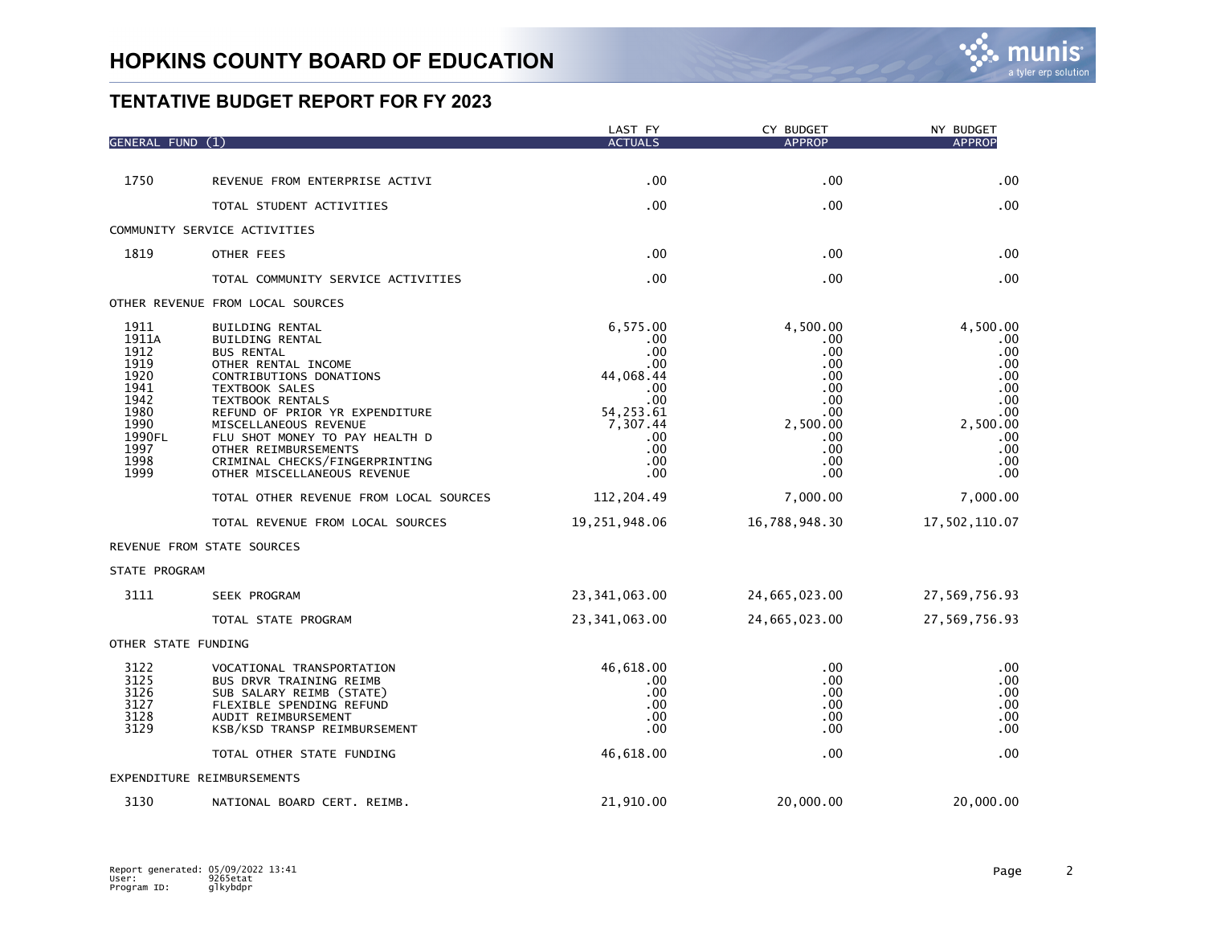# HOPKINS COUNTY BOARD OF EDUCATION

## TENTATIVE BUDGET REPORT FOR FY 2023

| GENERAL FUND (1) | | LAST FY ACTUALS | CY BUDGET APPROP | NY BUDGET APPROP |
|---|---|---|---|---|
| 1750 | REVENUE FROM ENTERPRISE ACTIVI | .00 | .00 | .00 |
| | TOTAL STUDENT ACTIVITIES | .00 | .00 | .00 |
| COMMUNITY SERVICE ACTIVITIES | | | | |
| 1819 | OTHER FEES | .00 | .00 | .00 |
| | TOTAL COMMUNITY SERVICE ACTIVITIES | .00 | .00 | .00 |
| OTHER REVENUE FROM LOCAL SOURCES | | | | |
| 1911 | BUILDING RENTAL | 6,575.00 | 4,500.00 | 4,500.00 |
| 1911A | BUILDING RENTAL | .00 | .00 | .00 |
| 1912 | BUS RENTAL | .00 | .00 | .00 |
| 1919 | OTHER RENTAL INCOME | .00 | .00 | .00 |
| 1920 | CONTRIBUTIONS DONATIONS | 44,068.44 | .00 | .00 |
| 1941 | TEXTBOOK SALES | .00 | .00 | .00 |
| 1942 | TEXTBOOK RENTALS | .00 | .00 | .00 |
| 1980 | REFUND OF PRIOR YR EXPENDITURE | 54,253.61 | .00 | .00 |
| 1990 | MISCELLANEOUS REVENUE | 7,307.44 | 2,500.00 | 2,500.00 |
| 1990FL | FLU SHOT MONEY TO PAY HEALTH D | .00 | .00 | .00 |
| 1997 | OTHER REIMBURSEMENTS | .00 | .00 | .00 |
| 1998 | CRIMINAL CHECKS/FINGERPRINTING | .00 | .00 | .00 |
| 1999 | OTHER MISCELLANEOUS REVENUE | .00 | .00 | .00 |
| | TOTAL OTHER REVENUE FROM LOCAL SOURCES | 112,204.49 | 7,000.00 | 7,000.00 |
| | TOTAL REVENUE FROM LOCAL SOURCES | 19,251,948.06 | 16,788,948.30 | 17,502,110.07 |
| REVENUE FROM STATE SOURCES | | | | |
| STATE PROGRAM | | | | |
| 3111 | SEEK PROGRAM | 23,341,063.00 | 24,665,023.00 | 27,569,756.93 |
| | TOTAL STATE PROGRAM | 23,341,063.00 | 24,665,023.00 | 27,569,756.93 |
| OTHER STATE FUNDING | | | | |
| 3122 | VOCATIONAL TRANSPORTATION | 46,618.00 | .00 | .00 |
| 3125 | BUS DRVR TRAINING REIMB | .00 | .00 | .00 |
| 3126 | SUB SALARY REIMB (STATE) | .00 | .00 | .00 |
| 3127 | FLEXIBLE SPENDING REFUND | .00 | .00 | .00 |
| 3128 | AUDIT REIMBURSEMENT | .00 | .00 | .00 |
| 3129 | KSB/KSD TRANSP REIMBURSEMENT | .00 | .00 | .00 |
| | TOTAL OTHER STATE FUNDING | 46,618.00 | .00 | .00 |
| EXPENDITURE REIMBURSEMENTS | | | | |
| 3130 | NATIONAL BOARD CERT. REIMB. | 21,910.00 | 20,000.00 | 20,000.00 |

Report generated: 05/09/2022 13:41
User: 9265etat
Program ID: glkybdpr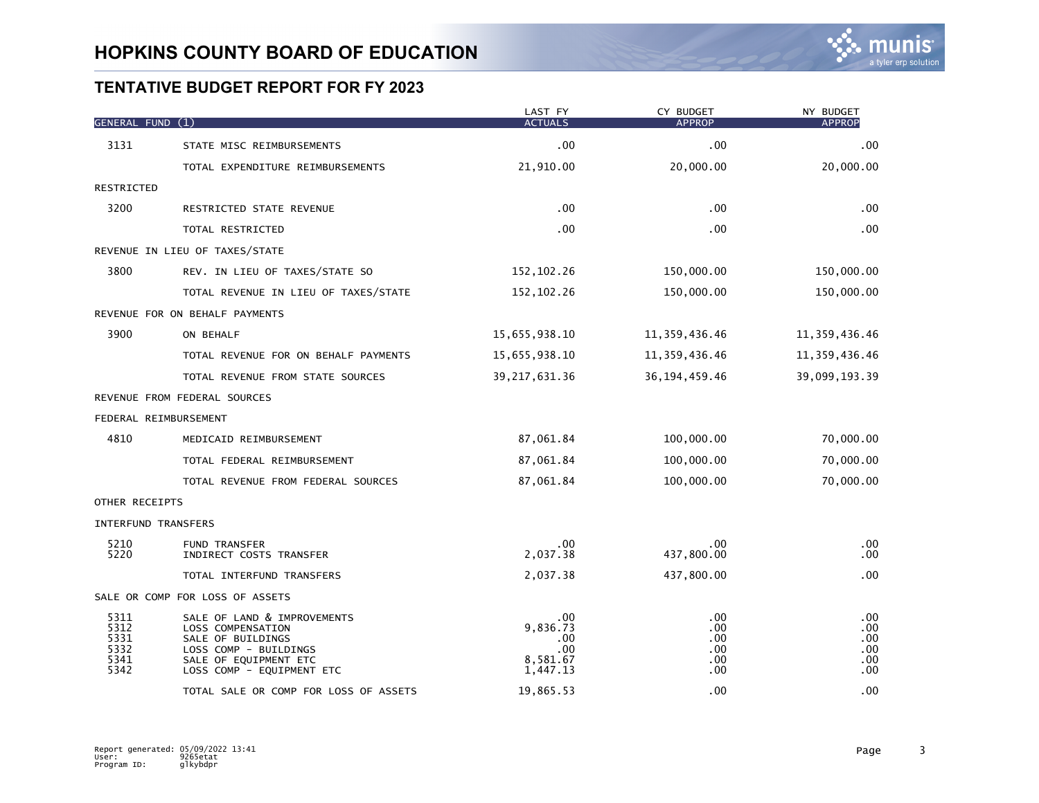# HOPKINS COUNTY BOARD OF EDUCATION

## TENTATIVE BUDGET REPORT FOR FY 2023

| GENERAL FUND (1) | | LAST FY ACTUALS | CY BUDGET APPROP | NY BUDGET APPROP |
|---|---|---|---|---|
| 3131 | STATE MISC REIMBURSEMENTS | .00 | .00 | .00 |
| | TOTAL EXPENDITURE REIMBURSEMENTS | 21,910.00 | 20,000.00 | 20,000.00 |
| RESTRICTED | | | | |
| 3200 | RESTRICTED STATE REVENUE | .00 | .00 | .00 |
| | TOTAL RESTRICTED | .00 | .00 | .00 |
| REVENUE IN LIEU OF TAXES/STATE | | | | |
| 3800 | REV. IN LIEU OF TAXES/STATE SO | 152,102.26 | 150,000.00 | 150,000.00 |
| | TOTAL REVENUE IN LIEU OF TAXES/STATE | 152,102.26 | 150,000.00 | 150,000.00 |
| REVENUE FOR ON BEHALF PAYMENTS | | | | |
| 3900 | ON BEHALF | 15,655,938.10 | 11,359,436.46 | 11,359,436.46 |
| | TOTAL REVENUE FOR ON BEHALF PAYMENTS | 15,655,938.10 | 11,359,436.46 | 11,359,436.46 |
| | TOTAL REVENUE FROM STATE SOURCES | 39,217,631.36 | 36,194,459.46 | 39,099,193.39 |
| REVENUE FROM FEDERAL SOURCES | | | | |
| FEDERAL REIMBURSEMENT | | | | |
| 4810 | MEDICAID REIMBURSEMENT | 87,061.84 | 100,000.00 | 70,000.00 |
| | TOTAL FEDERAL REIMBURSEMENT | 87,061.84 | 100,000.00 | 70,000.00 |
| | TOTAL REVENUE FROM FEDERAL SOURCES | 87,061.84 | 100,000.00 | 70,000.00 |
| OTHER RECEIPTS | | | | |
| INTERFUND TRANSFERS | | | | |
| 5210 | FUND TRANSFER | .00 | .00 | .00 |
| 5220 | INDIRECT COSTS TRANSFER | 2,037.38 | 437,800.00 | .00 |
| | TOTAL INTERFUND TRANSFERS | 2,037.38 | 437,800.00 | .00 |
| SALE OR COMP FOR LOSS OF ASSETS | | | | |
| 5311 | SALE OF LAND & IMPROVEMENTS | .00 | .00 | .00 |
| 5312 | LOSS COMPENSATION | 9,836.73 | .00 | .00 |
| 5331 | SALE OF BUILDINGS | .00 | .00 | .00 |
| 5332 | LOSS COMP - BUILDINGS | .00 | .00 | .00 |
| 5341 | SALE OF EQUIPMENT ETC | 8,581.67 | .00 | .00 |
| 5342 | LOSS COMP - EQUIPMENT ETC | 1,447.13 | .00 | .00 |
| | TOTAL SALE OR COMP FOR LOSS OF ASSETS | 19,865.53 | .00 | .00 |

Report generated: 05/09/2022 13:41
User: 9265etat
Program ID: glkybdpr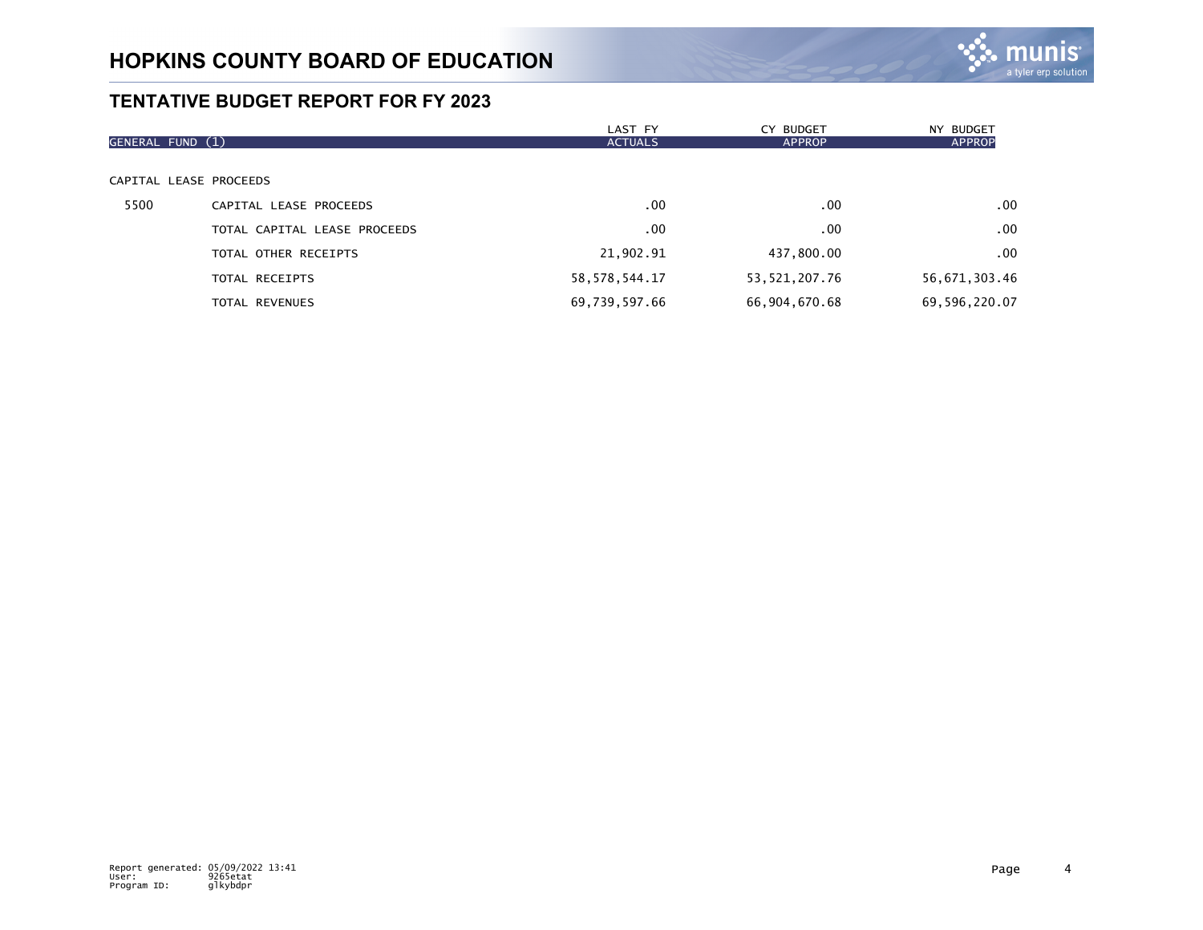# HOPKINS COUNTY BOARD OF EDUCATION

## TENTATIVE BUDGET REPORT FOR FY 2023

| GENERAL FUND (1) | | LAST FY ACTUALS | CY BUDGET APPROP | NY BUDGET APPROP |
|---|---|---|---|---|
| CAPITAL LEASE PROCEEDS | | | | |
| 5500 | CAPITAL LEASE PROCEEDS | .00 | .00 | .00 |
| | TOTAL CAPITAL LEASE PROCEEDS | .00 | .00 | .00 |
| | TOTAL OTHER RECEIPTS | 21,902.91 | 437,800.00 | .00 |
| | TOTAL RECEIPTS | 58,578,544.17 | 53,521,207.76 | 56,671,303.46 |
| | TOTAL REVENUES | 69,739,597.66 | 66,904,670.68 | 69,596,220.07 |

Report generated: 05/09/2022 13:41
User: 9265etat
Program ID: glkybdpr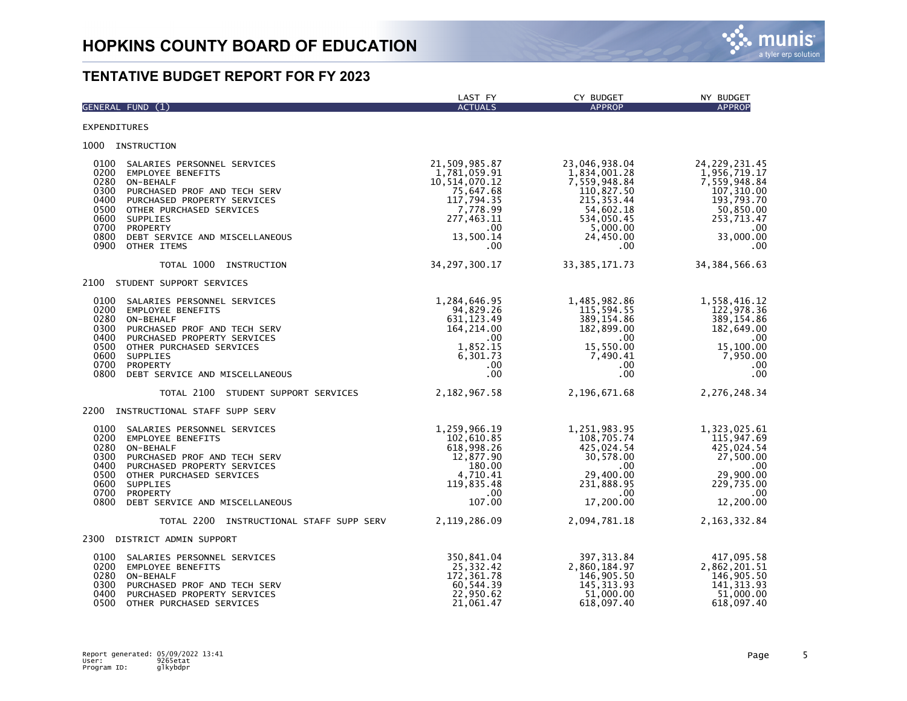# HOPKINS COUNTY BOARD OF EDUCATION

## TENTATIVE BUDGET REPORT FOR FY 2023

| GENERAL FUND (1) | LAST FY ACTUALS | CY BUDGET APPROP | NY BUDGET APPROP |
|---|---|---|---|
| **EXPENDITURES** | | | |
| **1000 INSTRUCTION** | | | |
| 0100 SALARIES PERSONNEL SERVICES | 21,509,985.87 | 23,046,938.04 | 24,229,231.45 |
| 0200 EMPLOYEE BENEFITS | 1,781,059.91 | 1,834,001.28 | 1,956,719.17 |
| 0280 ON-BEHALF | 10,514,070.12 | 7,559,948.84 | 7,559,948.84 |
| 0300 PURCHASED PROF AND TECH SERV | 75,647.68 | 110,827.50 | 107,310.00 |
| 0400 PURCHASED PROPERTY SERVICES | 117,794.35 | 215,353.44 | 193,793.70 |
| 0500 OTHER PURCHASED SERVICES | 7,778.99 | 54,602.18 | 50,850.00 |
| 0600 SUPPLIES | 277,463.11 | 534,050.45 | 253,713.47 |
| 0700 PROPERTY | .00 | 5,000.00 | .00 |
| 0800 DEBT SERVICE AND MISCELLANEOUS | 13,500.14 | 24,450.00 | 33,000.00 |
| 0900 OTHER ITEMS | .00 | .00 | .00 |
| TOTAL 1000 INSTRUCTION | 34,297,300.17 | 33,385,171.73 | 34,384,566.63 |
| **2100 STUDENT SUPPORT SERVICES** | | | |
| 0100 SALARIES PERSONNEL SERVICES | 1,284,646.95 | 1,485,982.86 | 1,558,416.12 |
| 0200 EMPLOYEE BENEFITS | 94,829.26 | 115,594.55 | 122,978.36 |
| 0280 ON-BEHALF | 631,123.49 | 389,154.86 | 389,154.86 |
| 0300 PURCHASED PROF AND TECH SERV | 164,214.00 | 182,899.00 | 182,649.00 |
| 0400 PURCHASED PROPERTY SERVICES | .00 | .00 | .00 |
| 0500 OTHER PURCHASED SERVICES | 1,852.15 | 15,550.00 | 15,100.00 |
| 0600 SUPPLIES | 6,301.73 | 7,490.41 | 7,950.00 |
| 0700 PROPERTY | .00 | .00 | .00 |
| 0800 DEBT SERVICE AND MISCELLANEOUS | .00 | .00 | .00 |
| TOTAL 2100 STUDENT SUPPORT SERVICES | 2,182,967.58 | 2,196,671.68 | 2,276,248.34 |
| **2200 INSTRUCTIONAL STAFF SUPP SERV** | | | |
| 0100 SALARIES PERSONNEL SERVICES | 1,259,966.19 | 1,251,983.95 | 1,323,025.61 |
| 0200 EMPLOYEE BENEFITS | 102,610.85 | 108,705.74 | 115,947.69 |
| 0280 ON-BEHALF | 618,998.26 | 425,024.54 | 425,024.54 |
| 0300 PURCHASED PROF AND TECH SERV | 12,877.90 | 30,578.00 | 27,500.00 |
| 0400 PURCHASED PROPERTY SERVICES | 180.00 | .00 | .00 |
| 0500 OTHER PURCHASED SERVICES | 4,710.41 | 29,400.00 | 29,900.00 |
| 0600 SUPPLIES | 119,835.48 | 231,888.95 | 229,735.00 |
| 0700 PROPERTY | .00 | .00 | .00 |
| 0800 DEBT SERVICE AND MISCELLANEOUS | 107.00 | 17,200.00 | 12,200.00 |
| TOTAL 2200 INSTRUCTIONAL STAFF SUPP SERV | 2,119,286.09 | 2,094,781.18 | 2,163,332.84 |
| **2300 DISTRICT ADMIN SUPPORT** | | | |
| 0100 SALARIES PERSONNEL SERVICES | 350,841.04 | 397,313.84 | 417,095.58 |
| 0200 EMPLOYEE BENEFITS | 25,332.42 | 2,860,184.97 | 2,862,201.51 |
| 0280 ON-BEHALF | 172,361.78 | 146,905.50 | 146,905.50 |
| 0300 PURCHASED PROF AND TECH SERV | 60,544.39 | 145,313.93 | 141,313.93 |
| 0400 PURCHASED PROPERTY SERVICES | 22,950.62 | 51,000.00 | 51,000.00 |
| 0500 OTHER PURCHASED SERVICES | 21,061.47 | 618,097.40 | 618,097.40 |

Report generated: 05/09/2022 13:41
User: 9265etat
Program ID: glkybdpr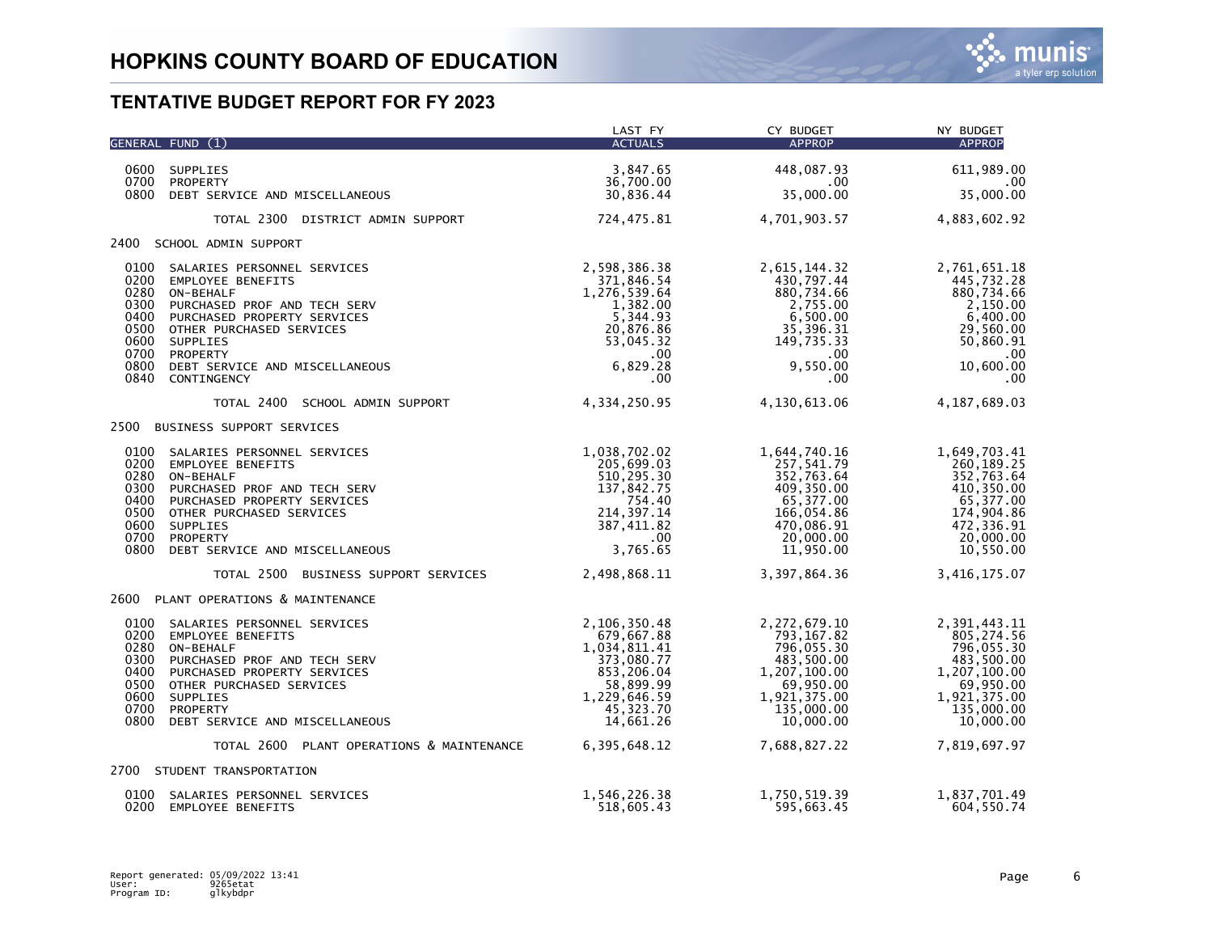# HOPKINS COUNTY BOARD OF EDUCATION

## TENTATIVE BUDGET REPORT FOR FY 2023

| GENERAL FUND (1) | LAST FY ACTUALS | CY BUDGET APPROP | NY BUDGET APPROP |
|---|---|---|---|
| 0600 SUPPLIES | 3,847.65 | 448,087.93 | 611,989.00 |
| 0700 PROPERTY | 36,700.00 | .00 | .00 |
| 0800 DEBT SERVICE AND MISCELLANEOUS | 30,836.44 | 35,000.00 | 35,000.00 |
| TOTAL 2300 DISTRICT ADMIN SUPPORT | 724,475.81 | 4,701,903.57 | 4,883,602.92 |
| **2400 SCHOOL ADMIN SUPPORT** | | | |
| 0100 SALARIES PERSONNEL SERVICES | 2,598,386.38 | 2,615,144.32 | 2,761,651.18 |
| 0200 EMPLOYEE BENEFITS | 371,846.54 | 430,797.44 | 445,732.28 |
| 0280 ON-BEHALF | 1,276,539.64 | 880,734.66 | 880,734.66 |
| 0300 PURCHASED PROF AND TECH SERV | 1,382.00 | 2,755.00 | 2,150.00 |
| 0400 PURCHASED PROPERTY SERVICES | 5,344.93 | 6,500.00 | 6,400.00 |
| 0500 OTHER PURCHASED SERVICES | 20,876.86 | 35,396.31 | 29,560.00 |
| 0600 SUPPLIES | 53,045.32 | 149,735.33 | 50,860.91 |
| 0700 PROPERTY | .00 | .00 | .00 |
| 0800 DEBT SERVICE AND MISCELLANEOUS | 6,829.28 | 9,550.00 | 10,600.00 |
| 0840 CONTINGENCY | .00 | .00 | .00 |
| TOTAL 2400 SCHOOL ADMIN SUPPORT | 4,334,250.95 | 4,130,613.06 | 4,187,689.03 |
| **2500 BUSINESS SUPPORT SERVICES** | | | |
| 0100 SALARIES PERSONNEL SERVICES | 1,038,702.02 | 1,644,740.16 | 1,649,703.41 |
| 0200 EMPLOYEE BENEFITS | 205,699.03 | 257,541.79 | 260,189.25 |
| 0280 ON-BEHALF | 510,295.30 | 352,763.64 | 352,763.64 |
| 0300 PURCHASED PROF AND TECH SERV | 137,842.75 | 409,350.00 | 410,350.00 |
| 0400 PURCHASED PROPERTY SERVICES | 754.40 | 65,377.00 | 65,377.00 |
| 0500 OTHER PURCHASED SERVICES | 214,397.14 | 166,054.86 | 174,904.86 |
| 0600 SUPPLIES | 387,411.82 | 470,086.91 | 472,336.91 |
| 0700 PROPERTY | .00 | 20,000.00 | 20,000.00 |
| 0800 DEBT SERVICE AND MISCELLANEOUS | 3,765.65 | 11,950.00 | 10,550.00 |
| TOTAL 2500 BUSINESS SUPPORT SERVICES | 2,498,868.11 | 3,397,864.36 | 3,416,175.07 |
| **2600 PLANT OPERATIONS & MAINTENANCE** | | | |
| 0100 SALARIES PERSONNEL SERVICES | 2,106,350.48 | 2,272,679.10 | 2,391,443.11 |
| 0200 EMPLOYEE BENEFITS | 679,667.88 | 793,167.82 | 805,274.56 |
| 0280 ON-BEHALF | 1,034,811.41 | 796,055.30 | 796,055.30 |
| 0300 PURCHASED PROF AND TECH SERV | 373,080.77 | 483,500.00 | 483,500.00 |
| 0400 PURCHASED PROPERTY SERVICES | 853,206.04 | 1,207,100.00 | 1,207,100.00 |
| 0500 OTHER PURCHASED SERVICES | 58,899.99 | 69,950.00 | 69,950.00 |
| 0600 SUPPLIES | 1,229,646.59 | 1,921,375.00 | 1,921,375.00 |
| 0700 PROPERTY | 45,323.70 | 135,000.00 | 135,000.00 |
| 0800 DEBT SERVICE AND MISCELLANEOUS | 14,661.26 | 10,000.00 | 10,000.00 |
| TOTAL 2600 PLANT OPERATIONS & MAINTENANCE | 6,395,648.12 | 7,688,827.22 | 7,819,697.97 |
| **2700 STUDENT TRANSPORTATION** | | | |
| 0100 SALARIES PERSONNEL SERVICES | 1,546,226.38 | 1,750,519.39 | 1,837,701.49 |
| 0200 EMPLOYEE BENEFITS | 518,605.43 | 595,663.45 | 604,550.74 |

Report generated: 05/09/2022 13:41
User: 9265etat
Program ID: glkybdpr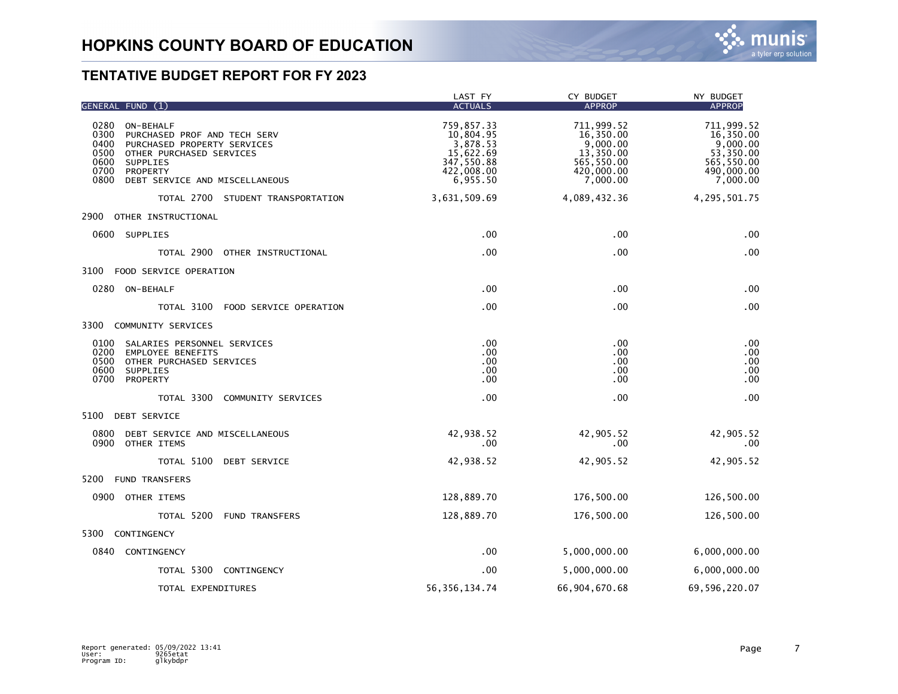# HOPKINS COUNTY BOARD OF EDUCATION

## TENTATIVE BUDGET REPORT FOR FY 2023

| GENERAL FUND (1) | LAST FY ACTUALS | CY BUDGET APPROP | NY BUDGET APPROP |
|---|---|---|---|
| 0280 ON-BEHALF | 759,857.33 | 711,999.52 | 711,999.52 |
| 0300 PURCHASED PROF AND TECH SERV | 10,804.95 | 16,350.00 | 16,350.00 |
| 0400 PURCHASED PROPERTY SERVICES | 3,878.53 | 9,000.00 | 9,000.00 |
| 0500 OTHER PURCHASED SERVICES | 15,622.69 | 13,350.00 | 53,350.00 |
| 0600 SUPPLIES | 347,550.88 | 565,550.00 | 565,550.00 |
| 0700 PROPERTY | 422,008.00 | 420,000.00 | 490,000.00 |
| 0800 DEBT SERVICE AND MISCELLANEOUS | 6,955.50 | 7,000.00 | 7,000.00 |
| TOTAL 2700 STUDENT TRANSPORTATION | 3,631,509.69 | 4,089,432.36 | 4,295,501.75 |
| 2900 OTHER INSTRUCTIONAL | | | |
| 0600 SUPPLIES | .00 | .00 | .00 |
| TOTAL 2900 OTHER INSTRUCTIONAL | .00 | .00 | .00 |
| 3100 FOOD SERVICE OPERATION | | | |
| 0280 ON-BEHALF | .00 | .00 | .00 |
| TOTAL 3100 FOOD SERVICE OPERATION | .00 | .00 | .00 |
| 3300 COMMUNITY SERVICES | | | |
| 0100 SALARIES PERSONNEL SERVICES | .00 | .00 | .00 |
| 0200 EMPLOYEE BENEFITS | .00 | .00 | .00 |
| 0500 OTHER PURCHASED SERVICES | .00 | .00 | .00 |
| 0600 SUPPLIES | .00 | .00 | .00 |
| 0700 PROPERTY | .00 | .00 | .00 |
| TOTAL 3300 COMMUNITY SERVICES | .00 | .00 | .00 |
| 5100 DEBT SERVICE | | | |
| 0800 DEBT SERVICE AND MISCELLANEOUS | 42,938.52 | 42,905.52 | 42,905.52 |
| 0900 OTHER ITEMS | .00 | .00 | .00 |
| TOTAL 5100 DEBT SERVICE | 42,938.52 | 42,905.52 | 42,905.52 |
| 5200 FUND TRANSFERS | | | |
| 0900 OTHER ITEMS | 128,889.70 | 176,500.00 | 126,500.00 |
| TOTAL 5200 FUND TRANSFERS | 128,889.70 | 176,500.00 | 126,500.00 |
| 5300 CONTINGENCY | | | |
| 0840 CONTINGENCY | .00 | 5,000,000.00 | 6,000,000.00 |
| TOTAL 5300 CONTINGENCY | .00 | 5,000,000.00 | 6,000,000.00 |
| TOTAL EXPENDITURES | 56,356,134.74 | 66,904,670.68 | 69,596,220.07 |

Report generated: 05/09/2022 13:41
User: 9265etat
Program ID: glkybdpr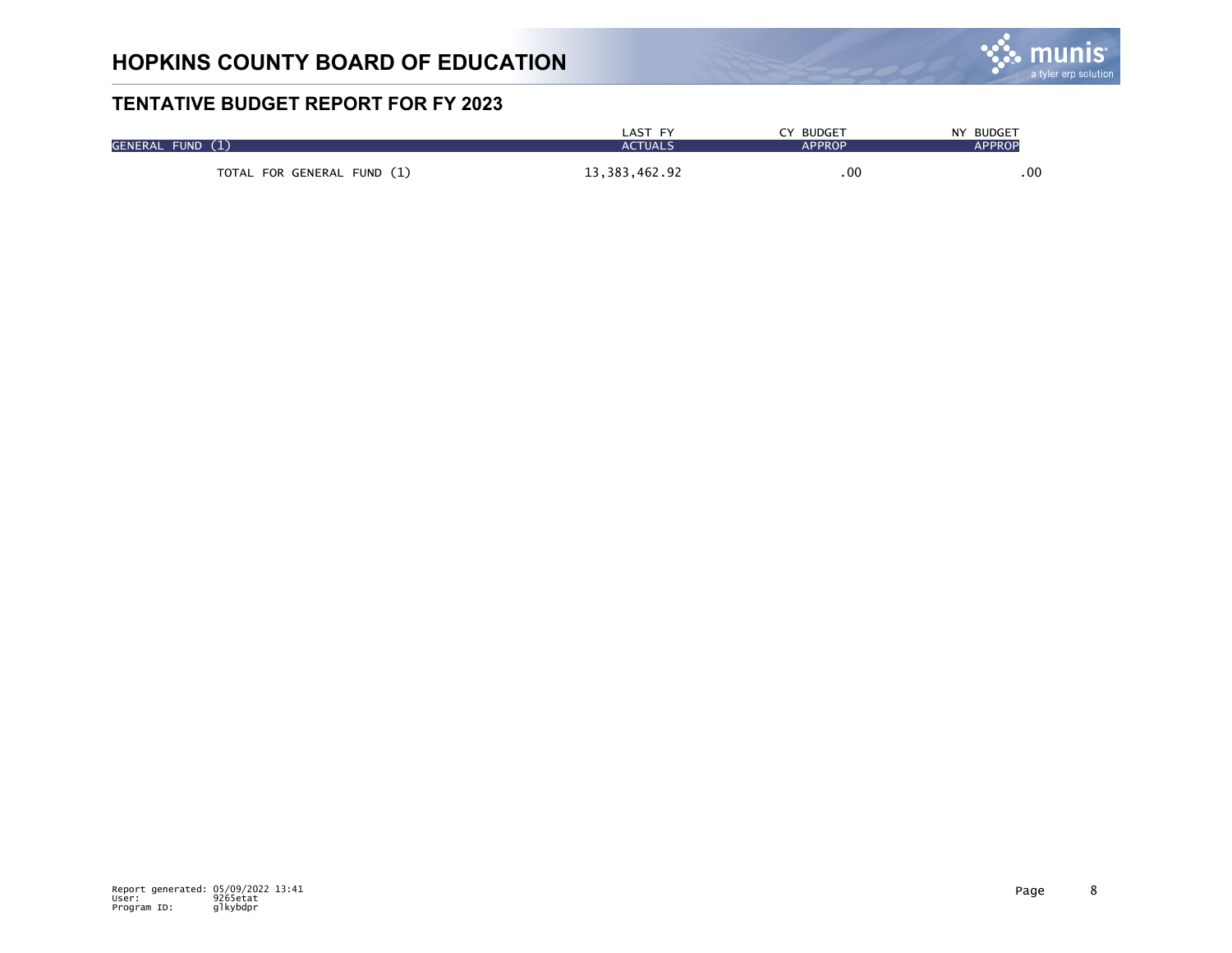# HOPKINS COUNTY BOARD OF EDUCATION

## TENTATIVE BUDGET REPORT FOR FY 2023

| GENERAL FUND (1) | LAST FY ACTUALS | CY BUDGET APPROP | NY BUDGET APPROP |
|---|---|---|---|
| TOTAL FOR GENERAL FUND (1) | 13,383,462.92 | .00 | .00 |

Report generated: 05/09/2022 13:41
User: 9265etat
Program ID: glkybdpr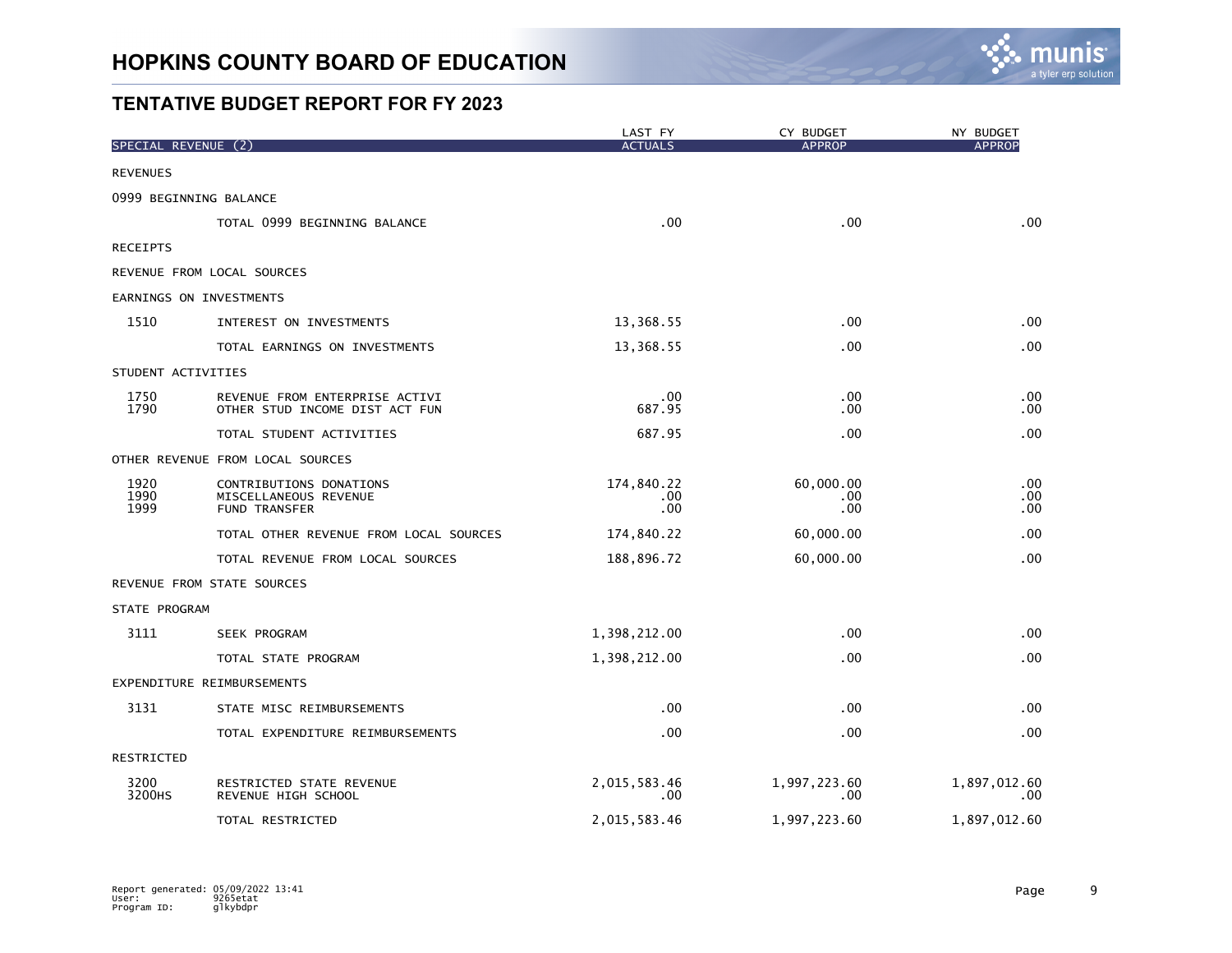# HOPKINS COUNTY BOARD OF EDUCATION

## TENTATIVE BUDGET REPORT FOR FY 2023

| SPECIAL REVENUE (2) | | LAST FY ACTUALS | CY BUDGET APPROP | NY BUDGET APPROP |
|---|---|---|---|---|
| REVENUES | | | | |
| 0999 BEGINNING BALANCE | | | | |
| | TOTAL 0999 BEGINNING BALANCE | .00 | .00 | .00 |
| RECEIPTS | | | | |
| REVENUE FROM LOCAL SOURCES | | | | |
| EARNINGS ON INVESTMENTS | | | | |
| 1510 | INTEREST ON INVESTMENTS | 13,368.55 | .00 | .00 |
| | TOTAL EARNINGS ON INVESTMENTS | 13,368.55 | .00 | .00 |
| STUDENT ACTIVITIES | | | | |
| 1750 | REVENUE FROM ENTERPRISE ACTIVI | .00 | .00 | .00 |
| 1790 | OTHER STUD INCOME DIST ACT FUN | 687.95 | .00 | .00 |
| | TOTAL STUDENT ACTIVITIES | 687.95 | .00 | .00 |
| OTHER REVENUE FROM LOCAL SOURCES | | | | |
| 1920 | CONTRIBUTIONS DONATIONS | 174,840.22 | 60,000.00 | .00 |
| 1990 | MISCELLANEOUS REVENUE | .00 | .00 | .00 |
| 1999 | FUND TRANSFER | .00 | .00 | .00 |
| | TOTAL OTHER REVENUE FROM LOCAL SOURCES | 174,840.22 | 60,000.00 | .00 |
| | TOTAL REVENUE FROM LOCAL SOURCES | 188,896.72 | 60,000.00 | .00 |
| REVENUE FROM STATE SOURCES | | | | |
| STATE PROGRAM | | | | |
| 3111 | SEEK PROGRAM | 1,398,212.00 | .00 | .00 |
| | TOTAL STATE PROGRAM | 1,398,212.00 | .00 | .00 |
| EXPENDITURE REIMBURSEMENTS | | | | |
| 3131 | STATE MISC REIMBURSEMENTS | .00 | .00 | .00 |
| | TOTAL EXPENDITURE REIMBURSEMENTS | .00 | .00 | .00 |
| RESTRICTED | | | | |
| 3200 | RESTRICTED STATE REVENUE | 2,015,583.46 | 1,997,223.60 | 1,897,012.60 |
| 3200HS | REVENUE HIGH SCHOOL | .00 | .00 | .00 |
| | TOTAL RESTRICTED | 2,015,583.46 | 1,997,223.60 | 1,897,012.60 |

Report generated: 05/09/2022 13:41
User: 9265etat
Program ID: glkybdpr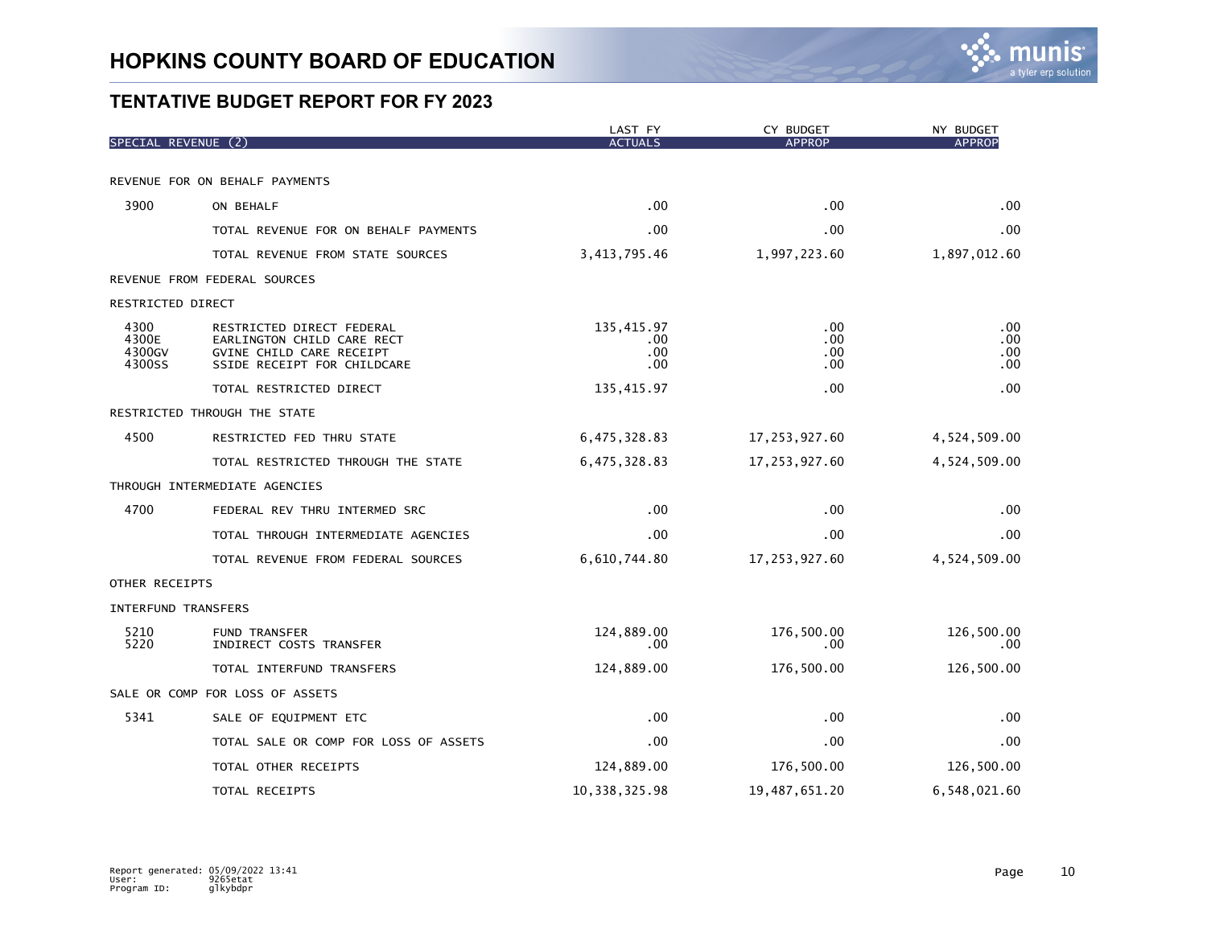# HOPKINS COUNTY BOARD OF EDUCATION

## TENTATIVE BUDGET REPORT FOR FY 2023

| SPECIAL REVENUE (2) | | LAST FY ACTUALS | CY BUDGET APPROP | NY BUDGET APPROP |
|---|---|---|---|---|
| REVENUE FOR ON BEHALF PAYMENTS | | | | |
| 3900 | ON BEHALF | .00 | .00 | .00 |
| | TOTAL REVENUE FOR ON BEHALF PAYMENTS | .00 | .00 | .00 |
| | TOTAL REVENUE FROM STATE SOURCES | 3,413,795.46 | 1,997,223.60 | 1,897,012.60 |
| REVENUE FROM FEDERAL SOURCES | | | | |
| RESTRICTED DIRECT | | | | |
| 4300 | RESTRICTED DIRECT FEDERAL | 135,415.97 | .00 | .00 |
| 4300E | EARLINGTON CHILD CARE RECT | .00 | .00 | .00 |
| 4300GV | GVINE CHILD CARE RECEIPT | .00 | .00 | .00 |
| 4300SS | SSIDE RECEIPT FOR CHILDCARE | .00 | .00 | .00 |
| | TOTAL RESTRICTED DIRECT | 135,415.97 | .00 | .00 |
| RESTRICTED THROUGH THE STATE | | | | |
| 4500 | RESTRICTED FED THRU STATE | 6,475,328.83 | 17,253,927.60 | 4,524,509.00 |
| | TOTAL RESTRICTED THROUGH THE STATE | 6,475,328.83 | 17,253,927.60 | 4,524,509.00 |
| THROUGH INTERMEDIATE AGENCIES | | | | |
| 4700 | FEDERAL REV THRU INTERMED SRC | .00 | .00 | .00 |
| | TOTAL THROUGH INTERMEDIATE AGENCIES | .00 | .00 | .00 |
| | TOTAL REVENUE FROM FEDERAL SOURCES | 6,610,744.80 | 17,253,927.60 | 4,524,509.00 |
| OTHER RECEIPTS | | | | |
| INTERFUND TRANSFERS | | | | |
| 5210 | FUND TRANSFER | 124,889.00 | 176,500.00 | 126,500.00 |
| 5220 | INDIRECT COSTS TRANSFER | .00 | .00 | .00 |
| | TOTAL INTERFUND TRANSFERS | 124,889.00 | 176,500.00 | 126,500.00 |
| SALE OR COMP FOR LOSS OF ASSETS | | | | |
| 5341 | SALE OF EQUIPMENT ETC | .00 | .00 | .00 |
| | TOTAL SALE OR COMP FOR LOSS OF ASSETS | .00 | .00 | .00 |
| | TOTAL OTHER RECEIPTS | 124,889.00 | 176,500.00 | 126,500.00 |
| | TOTAL RECEIPTS | 10,338,325.98 | 19,487,651.20 | 6,548,021.60 |

Report generated: 05/09/2022 13:41
User: 9265etat
Program ID: glkybdpr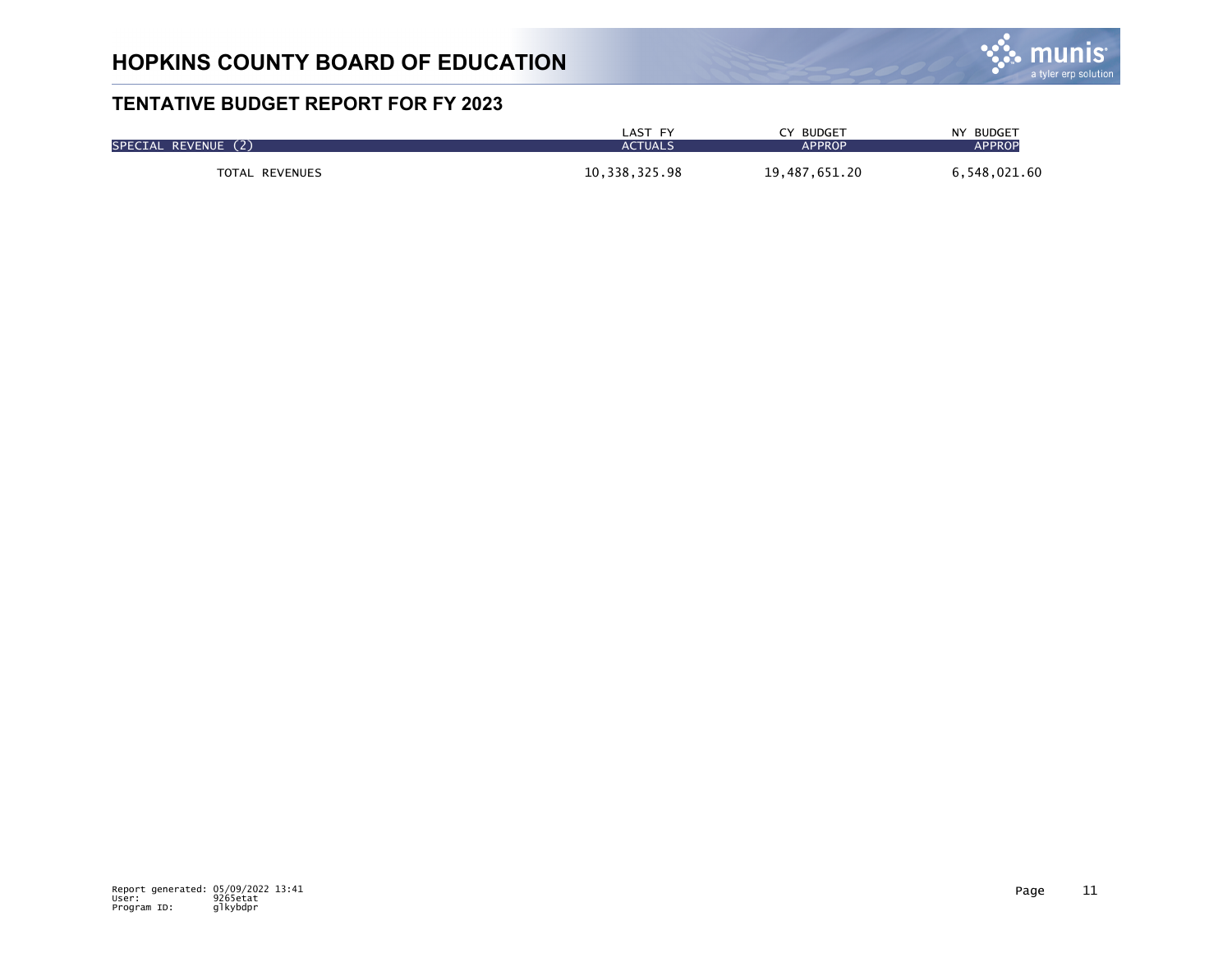# HOPKINS COUNTY BOARD OF EDUCATION

## TENTATIVE BUDGET REPORT FOR FY 2023

| SPECIAL REVENUE (2) | LAST FY ACTUALS | CY BUDGET APPROP | NY BUDGET APPROP |
|---|---|---|---|
| TOTAL REVENUES | 10,338,325.98 | 19,487,651.20 | 6,548,021.60 |

Report generated: 05/09/2022 13:41
User: 9265etat
Program ID: glkybdpr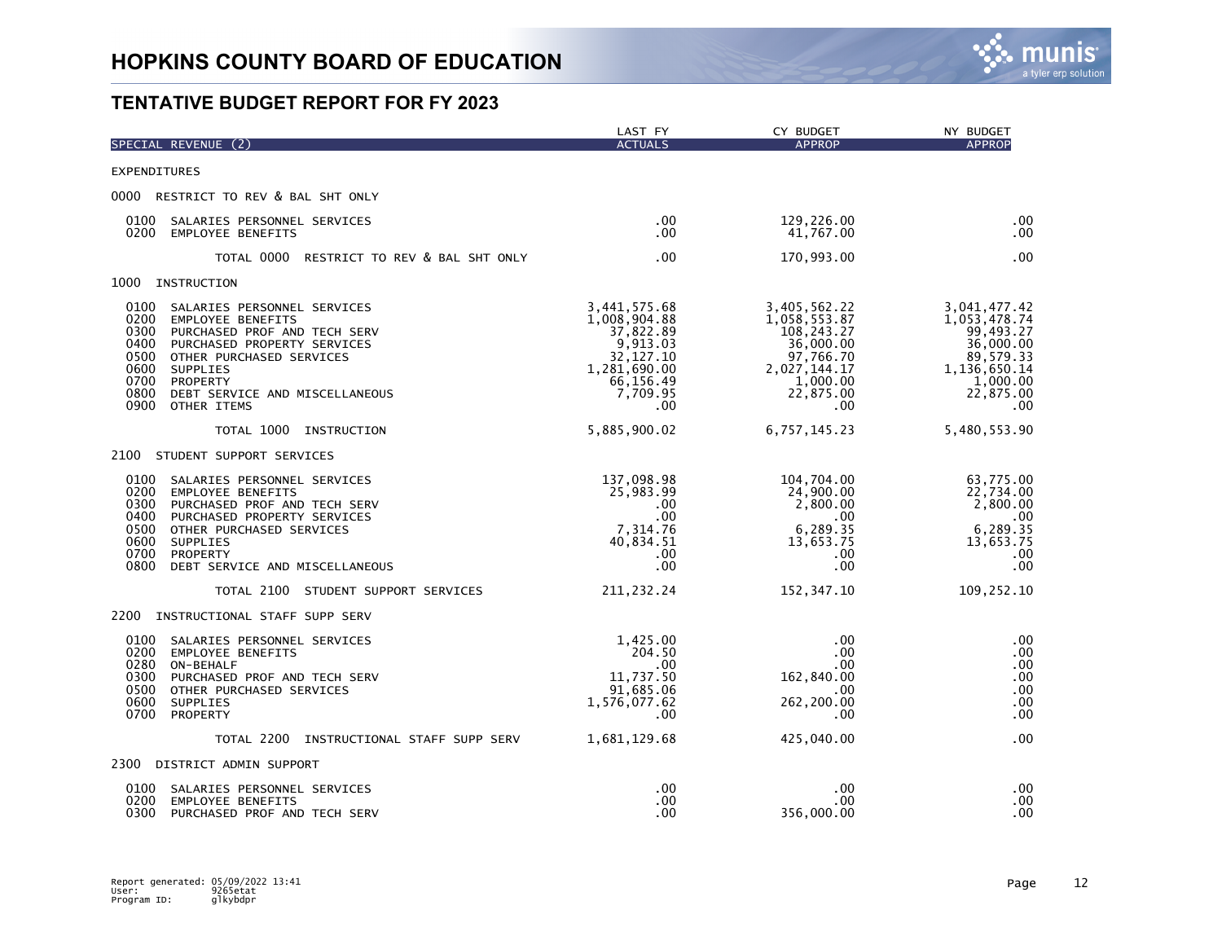# HOPKINS COUNTY BOARD OF EDUCATION

## TENTATIVE BUDGET REPORT FOR FY 2023

| SPECIAL REVENUE (2) | LAST FY ACTUALS | CY BUDGET APPROP | NY BUDGET APPROP |
|---|---|---|---|
| EXPENDITURES | | | |
| 0000 RESTRICT TO REV & BAL SHT ONLY | | | |
| 0100 SALARIES PERSONNEL SERVICES | .00 | 129,226.00 | .00 |
| 0200 EMPLOYEE BENEFITS | .00 | 41,767.00 | .00 |
| TOTAL 0000 RESTRICT TO REV & BAL SHT ONLY | .00 | 170,993.00 | .00 |
| 1000 INSTRUCTION | | | |
| 0100 SALARIES PERSONNEL SERVICES | 3,441,575.68 | 3,405,562.22 | 3,041,477.42 |
| 0200 EMPLOYEE BENEFITS | 1,008,904.88 | 1,058,553.87 | 1,053,478.74 |
| 0300 PURCHASED PROF AND TECH SERV | 37,822.89 | 108,243.27 | 99,493.27 |
| 0400 PURCHASED PROPERTY SERVICES | 9,913.03 | 36,000.00 | 36,000.00 |
| 0500 OTHER PURCHASED SERVICES | 32,127.10 | 97,766.70 | 89,579.33 |
| 0600 SUPPLIES | 1,281,690.00 | 2,027,144.17 | 1,136,650.14 |
| 0700 PROPERTY | 66,156.49 | 1,000.00 | 1,000.00 |
| 0800 DEBT SERVICE AND MISCELLANEOUS | 7,709.95 | 22,875.00 | 22,875.00 |
| 0900 OTHER ITEMS | .00 | .00 | .00 |
| TOTAL 1000 INSTRUCTION | 5,885,900.02 | 6,757,145.23 | 5,480,553.90 |
| 2100 STUDENT SUPPORT SERVICES | | | |
| 0100 SALARIES PERSONNEL SERVICES | 137,098.98 | 104,704.00 | 63,775.00 |
| 0200 EMPLOYEE BENEFITS | 25,983.99 | 24,900.00 | 22,734.00 |
| 0300 PURCHASED PROF AND TECH SERV | .00 | 2,800.00 | 2,800.00 |
| 0400 PURCHASED PROPERTY SERVICES | .00 | .00 | .00 |
| 0500 OTHER PURCHASED SERVICES | 7,314.76 | 6,289.35 | 6,289.35 |
| 0600 SUPPLIES | 40,834.51 | 13,653.75 | 13,653.75 |
| 0700 PROPERTY | .00 | .00 | .00 |
| 0800 DEBT SERVICE AND MISCELLANEOUS | .00 | .00 | .00 |
| TOTAL 2100 STUDENT SUPPORT SERVICES | 211,232.24 | 152,347.10 | 109,252.10 |
| 2200 INSTRUCTIONAL STAFF SUPP SERV | | | |
| 0100 SALARIES PERSONNEL SERVICES | 1,425.00 | .00 | .00 |
| 0200 EMPLOYEE BENEFITS | 204.50 | .00 | .00 |
| 0280 ON-BEHALF | .00 | .00 | .00 |
| 0300 PURCHASED PROF AND TECH SERV | 11,737.50 | 162,840.00 | .00 |
| 0500 OTHER PURCHASED SERVICES | 91,685.06 | .00 | .00 |
| 0600 SUPPLIES | 1,576,077.62 | 262,200.00 | .00 |
| 0700 PROPERTY | .00 | .00 | .00 |
| TOTAL 2200 INSTRUCTIONAL STAFF SUPP SERV | 1,681,129.68 | 425,040.00 | .00 |
| 2300 DISTRICT ADMIN SUPPORT | | | |
| 0100 SALARIES PERSONNEL SERVICES | .00 | .00 | .00 |
| 0200 EMPLOYEE BENEFITS | .00 | .00 | .00 |
| 0300 PURCHASED PROF AND TECH SERV | .00 | 356,000.00 | .00 |

Report generated: 05/09/2022 13:41
User: 9265etat
Program ID: glkybdpr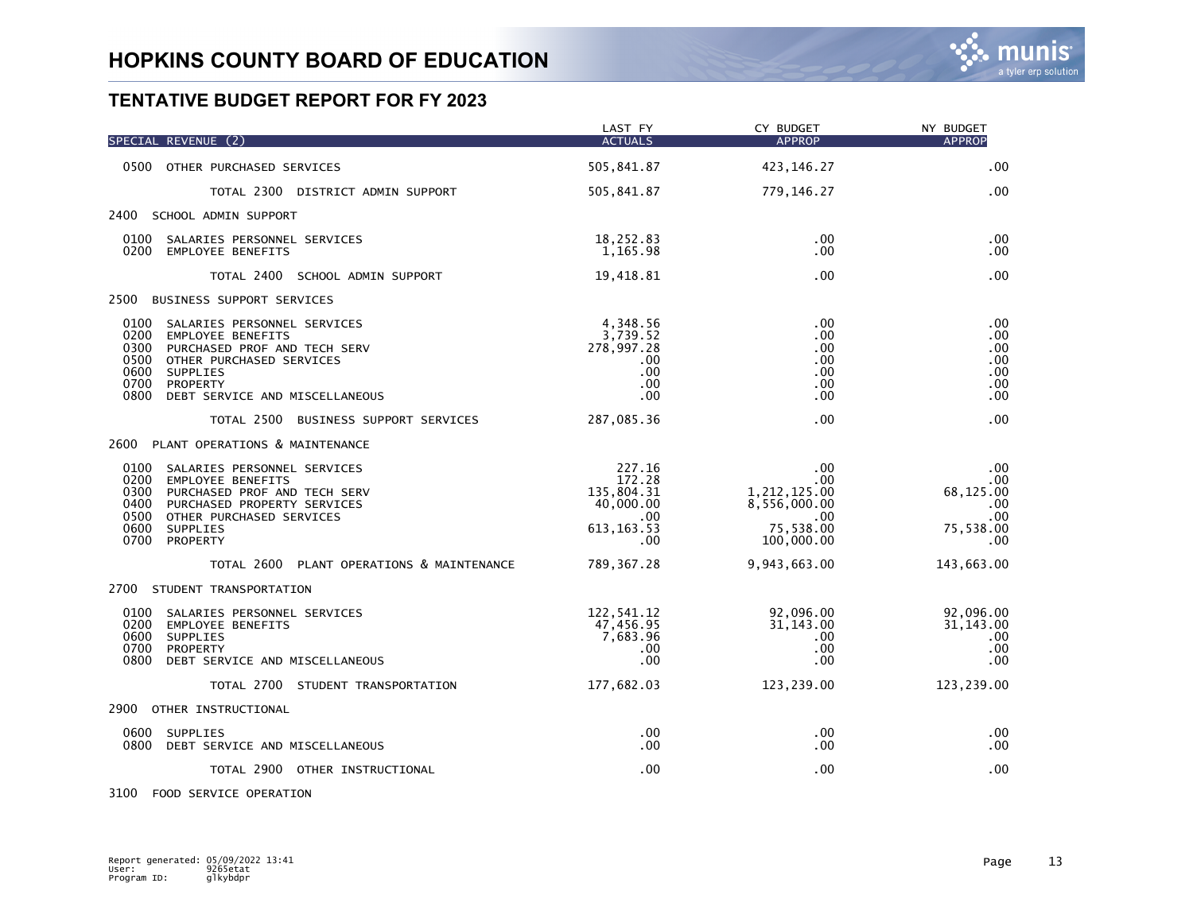# HOPKINS COUNTY BOARD OF EDUCATION

## TENTATIVE BUDGET REPORT FOR FY 2023

| SPECIAL REVENUE (2) | LAST FY ACTUALS | CY BUDGET APPROP | NY BUDGET APPROP |
|---|---|---|---|
| 0500 OTHER PURCHASED SERVICES | 505,841.87 | 423,146.27 | .00 |
| TOTAL 2300 DISTRICT ADMIN SUPPORT | 505,841.87 | 779,146.27 | .00 |
| **2400 SCHOOL ADMIN SUPPORT** | | | |
| 0100 SALARIES PERSONNEL SERVICES | 18,252.83 | .00 | .00 |
| 0200 EMPLOYEE BENEFITS | 1,165.98 | .00 | .00 |
| TOTAL 2400 SCHOOL ADMIN SUPPORT | 19,418.81 | .00 | .00 |
| **2500 BUSINESS SUPPORT SERVICES** | | | |
| 0100 SALARIES PERSONNEL SERVICES | 4,348.56 | .00 | .00 |
| 0200 EMPLOYEE BENEFITS | 3,739.52 | .00 | .00 |
| 0300 PURCHASED PROF AND TECH SERV | 278,997.28 | .00 | .00 |
| 0500 OTHER PURCHASED SERVICES | .00 | .00 | .00 |
| 0600 SUPPLIES | .00 | .00 | .00 |
| 0700 PROPERTY | .00 | .00 | .00 |
| 0800 DEBT SERVICE AND MISCELLANEOUS | .00 | .00 | .00 |
| TOTAL 2500 BUSINESS SUPPORT SERVICES | 287,085.36 | .00 | .00 |
| **2600 PLANT OPERATIONS & MAINTENANCE** | | | |
| 0100 SALARIES PERSONNEL SERVICES | 227.16 | .00 | .00 |
| 0200 EMPLOYEE BENEFITS | 172.28 | .00 | .00 |
| 0300 PURCHASED PROF AND TECH SERV | 135,804.31 | 1,212,125.00 | 68,125.00 |
| 0400 PURCHASED PROPERTY SERVICES | 40,000.00 | 8,556,000.00 | .00 |
| 0500 OTHER PURCHASED SERVICES | .00 | .00 | .00 |
| 0600 SUPPLIES | 613,163.53 | 75,538.00 | 75,538.00 |
| 0700 PROPERTY | .00 | 100,000.00 | .00 |
| TOTAL 2600 PLANT OPERATIONS & MAINTENANCE | 789,367.28 | 9,943,663.00 | 143,663.00 |
| **2700 STUDENT TRANSPORTATION** | | | |
| 0100 SALARIES PERSONNEL SERVICES | 122,541.12 | 92,096.00 | 92,096.00 |
| 0200 EMPLOYEE BENEFITS | 47,456.95 | 31,143.00 | 31,143.00 |
| 0600 SUPPLIES | 7,683.96 | .00 | .00 |
| 0700 PROPERTY | .00 | .00 | .00 |
| 0800 DEBT SERVICE AND MISCELLANEOUS | .00 | .00 | .00 |
| TOTAL 2700 STUDENT TRANSPORTATION | 177,682.03 | 123,239.00 | 123,239.00 |
| **2900 OTHER INSTRUCTIONAL** | | | |
| 0600 SUPPLIES | .00 | .00 | .00 |
| 0800 DEBT SERVICE AND MISCELLANEOUS | .00 | .00 | .00 |
| TOTAL 2900 OTHER INSTRUCTIONAL | .00 | .00 | .00 |
| **3100 FOOD SERVICE OPERATION** | | | |

Report generated: 05/09/2022 13:41
User: 9265etat
Program ID: glkybdpr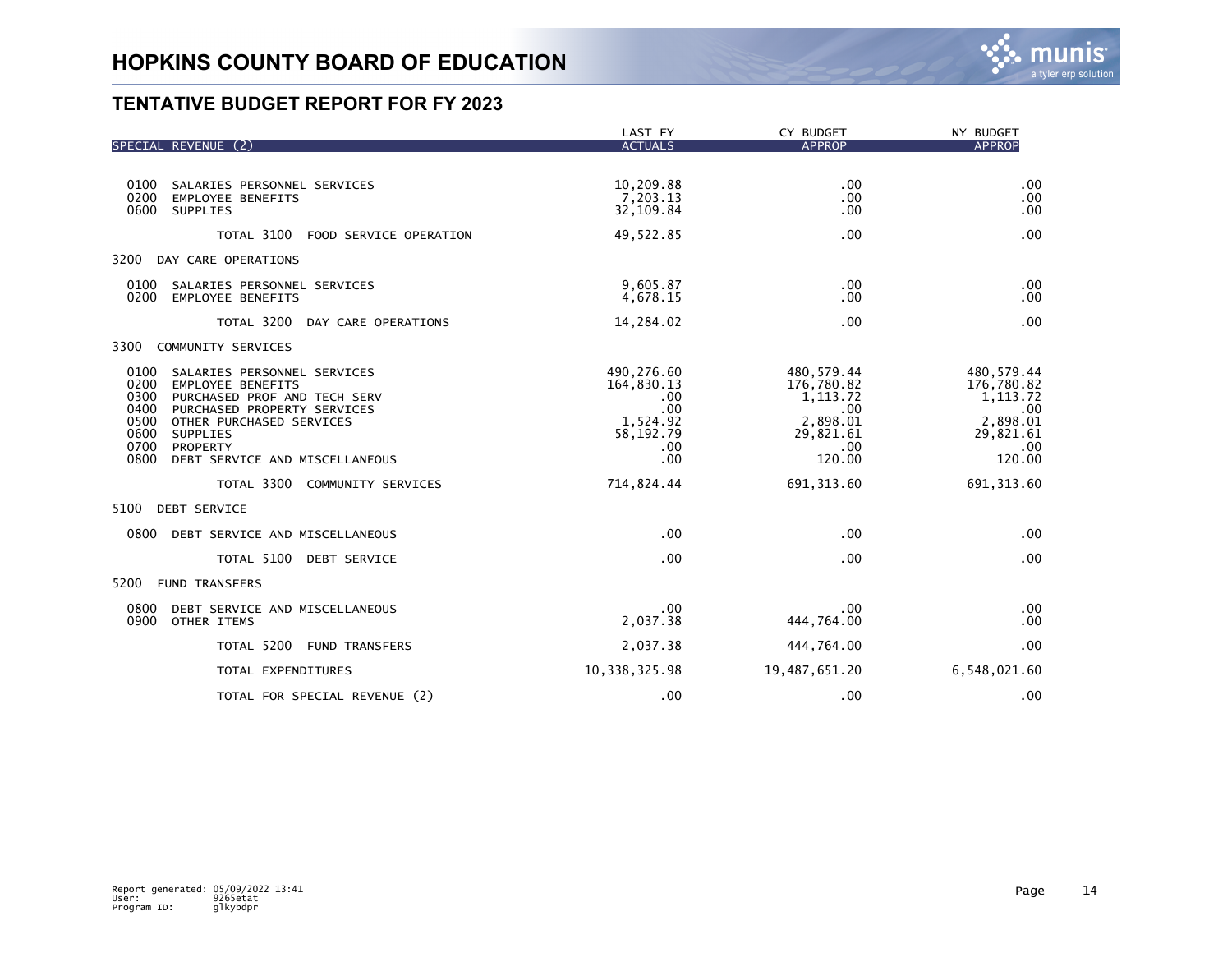# HOPKINS COUNTY BOARD OF EDUCATION

## TENTATIVE BUDGET REPORT FOR FY 2023

| SPECIAL REVENUE (2) | LAST FY ACTUALS | CY BUDGET APPROP | NY BUDGET APPROP |
|---|---|---|---|
| 0100 SALARIES PERSONNEL SERVICES | 10,209.88 | .00 | .00 |
| 0200 EMPLOYEE BENEFITS | 7,203.13 | .00 | .00 |
| 0600 SUPPLIES | 32,109.84 | .00 | .00 |
| TOTAL 3100 FOOD SERVICE OPERATION | 49,522.85 | .00 | .00 |
| **3200 DAY CARE OPERATIONS** | | | |
| 0100 SALARIES PERSONNEL SERVICES | 9,605.87 | .00 | .00 |
| 0200 EMPLOYEE BENEFITS | 4,678.15 | .00 | .00 |
| TOTAL 3200 DAY CARE OPERATIONS | 14,284.02 | .00 | .00 |
| **3300 COMMUNITY SERVICES** | | | |
| 0100 SALARIES PERSONNEL SERVICES | 490,276.60 | 480,579.44 | 480,579.44 |
| 0200 EMPLOYEE BENEFITS | 164,830.13 | 176,780.82 | 176,780.82 |
| 0300 PURCHASED PROF AND TECH SERV | .00 | 1,113.72 | 1,113.72 |
| 0400 PURCHASED PROPERTY SERVICES | .00 | .00 | .00 |
| 0500 OTHER PURCHASED SERVICES | 1,524.92 | 2,898.01 | 2,898.01 |
| 0600 SUPPLIES | 58,192.79 | 29,821.61 | 29,821.61 |
| 0700 PROPERTY | .00 | .00 | .00 |
| 0800 DEBT SERVICE AND MISCELLANEOUS | .00 | 120.00 | 120.00 |
| TOTAL 3300 COMMUNITY SERVICES | 714,824.44 | 691,313.60 | 691,313.60 |
| **5100 DEBT SERVICE** | | | |
| 0800 DEBT SERVICE AND MISCELLANEOUS | .00 | .00 | .00 |
| TOTAL 5100 DEBT SERVICE | .00 | .00 | .00 |
| **5200 FUND TRANSFERS** | | | |
| 0800 DEBT SERVICE AND MISCELLANEOUS | .00 | .00 | .00 |
| 0900 OTHER ITEMS | 2,037.38 | 444,764.00 | .00 |
| TOTAL 5200 FUND TRANSFERS | 2,037.38 | 444,764.00 | .00 |
| TOTAL EXPENDITURES | 10,338,325.98 | 19,487,651.20 | 6,548,021.60 |
| TOTAL FOR SPECIAL REVENUE (2) | .00 | .00 | .00 |

Report generated: 05/09/2022 13:41
User: 9265etat
Program ID: glkybdpr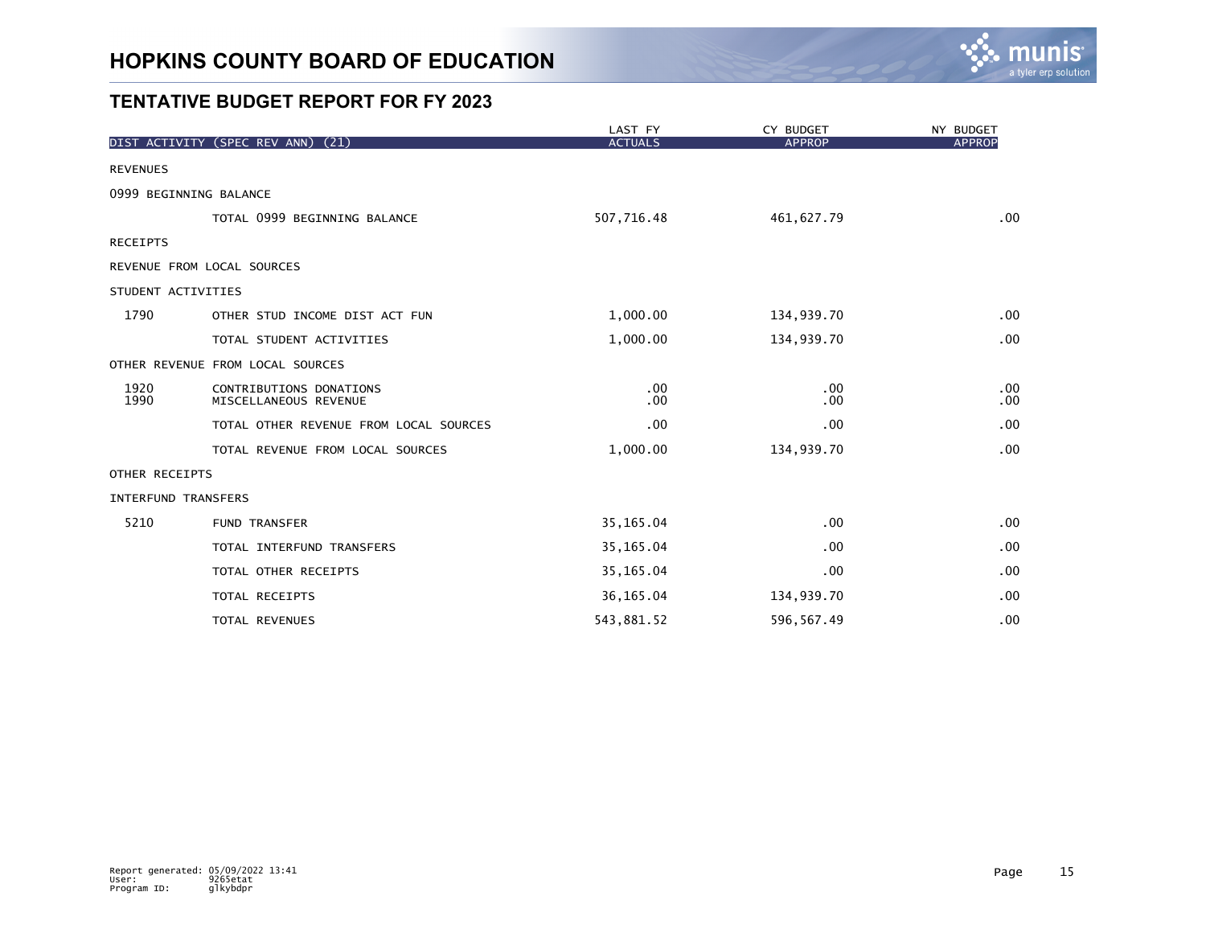# HOPKINS COUNTY BOARD OF EDUCATION

## TENTATIVE BUDGET REPORT FOR FY 2023

| DIST ACTIVITY (SPEC REV ANN) (21) | | LAST FY ACTUALS | CY BUDGET APPROP | NY BUDGET APPROP |
|---|---|---|---|---|
| REVENUES | | | | |
| 0999 BEGINNING BALANCE | | | | |
| | TOTAL 0999 BEGINNING BALANCE | 507,716.48 | 461,627.79 | .00 |
| RECEIPTS | | | | |
| REVENUE FROM LOCAL SOURCES | | | | |
| STUDENT ACTIVITIES | | | | |
| 1790 | OTHER STUD INCOME DIST ACT FUN | 1,000.00 | 134,939.70 | .00 |
| | TOTAL STUDENT ACTIVITIES | 1,000.00 | 134,939.70 | .00 |
| OTHER REVENUE FROM LOCAL SOURCES | | | | |
| 1920 | CONTRIBUTIONS DONATIONS | .00 | .00 | .00 |
| 1990 | MISCELLANEOUS REVENUE | .00 | .00 | .00 |
| | TOTAL OTHER REVENUE FROM LOCAL SOURCES | .00 | .00 | .00 |
| | TOTAL REVENUE FROM LOCAL SOURCES | 1,000.00 | 134,939.70 | .00 |
| OTHER RECEIPTS | | | | |
| INTERFUND TRANSFERS | | | | |
| 5210 | FUND TRANSFER | 35,165.04 | .00 | .00 |
| | TOTAL INTERFUND TRANSFERS | 35,165.04 | .00 | .00 |
| | TOTAL OTHER RECEIPTS | 35,165.04 | .00 | .00 |
| | TOTAL RECEIPTS | 36,165.04 | 134,939.70 | .00 |
| | TOTAL REVENUES | 543,881.52 | 596,567.49 | .00 |

Report generated: 05/09/2022 13:41
User: 9265etat
Program ID: glkybdpr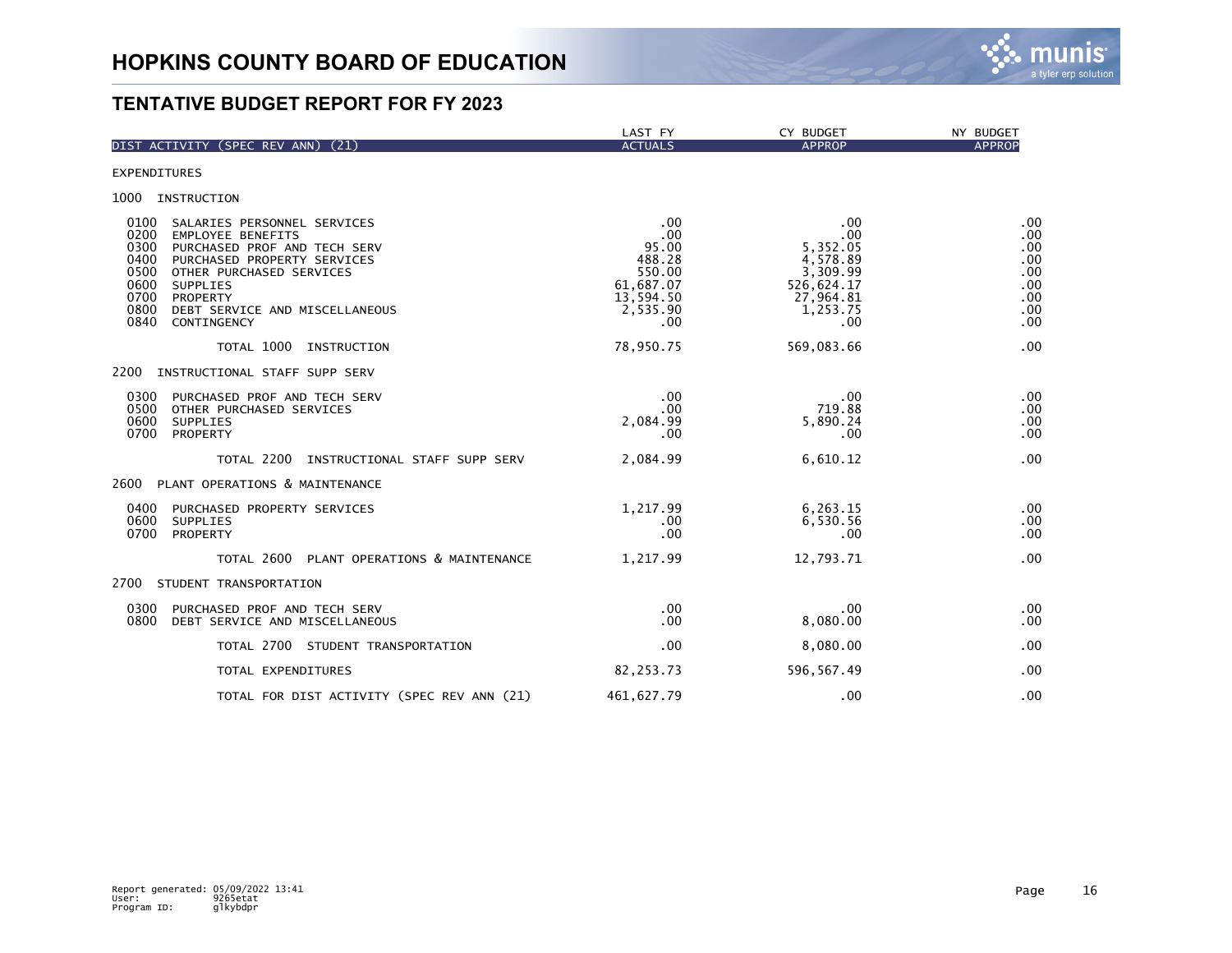# HOPKINS COUNTY BOARD OF EDUCATION

## TENTATIVE BUDGET REPORT FOR FY 2023

| DIST ACTIVITY (SPEC REV ANN) (21) | LAST FY ACTUALS | CY BUDGET APPROP | NY BUDGET APPROP |
|---|---|---|---|
| **EXPENDITURES** | | | |
| **1000 INSTRUCTION** | | | |
| 0100 SALARIES PERSONNEL SERVICES | .00 | .00 | .00 |
| 0200 EMPLOYEE BENEFITS | .00 | .00 | .00 |
| 0300 PURCHASED PROF AND TECH SERV | 95.00 | 5,352.05 | .00 |
| 0400 PURCHASED PROPERTY SERVICES | 488.28 | 4,578.89 | .00 |
| 0500 OTHER PURCHASED SERVICES | 550.00 | 3,309.99 | .00 |
| 0600 SUPPLIES | 61,687.07 | 526,624.17 | .00 |
| 0700 PROPERTY | 13,594.50 | 27,964.81 | .00 |
| 0800 DEBT SERVICE AND MISCELLANEOUS | 2,535.90 | 1,253.75 | .00 |
| 0840 CONTINGENCY | .00 | .00 | .00 |
| TOTAL 1000 INSTRUCTION | 78,950.75 | 569,083.66 | .00 |
| **2200 INSTRUCTIONAL STAFF SUPP SERV** | | | |
| 0300 PURCHASED PROF AND TECH SERV | .00 | .00 | .00 |
| 0500 OTHER PURCHASED SERVICES | .00 | 719.88 | .00 |
| 0600 SUPPLIES | 2,084.99 | 5,890.24 | .00 |
| 0700 PROPERTY | .00 | .00 | .00 |
| TOTAL 2200 INSTRUCTIONAL STAFF SUPP SERV | 2,084.99 | 6,610.12 | .00 |
| **2600 PLANT OPERATIONS & MAINTENANCE** | | | |
| 0400 PURCHASED PROPERTY SERVICES | 1,217.99 | 6,263.15 | .00 |
| 0600 SUPPLIES | .00 | 6,530.56 | .00 |
| 0700 PROPERTY | .00 | .00 | .00 |
| TOTAL 2600 PLANT OPERATIONS & MAINTENANCE | 1,217.99 | 12,793.71 | .00 |
| **2700 STUDENT TRANSPORTATION** | | | |
| 0300 PURCHASED PROF AND TECH SERV | .00 | .00 | .00 |
| 0800 DEBT SERVICE AND MISCELLANEOUS | .00 | 8,080.00 | .00 |
| TOTAL 2700 STUDENT TRANSPORTATION | .00 | 8,080.00 | .00 |
| TOTAL EXPENDITURES | 82,253.73 | 596,567.49 | .00 |
| TOTAL FOR DIST ACTIVITY (SPEC REV ANN (21) | 461,627.79 | .00 | .00 |

Report generated: 05/09/2022 13:41
User: 9265etat
Program ID: glkybdpr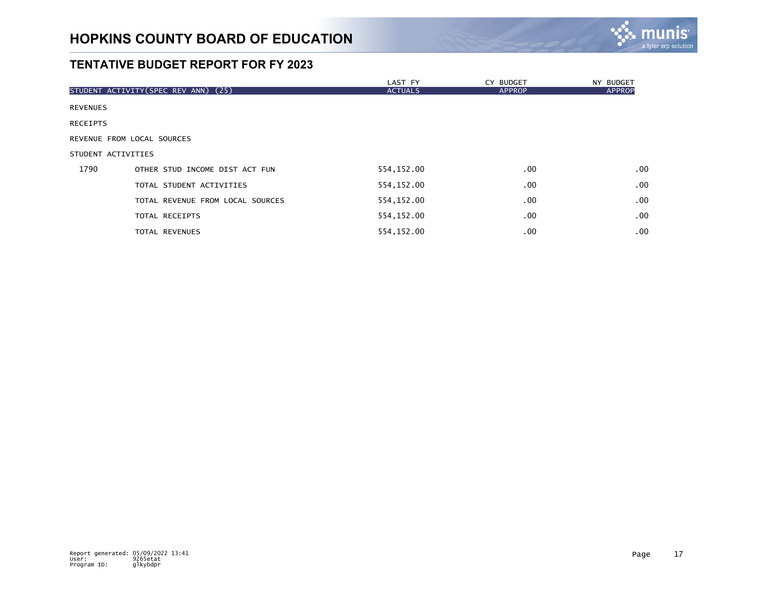# HOPKINS COUNTY BOARD OF EDUCATION

## TENTATIVE BUDGET REPORT FOR FY 2023

| STUDENT ACTIVITY(SPEC REV ANN) (25) | | LAST FY ACTUALS | CY BUDGET APPROP | NY BUDGET APPROP |
|---|---|---|---|---|
| REVENUES | | | | |
| RECEIPTS | | | | |
| REVENUE FROM LOCAL SOURCES | | | | |
| STUDENT ACTIVITIES | | | | |
| 1790 | OTHER STUD INCOME DIST ACT FUN | 554,152.00 | .00 | .00 |
| | TOTAL STUDENT ACTIVITIES | 554,152.00 | .00 | .00 |
| | TOTAL REVENUE FROM LOCAL SOURCES | 554,152.00 | .00 | .00 |
| | TOTAL RECEIPTS | 554,152.00 | .00 | .00 |
| | TOTAL REVENUES | 554,152.00 | .00 | .00 |

Report generated: 05/09/2022 13:41
User: 9265etat
Program ID: glkybdpr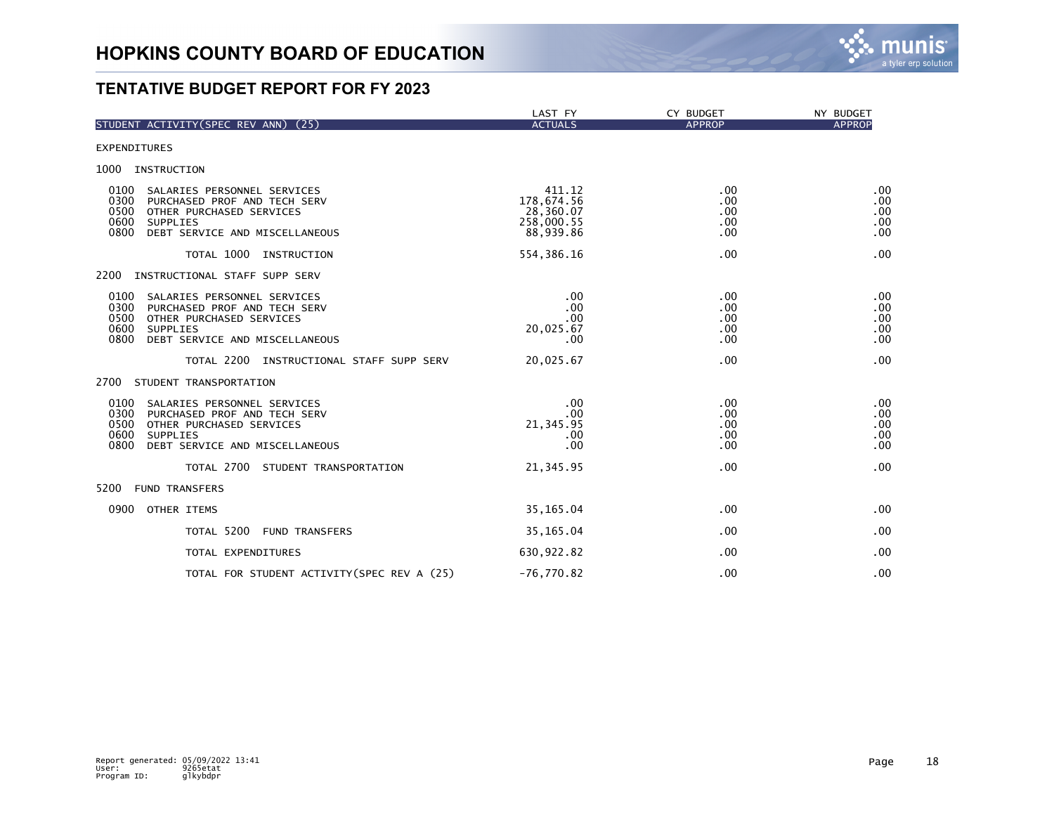# HOPKINS COUNTY BOARD OF EDUCATION

## TENTATIVE BUDGET REPORT FOR FY 2023

| STUDENT ACTIVITY(SPEC REV ANN) (25) | LAST FY ACTUALS | CY BUDGET APPROP | NY BUDGET APPROP |
|---|---|---|---|
| EXPENDITURES | | | |
| 1000 INSTRUCTION | | | |
| 0100 SALARIES PERSONNEL SERVICES | 411.12 | .00 | .00 |
| 0300 PURCHASED PROF AND TECH SERV | 178,674.56 | .00 | .00 |
| 0500 OTHER PURCHASED SERVICES | 28,360.07 | .00 | .00 |
| 0600 SUPPLIES | 258,000.55 | .00 | .00 |
| 0800 DEBT SERVICE AND MISCELLANEOUS | 88,939.86 | .00 | .00 |
| TOTAL 1000 INSTRUCTION | 554,386.16 | .00 | .00 |
| 2200 INSTRUCTIONAL STAFF SUPP SERV | | | |
| 0100 SALARIES PERSONNEL SERVICES | .00 | .00 | .00 |
| 0300 PURCHASED PROF AND TECH SERV | .00 | .00 | .00 |
| 0500 OTHER PURCHASED SERVICES | .00 | .00 | .00 |
| 0600 SUPPLIES | 20,025.67 | .00 | .00 |
| 0800 DEBT SERVICE AND MISCELLANEOUS | .00 | .00 | .00 |
| TOTAL 2200 INSTRUCTIONAL STAFF SUPP SERV | 20,025.67 | .00 | .00 |
| 2700 STUDENT TRANSPORTATION | | | |
| 0100 SALARIES PERSONNEL SERVICES | .00 | .00 | .00 |
| 0300 PURCHASED PROF AND TECH SERV | .00 | .00 | .00 |
| 0500 OTHER PURCHASED SERVICES | 21,345.95 | .00 | .00 |
| 0600 SUPPLIES | .00 | .00 | .00 |
| 0800 DEBT SERVICE AND MISCELLANEOUS | .00 | .00 | .00 |
| TOTAL 2700 STUDENT TRANSPORTATION | 21,345.95 | .00 | .00 |
| 5200 FUND TRANSFERS | | | |
| 0900 OTHER ITEMS | 35,165.04 | .00 | .00 |
| TOTAL 5200 FUND TRANSFERS | 35,165.04 | .00 | .00 |
| TOTAL EXPENDITURES | 630,922.82 | .00 | .00 |
| TOTAL FOR STUDENT ACTIVITY(SPEC REV A (25) | -76,770.82 | .00 | .00 |

Report generated: 05/09/2022 13:41
User: 9265etat
Program ID: glkybdpr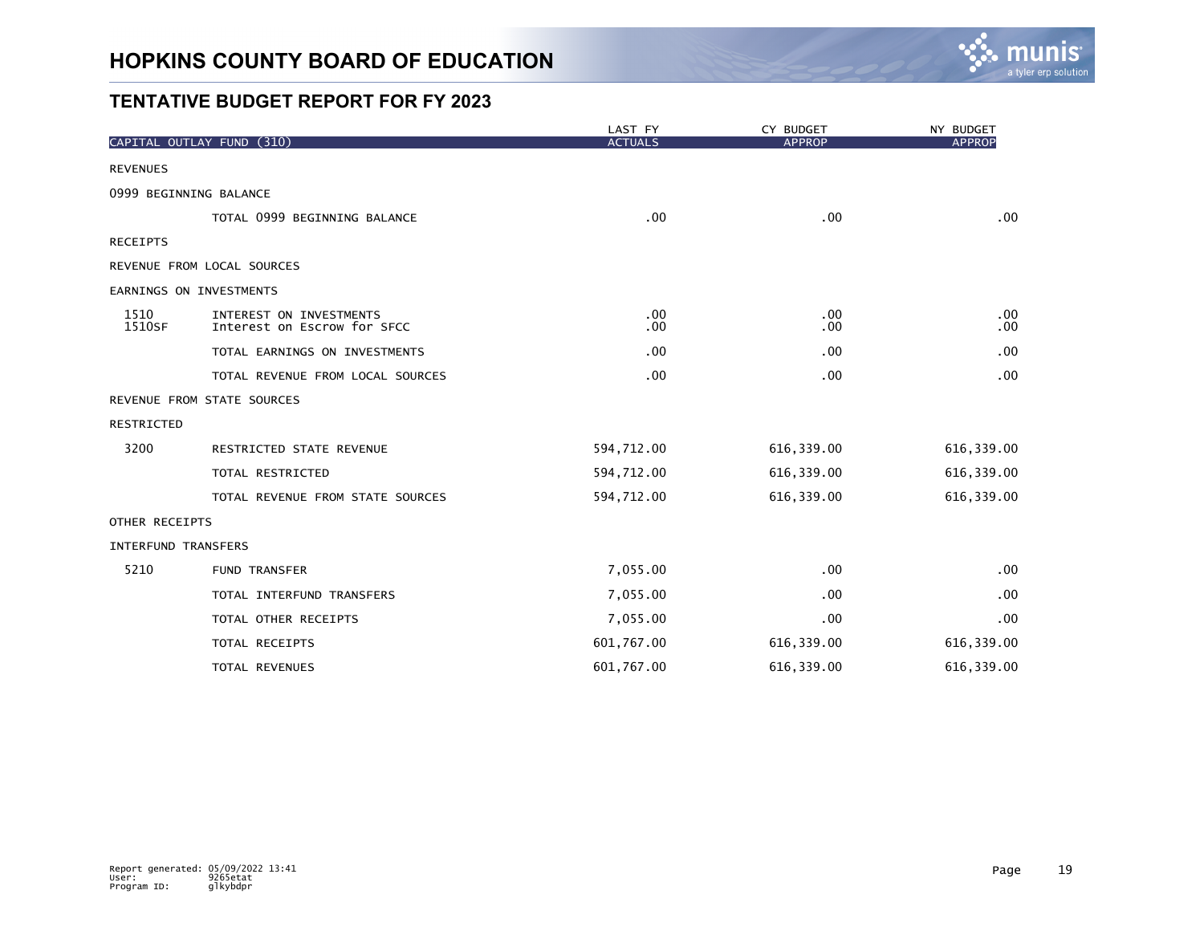# HOPKINS COUNTY BOARD OF EDUCATION

## TENTATIVE BUDGET REPORT FOR FY 2023

| CAPITAL OUTLAY FUND (310) | | LAST FY ACTUALS | CY BUDGET APPROP | NY BUDGET APPROP |
|---|---|---|---|---|
| REVENUES | | | | |
| 0999 BEGINNING BALANCE | | | | |
| | TOTAL 0999 BEGINNING BALANCE | .00 | .00 | .00 |
| RECEIPTS | | | | |
| REVENUE FROM LOCAL SOURCES | | | | |
| EARNINGS ON INVESTMENTS | | | | |
| 1510 | INTEREST ON INVESTMENTS | .00 | .00 | .00 |
| 1510SF | Interest on Escrow for SFCC | .00 | .00 | .00 |
| | TOTAL EARNINGS ON INVESTMENTS | .00 | .00 | .00 |
| | TOTAL REVENUE FROM LOCAL SOURCES | .00 | .00 | .00 |
| REVENUE FROM STATE SOURCES | | | | |
| RESTRICTED | | | | |
| 3200 | RESTRICTED STATE REVENUE | 594,712.00 | 616,339.00 | 616,339.00 |
| | TOTAL RESTRICTED | 594,712.00 | 616,339.00 | 616,339.00 |
| | TOTAL REVENUE FROM STATE SOURCES | 594,712.00 | 616,339.00 | 616,339.00 |
| OTHER RECEIPTS | | | | |
| INTERFUND TRANSFERS | | | | |
| 5210 | FUND TRANSFER | 7,055.00 | .00 | .00 |
| | TOTAL INTERFUND TRANSFERS | 7,055.00 | .00 | .00 |
| | TOTAL OTHER RECEIPTS | 7,055.00 | .00 | .00 |
| | TOTAL RECEIPTS | 601,767.00 | 616,339.00 | 616,339.00 |
| | TOTAL REVENUES | 601,767.00 | 616,339.00 | 616,339.00 |

Report generated: 05/09/2022 13:41
User: 9265etat
Program ID: glkybdpr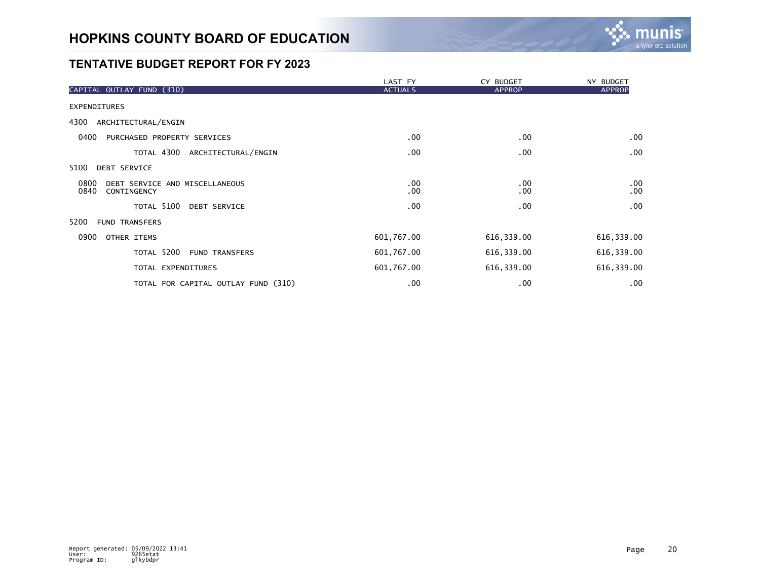# HOPKINS COUNTY BOARD OF EDUCATION

## TENTATIVE BUDGET REPORT FOR FY 2023

| CAPITAL OUTLAY FUND (310) | LAST FY ACTUALS | CY BUDGET APPROP | NY BUDGET APPROP |
|---|---|---|---|
| EXPENDITURES | | | |
| 4300 ARCHITECTURAL/ENGIN | | | |
| 0400 PURCHASED PROPERTY SERVICES | .00 | .00 | .00 |
| TOTAL 4300 ARCHITECTURAL/ENGIN | .00 | .00 | .00 |
| 5100 DEBT SERVICE | | | |
| 0800 DEBT SERVICE AND MISCELLANEOUS | .00 | .00 | .00 |
| 0840 CONTINGENCY | .00 | .00 | .00 |
| TOTAL 5100 DEBT SERVICE | .00 | .00 | .00 |
| 5200 FUND TRANSFERS | | | |
| 0900 OTHER ITEMS | 601,767.00 | 616,339.00 | 616,339.00 |
| TOTAL 5200 FUND TRANSFERS | 601,767.00 | 616,339.00 | 616,339.00 |
| TOTAL EXPENDITURES | 601,767.00 | 616,339.00 | 616,339.00 |
| TOTAL FOR CAPITAL OUTLAY FUND (310) | .00 | .00 | .00 |

Report generated: 05/09/2022 13:41
User: 9265etat
Program ID: glkybdpr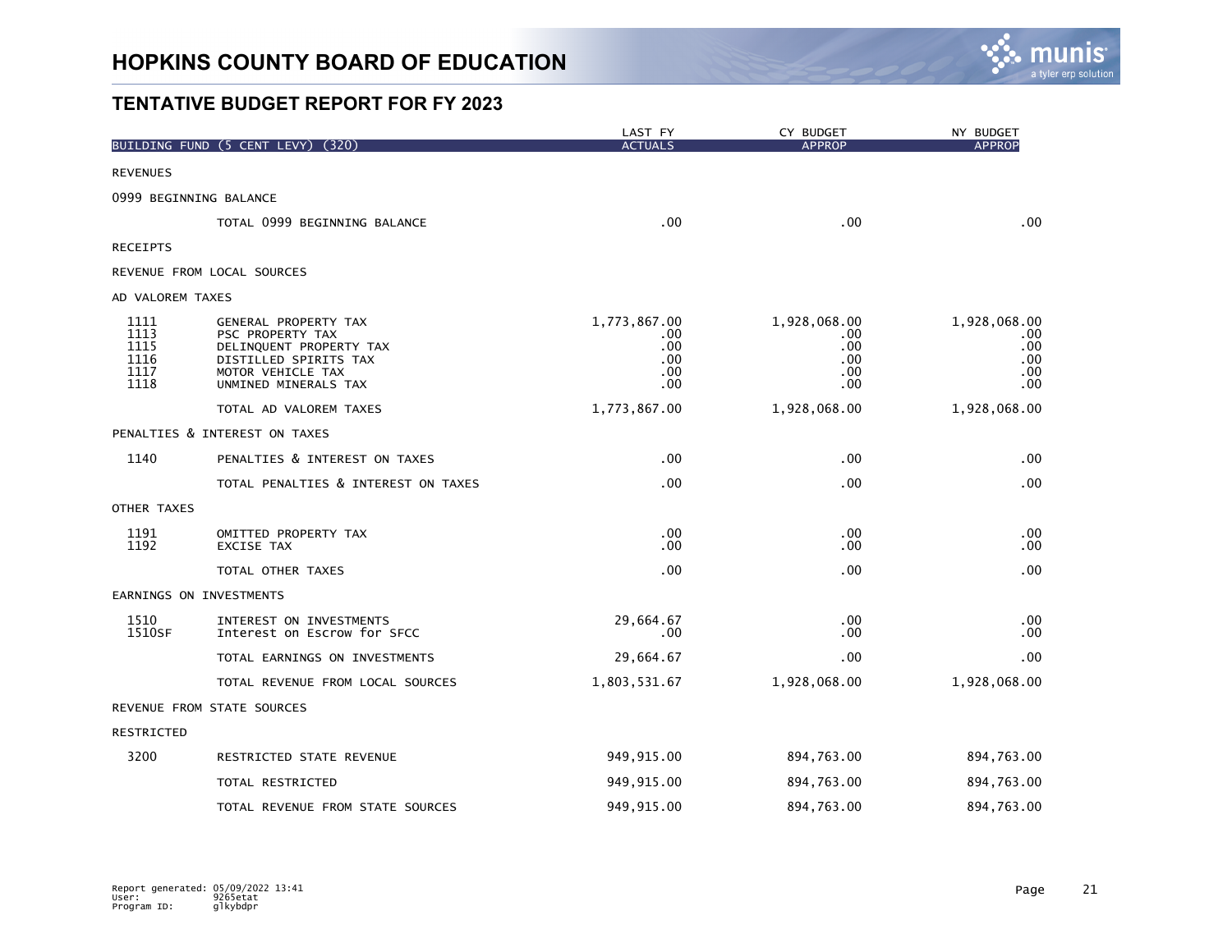# HOPKINS COUNTY BOARD OF EDUCATION

## TENTATIVE BUDGET REPORT FOR FY 2023

| BUILDING FUND (5 CENT LEVY) (320) | | LAST FY ACTUALS | CY BUDGET APPROP | NY BUDGET APPROP |
|---|---|---|---|---|
| REVENUES | | | | |
| 0999 BEGINNING BALANCE | | | | |
| | TOTAL 0999 BEGINNING BALANCE | .00 | .00 | .00 |
| RECEIPTS | | | | |
| REVENUE FROM LOCAL SOURCES | | | | |
| AD VALOREM TAXES | | | | |
| 1111 | GENERAL PROPERTY TAX | 1,773,867.00 | 1,928,068.00 | 1,928,068.00 |
| 1113 | PSC PROPERTY TAX | .00 | .00 | .00 |
| 1115 | DELINQUENT PROPERTY TAX | .00 | .00 | .00 |
| 1116 | DISTILLED SPIRITS TAX | .00 | .00 | .00 |
| 1117 | MOTOR VEHICLE TAX | .00 | .00 | .00 |
| 1118 | UNMINED MINERALS TAX | .00 | .00 | .00 |
| | TOTAL AD VALOREM TAXES | 1,773,867.00 | 1,928,068.00 | 1,928,068.00 |
| PENALTIES & INTEREST ON TAXES | | | | |
| 1140 | PENALTIES & INTEREST ON TAXES | .00 | .00 | .00 |
| | TOTAL PENALTIES & INTEREST ON TAXES | .00 | .00 | .00 |
| OTHER TAXES | | | | |
| 1191 | OMITTED PROPERTY TAX | .00 | .00 | .00 |
| 1192 | EXCISE TAX | .00 | .00 | .00 |
| | TOTAL OTHER TAXES | .00 | .00 | .00 |
| EARNINGS ON INVESTMENTS | | | | |
| 1510 | INTEREST ON INVESTMENTS | 29,664.67 | .00 | .00 |
| 1510SF | Interest on Escrow for SFCC | .00 | .00 | .00 |
| | TOTAL EARNINGS ON INVESTMENTS | 29,664.67 | .00 | .00 |
| | TOTAL REVENUE FROM LOCAL SOURCES | 1,803,531.67 | 1,928,068.00 | 1,928,068.00 |
| REVENUE FROM STATE SOURCES | | | | |
| RESTRICTED | | | | |
| 3200 | RESTRICTED STATE REVENUE | 949,915.00 | 894,763.00 | 894,763.00 |
| | TOTAL RESTRICTED | 949,915.00 | 894,763.00 | 894,763.00 |
| | TOTAL REVENUE FROM STATE SOURCES | 949,915.00 | 894,763.00 | 894,763.00 |

Report generated: 05/09/2022 13:41
User: 9265etat
Program ID: glkybdpr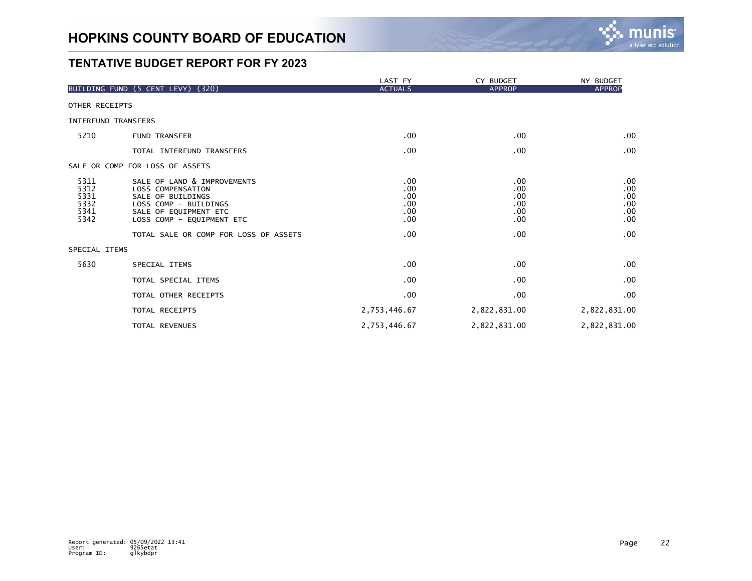# HOPKINS COUNTY BOARD OF EDUCATION

## TENTATIVE BUDGET REPORT FOR FY 2023

| BUILDING FUND (5 CENT LEVY) (320) | | LAST FY ACTUALS | CY BUDGET APPROP | NY BUDGET APPROP |
|---|---|---|---|---|
| OTHER RECEIPTS | | | | |
| INTERFUND TRANSFERS | | | | |
| 5210 | FUND TRANSFER | .00 | .00 | .00 |
| | TOTAL INTERFUND TRANSFERS | .00 | .00 | .00 |
| SALE OR COMP FOR LOSS OF ASSETS | | | | |
| 5311 | SALE OF LAND & IMPROVEMENTS | .00 | .00 | .00 |
| 5312 | LOSS COMPENSATION | .00 | .00 | .00 |
| 5331 | SALE OF BUILDINGS | .00 | .00 | .00 |
| 5332 | LOSS COMP - BUILDINGS | .00 | .00 | .00 |
| 5341 | SALE OF EQUIPMENT ETC | .00 | .00 | .00 |
| 5342 | LOSS COMP - EQUIPMENT ETC | .00 | .00 | .00 |
| | TOTAL SALE OR COMP FOR LOSS OF ASSETS | .00 | .00 | .00 |
| SPECIAL ITEMS | | | | |
| 5630 | SPECIAL ITEMS | .00 | .00 | .00 |
| | TOTAL SPECIAL ITEMS | .00 | .00 | .00 |
| | TOTAL OTHER RECEIPTS | .00 | .00 | .00 |
| | TOTAL RECEIPTS | 2,753,446.67 | 2,822,831.00 | 2,822,831.00 |
| | TOTAL REVENUES | 2,753,446.67 | 2,822,831.00 | 2,822,831.00 |

Report generated: 05/09/2022 13:41
User: 9265etat
Program ID: glkybdpr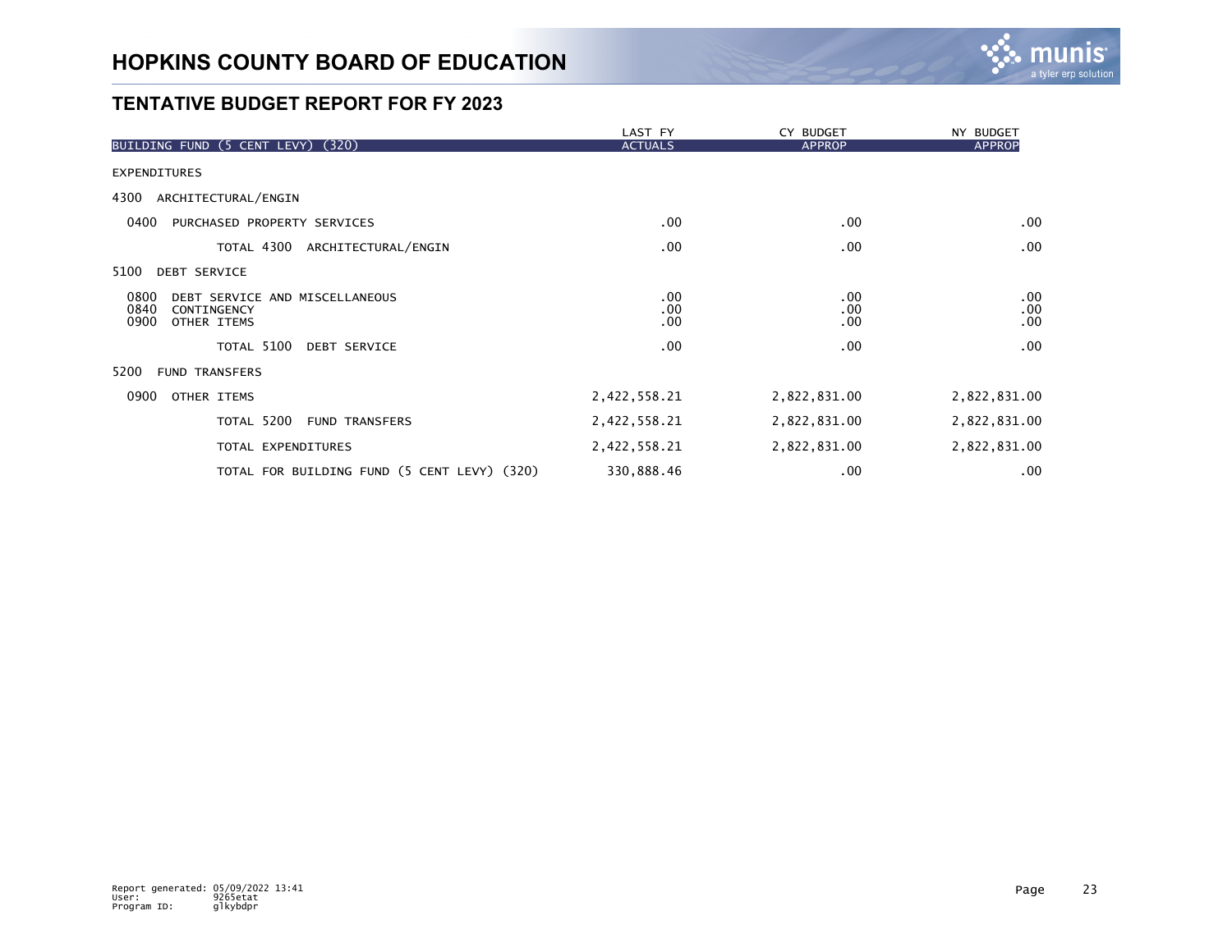# HOPKINS COUNTY BOARD OF EDUCATION

## TENTATIVE BUDGET REPORT FOR FY 2023

| BUILDING FUND (5 CENT LEVY) (320) | LAST FY ACTUALS | CY BUDGET APPROP | NY BUDGET APPROP |
|---|---|---|---|
| EXPENDITURES | | | |
| 4300 ARCHITECTURAL/ENGIN | | | |
| 0400 PURCHASED PROPERTY SERVICES | .00 | .00 | .00 |
| TOTAL 4300 ARCHITECTURAL/ENGIN | .00 | .00 | .00 |
| 5100 DEBT SERVICE | | | |
| 0800 DEBT SERVICE AND MISCELLANEOUS | .00 | .00 | .00 |
| 0840 CONTINGENCY | .00 | .00 | .00 |
| 0900 OTHER ITEMS | .00 | .00 | .00 |
| TOTAL 5100 DEBT SERVICE | .00 | .00 | .00 |
| 5200 FUND TRANSFERS | | | |
| 0900 OTHER ITEMS | 2,422,558.21 | 2,822,831.00 | 2,822,831.00 |
| TOTAL 5200 FUND TRANSFERS | 2,422,558.21 | 2,822,831.00 | 2,822,831.00 |
| TOTAL EXPENDITURES | 2,422,558.21 | 2,822,831.00 | 2,822,831.00 |
| TOTAL FOR BUILDING FUND (5 CENT LEVY) (320) | 330,888.46 | .00 | .00 |

Report generated: 05/09/2022 13:41
User: 9265etat
Program ID: glkybdpr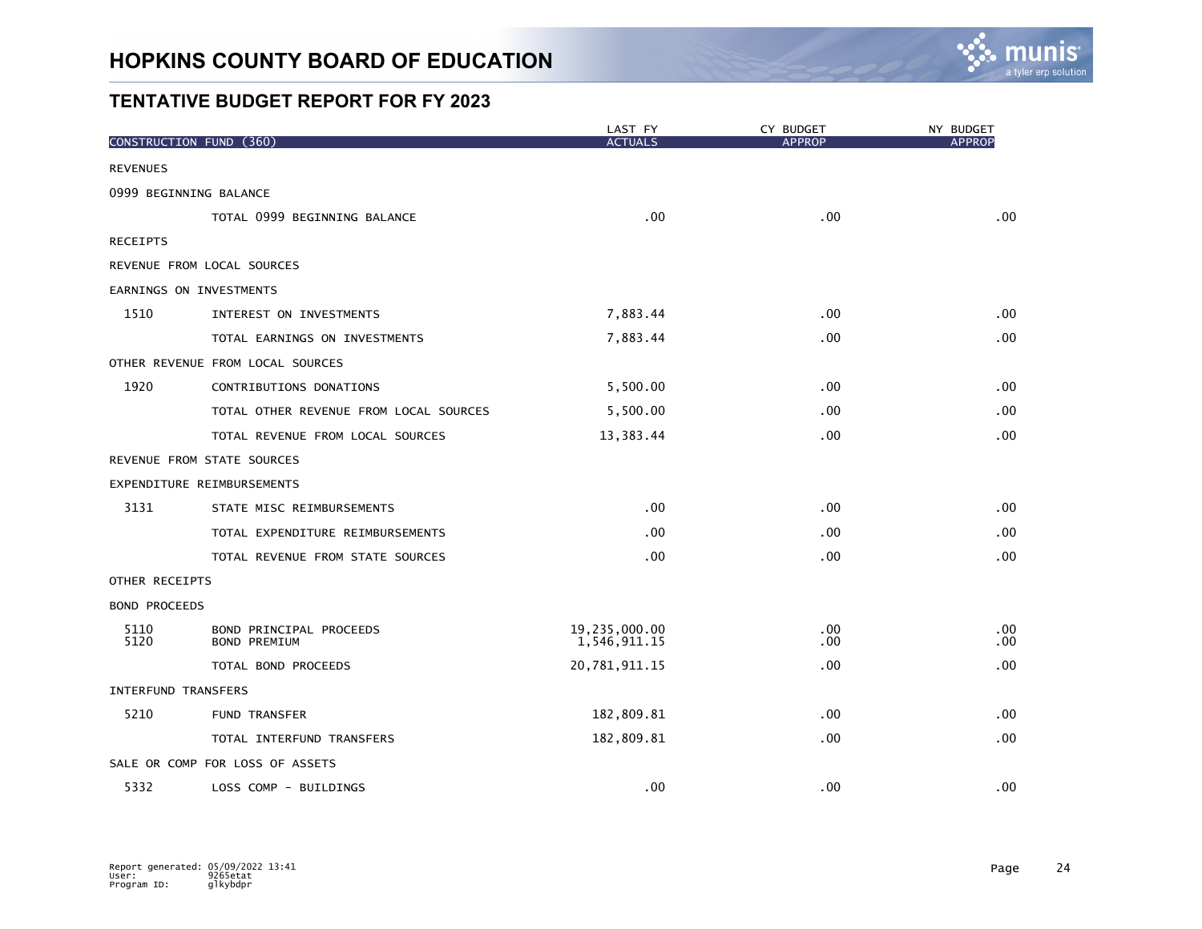# HOPKINS COUNTY BOARD OF EDUCATION

## TENTATIVE BUDGET REPORT FOR FY 2023

| CONSTRUCTION FUND (360) | | LAST FY ACTUALS | CY BUDGET APPROP | NY BUDGET APPROP |
|---|---|---|---|---|
| REVENUES | | | | |
| 0999 BEGINNING BALANCE | | | | |
| | TOTAL 0999 BEGINNING BALANCE | .00 | .00 | .00 |
| RECEIPTS | | | | |
| REVENUE FROM LOCAL SOURCES | | | | |
| EARNINGS ON INVESTMENTS | | | | |
| 1510 | INTEREST ON INVESTMENTS | 7,883.44 | .00 | .00 |
| | TOTAL EARNINGS ON INVESTMENTS | 7,883.44 | .00 | .00 |
| OTHER REVENUE FROM LOCAL SOURCES | | | | |
| 1920 | CONTRIBUTIONS DONATIONS | 5,500.00 | .00 | .00 |
| | TOTAL OTHER REVENUE FROM LOCAL SOURCES | 5,500.00 | .00 | .00 |
| | TOTAL REVENUE FROM LOCAL SOURCES | 13,383.44 | .00 | .00 |
| REVENUE FROM STATE SOURCES | | | | |
| EXPENDITURE REIMBURSEMENTS | | | | |
| 3131 | STATE MISC REIMBURSEMENTS | .00 | .00 | .00 |
| | TOTAL EXPENDITURE REIMBURSEMENTS | .00 | .00 | .00 |
| | TOTAL REVENUE FROM STATE SOURCES | .00 | .00 | .00 |
| OTHER RECEIPTS | | | | |
| BOND PROCEEDS | | | | |
| 5110 | BOND PRINCIPAL PROCEEDS | 19,235,000.00 | .00 | .00 |
| 5120 | BOND PREMIUM | 1,546,911.15 | .00 | .00 |
| | TOTAL BOND PROCEEDS | 20,781,911.15 | .00 | .00 |
| INTERFUND TRANSFERS | | | | |
| 5210 | FUND TRANSFER | 182,809.81 | .00 | .00 |
| | TOTAL INTERFUND TRANSFERS | 182,809.81 | .00 | .00 |
| SALE OR COMP FOR LOSS OF ASSETS | | | | |
| 5332 | LOSS COMP - BUILDINGS | .00 | .00 | .00 |

Report generated: 05/09/2022 13:41
User: 9265etat
Program ID: glkybdpr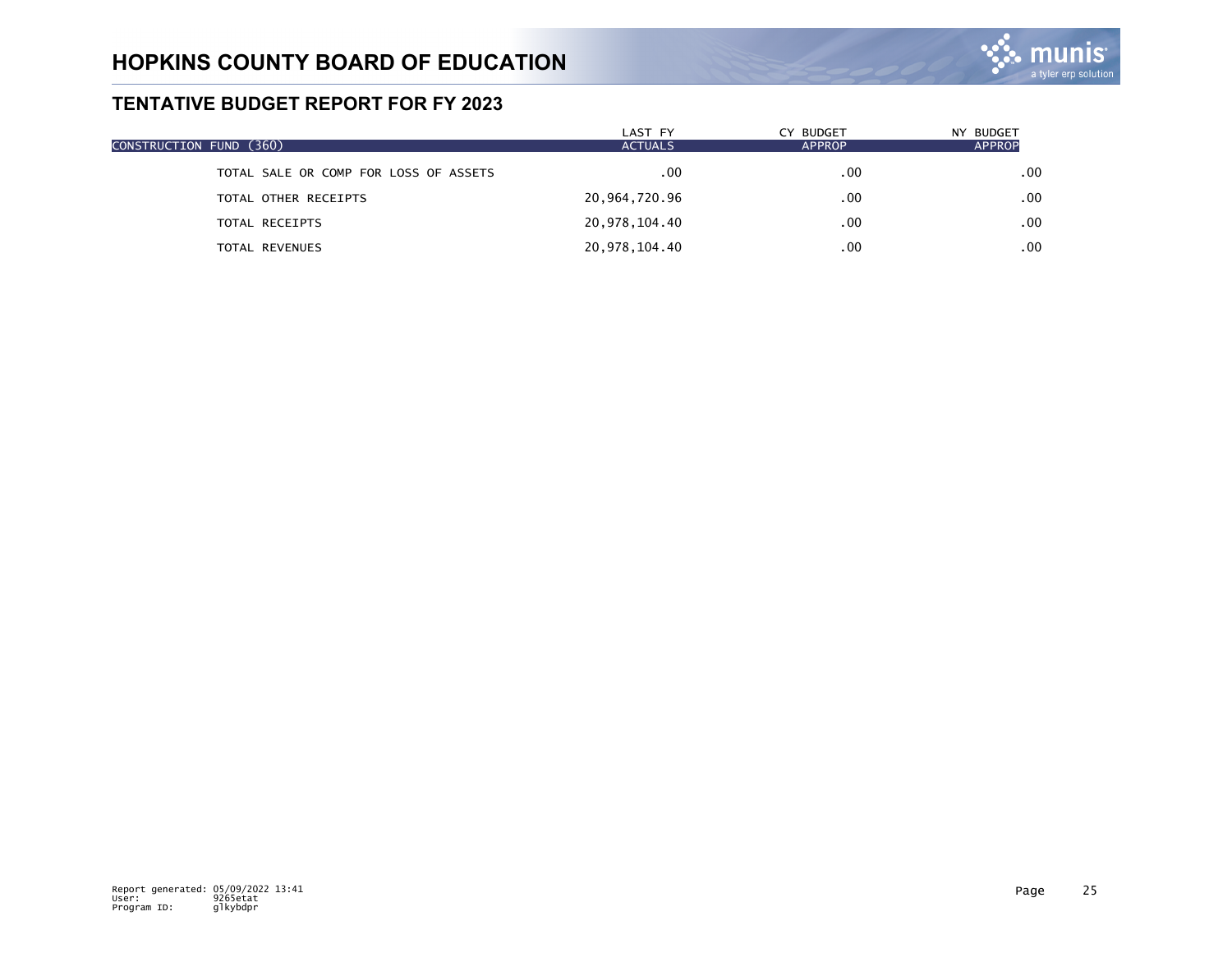# HOPKINS COUNTY BOARD OF EDUCATION

## TENTATIVE BUDGET REPORT FOR FY 2023

| CONSTRUCTION FUND (360) | LAST FY ACTUALS | CY BUDGET APPROP | NY BUDGET APPROP |
|---|---|---|---|
| TOTAL SALE OR COMP FOR LOSS OF ASSETS | .00 | .00 | .00 |
| TOTAL OTHER RECEIPTS | 20,964,720.96 | .00 | .00 |
| TOTAL RECEIPTS | 20,978,104.40 | .00 | .00 |
| TOTAL REVENUES | 20,978,104.40 | .00 | .00 |

Report generated: 05/09/2022 13:41
User: 9265etat
Program ID: glkybdpr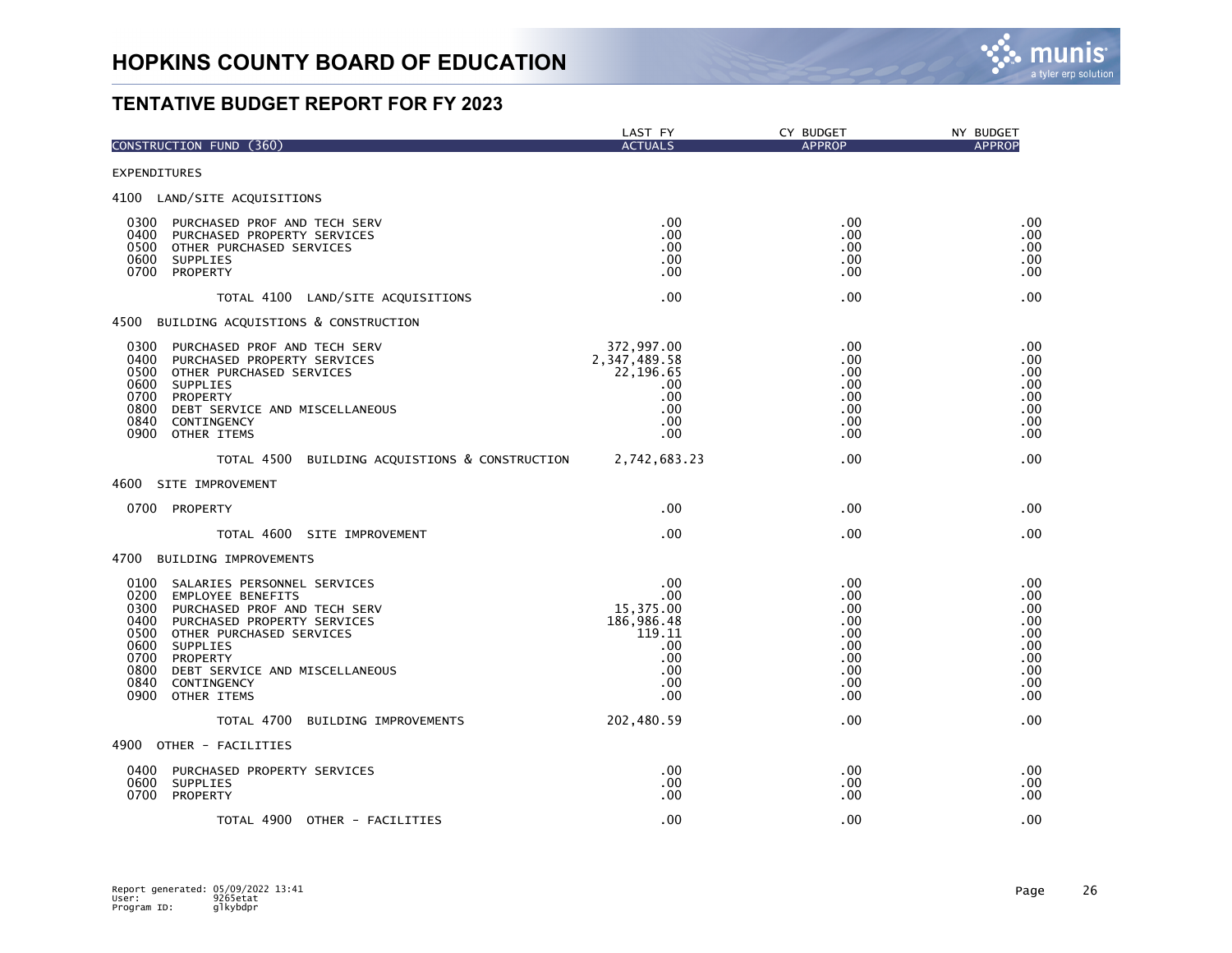# HOPKINS COUNTY BOARD OF EDUCATION

## TENTATIVE BUDGET REPORT FOR FY 2023

| CONSTRUCTION FUND (360) | LAST FY ACTUALS | CY BUDGET APPROP | NY BUDGET APPROP |
|---|---|---|---|
| **EXPENDITURES** | | | |
| **4100 LAND/SITE ACQUISITIONS** | | | |
| 0300 PURCHASED PROF AND TECH SERV | .00 | .00 | .00 |
| 0400 PURCHASED PROPERTY SERVICES | .00 | .00 | .00 |
| 0500 OTHER PURCHASED SERVICES | .00 | .00 | .00 |
| 0600 SUPPLIES | .00 | .00 | .00 |
| 0700 PROPERTY | .00 | .00 | .00 |
| TOTAL 4100 LAND/SITE ACQUISITIONS | .00 | .00 | .00 |
| **4500 BUILDING ACQUISTIONS & CONSTRUCTION** | | | |
| 0300 PURCHASED PROF AND TECH SERV | 372,997.00 | .00 | .00 |
| 0400 PURCHASED PROPERTY SERVICES | 2,347,489.58 | .00 | .00 |
| 0500 OTHER PURCHASED SERVICES | 22,196.65 | .00 | .00 |
| 0600 SUPPLIES | .00 | .00 | .00 |
| 0700 PROPERTY | .00 | .00 | .00 |
| 0800 DEBT SERVICE AND MISCELLANEOUS | .00 | .00 | .00 |
| 0840 CONTINGENCY | .00 | .00 | .00 |
| 0900 OTHER ITEMS | .00 | .00 | .00 |
| TOTAL 4500 BUILDING ACQUISTIONS & CONSTRUCTION | 2,742,683.23 | .00 | .00 |
| **4600 SITE IMPROVEMENT** | | | |
| 0700 PROPERTY | .00 | .00 | .00 |
| TOTAL 4600 SITE IMPROVEMENT | .00 | .00 | .00 |
| **4700 BUILDING IMPROVEMENTS** | | | |
| 0100 SALARIES PERSONNEL SERVICES | .00 | .00 | .00 |
| 0200 EMPLOYEE BENEFITS | .00 | .00 | .00 |
| 0300 PURCHASED PROF AND TECH SERV | 15,375.00 | .00 | .00 |
| 0400 PURCHASED PROPERTY SERVICES | 186,986.48 | .00 | .00 |
| 0500 OTHER PURCHASED SERVICES | 119.11 | .00 | .00 |
| 0600 SUPPLIES | .00 | .00 | .00 |
| 0700 PROPERTY | .00 | .00 | .00 |
| 0800 DEBT SERVICE AND MISCELLANEOUS | .00 | .00 | .00 |
| 0840 CONTINGENCY | .00 | .00 | .00 |
| 0900 OTHER ITEMS | .00 | .00 | .00 |
| TOTAL 4700 BUILDING IMPROVEMENTS | 202,480.59 | .00 | .00 |
| **4900 OTHER - FACILITIES** | | | |
| 0400 PURCHASED PROPERTY SERVICES | .00 | .00 | .00 |
| 0600 SUPPLIES | .00 | .00 | .00 |
| 0700 PROPERTY | .00 | .00 | .00 |
| TOTAL 4900 OTHER - FACILITIES | .00 | .00 | .00 |

Report generated: 05/09/2022 13:41
User: 9265etat
Program ID: glkybdpr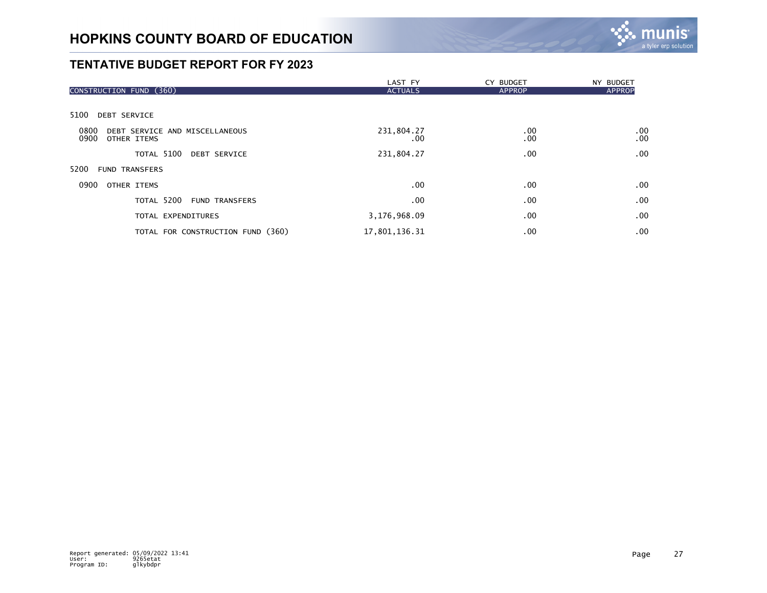# HOPKINS COUNTY BOARD OF EDUCATION

## TENTATIVE BUDGET REPORT FOR FY 2023

| CONSTRUCTION FUND (360) | LAST FY ACTUALS | CY BUDGET APPROP | NY BUDGET APPROP |
|---|---|---|---|
| 5100 DEBT SERVICE | | | |
| 0800 DEBT SERVICE AND MISCELLANEOUS | 231,804.27 | .00 | .00 |
| 0900 OTHER ITEMS | .00 | .00 | .00 |
| TOTAL 5100 DEBT SERVICE | 231,804.27 | .00 | .00 |
| 5200 FUND TRANSFERS | | | |
| 0900 OTHER ITEMS | .00 | .00 | .00 |
| TOTAL 5200 FUND TRANSFERS | .00 | .00 | .00 |
| TOTAL EXPENDITURES | 3,176,968.09 | .00 | .00 |
| TOTAL FOR CONSTRUCTION FUND (360) | 17,801,136.31 | .00 | .00 |

Report generated: 05/09/2022 13:41
User: 9265etat
Program ID: glkybdpr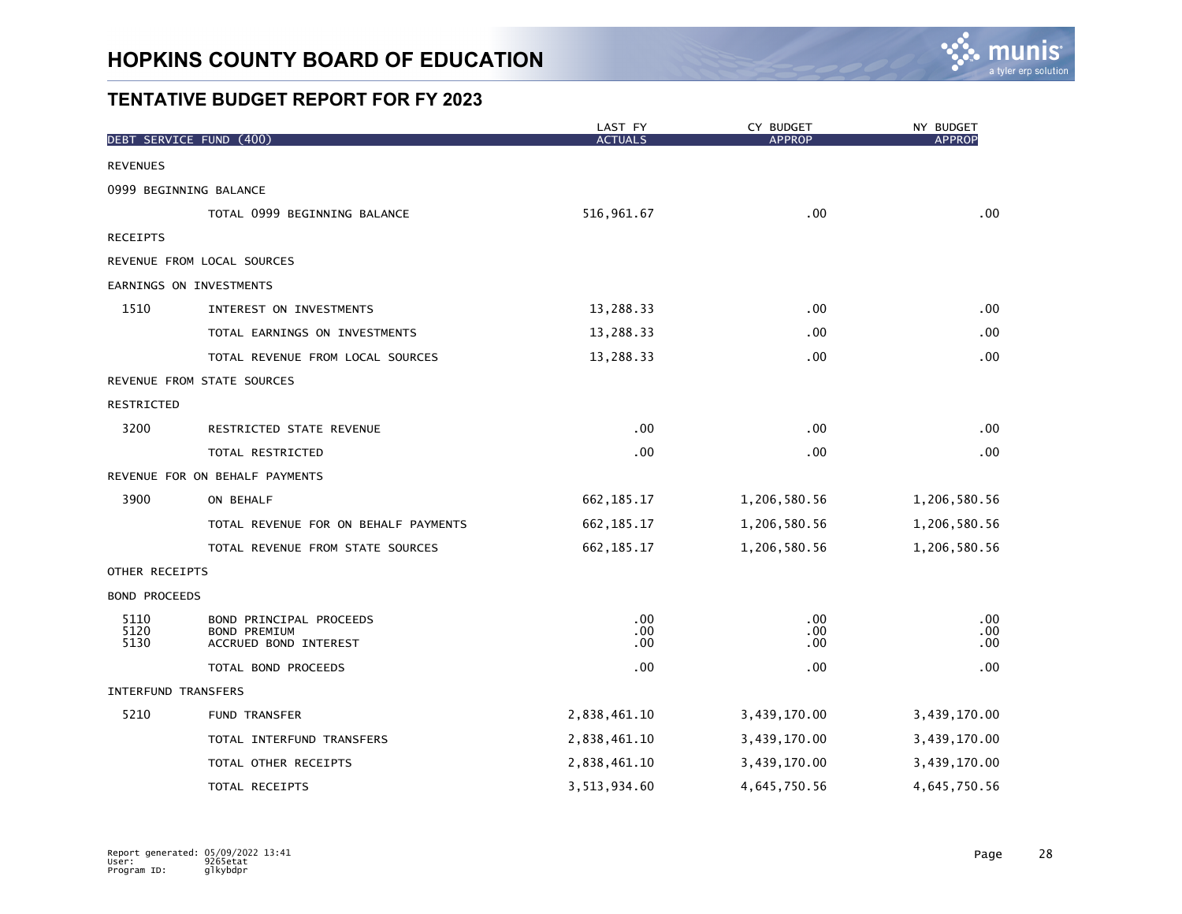# HOPKINS COUNTY BOARD OF EDUCATION

## TENTATIVE BUDGET REPORT FOR FY 2023

| DEBT SERVICE FUND (400) | | LAST FY ACTUALS | CY BUDGET APPROP | NY BUDGET APPROP |
|---|---|---|---|---|
| REVENUES | | | | |
| 0999 BEGINNING BALANCE | | | | |
| | TOTAL 0999 BEGINNING BALANCE | 516,961.67 | .00 | .00 |
| RECEIPTS | | | | |
| REVENUE FROM LOCAL SOURCES | | | | |
| EARNINGS ON INVESTMENTS | | | | |
| 1510 | INTEREST ON INVESTMENTS | 13,288.33 | .00 | .00 |
| | TOTAL EARNINGS ON INVESTMENTS | 13,288.33 | .00 | .00 |
| | TOTAL REVENUE FROM LOCAL SOURCES | 13,288.33 | .00 | .00 |
| REVENUE FROM STATE SOURCES | | | | |
| RESTRICTED | | | | |
| 3200 | RESTRICTED STATE REVENUE | .00 | .00 | .00 |
| | TOTAL RESTRICTED | .00 | .00 | .00 |
| REVENUE FOR ON BEHALF PAYMENTS | | | | |
| 3900 | ON BEHALF | 662,185.17 | 1,206,580.56 | 1,206,580.56 |
| | TOTAL REVENUE FOR ON BEHALF PAYMENTS | 662,185.17 | 1,206,580.56 | 1,206,580.56 |
| | TOTAL REVENUE FROM STATE SOURCES | 662,185.17 | 1,206,580.56 | 1,206,580.56 |
| OTHER RECEIPTS | | | | |
| BOND PROCEEDS | | | | |
| 5110 | BOND PRINCIPAL PROCEEDS | .00 | .00 | .00 |
| 5120 | BOND PREMIUM | .00 | .00 | .00 |
| 5130 | ACCRUED BOND INTEREST | .00 | .00 | .00 |
| | TOTAL BOND PROCEEDS | .00 | .00 | .00 |
| INTERFUND TRANSFERS | | | | |
| 5210 | FUND TRANSFER | 2,838,461.10 | 3,439,170.00 | 3,439,170.00 |
| | TOTAL INTERFUND TRANSFERS | 2,838,461.10 | 3,439,170.00 | 3,439,170.00 |
| | TOTAL OTHER RECEIPTS | 2,838,461.10 | 3,439,170.00 | 3,439,170.00 |
| | TOTAL RECEIPTS | 3,513,934.60 | 4,645,750.56 | 4,645,750.56 |

Report generated: 05/09/2022 13:41
User: 9265etat
Program ID: glkybdpr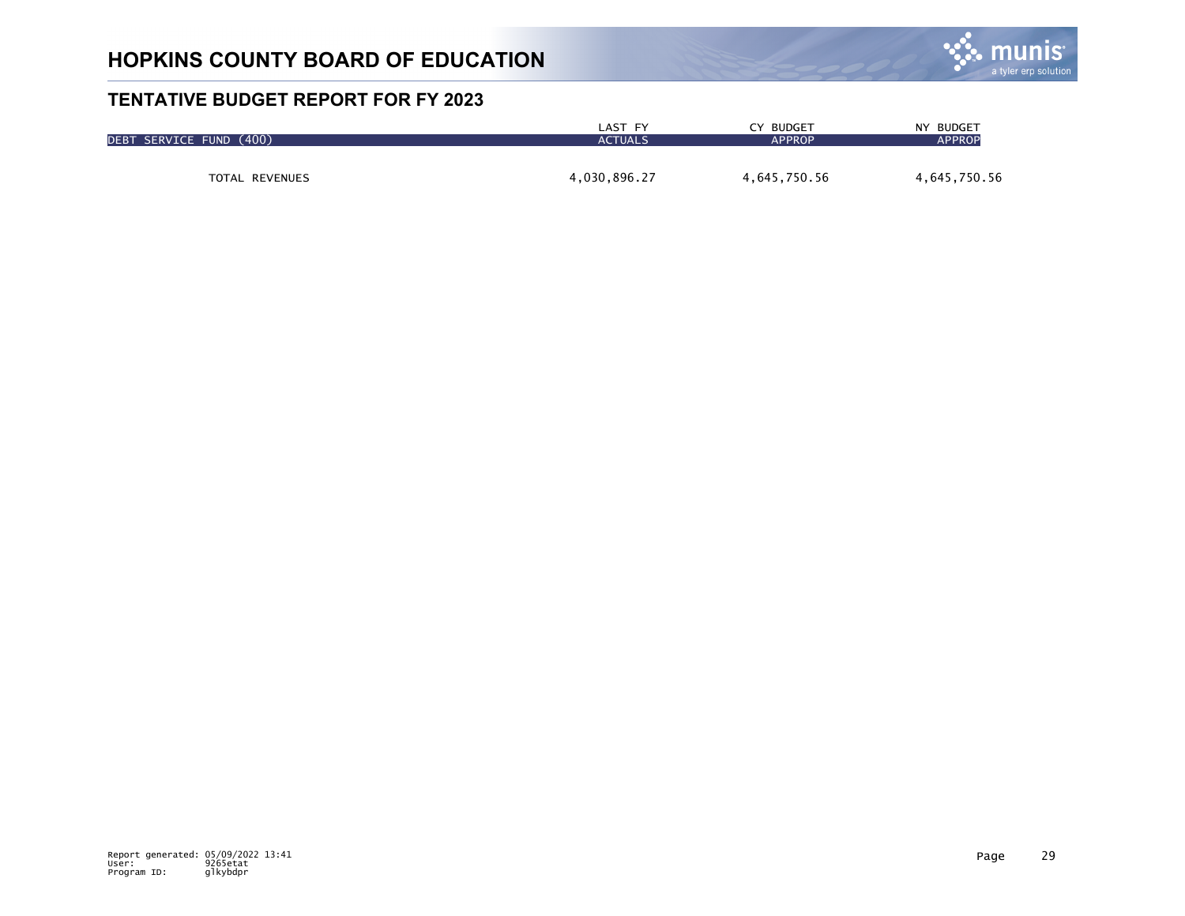# HOPKINS COUNTY BOARD OF EDUCATION

## TENTATIVE BUDGET REPORT FOR FY 2023

| DEBT SERVICE FUND (400) | LAST FY ACTUALS | CY BUDGET APPROP | NY BUDGET APPROP |
|---|---|---|---|
| TOTAL REVENUES | 4,030,896.27 | 4,645,750.56 | 4,645,750.56 |

Report generated: 05/09/2022 13:41
User: 9265etat
Program ID: glkybdpr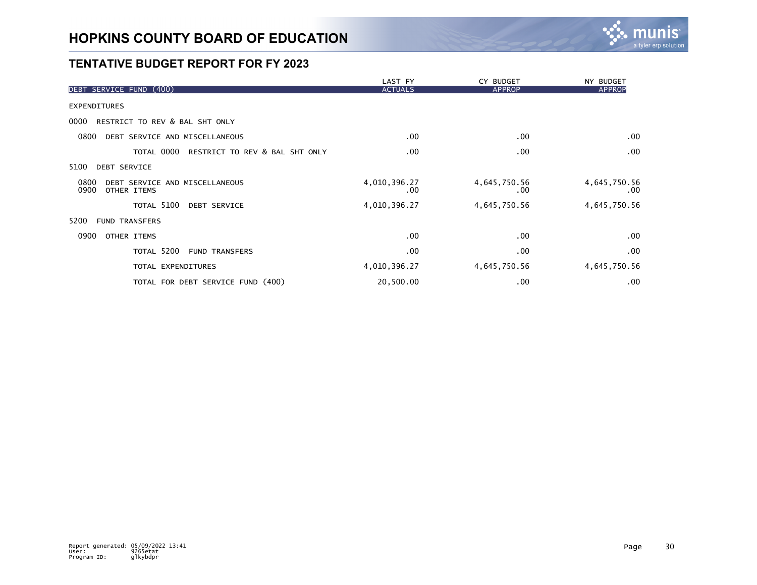# HOPKINS COUNTY BOARD OF EDUCATION

## TENTATIVE BUDGET REPORT FOR FY 2023

| DEBT SERVICE FUND (400) | LAST FY ACTUALS | CY BUDGET APPROP | NY BUDGET APPROP |
|---|---|---|---|
| EXPENDITURES | | | |
| 0000 RESTRICT TO REV & BAL SHT ONLY | | | |
| 0800 DEBT SERVICE AND MISCELLANEOUS | .00 | .00 | .00 |
| TOTAL 0000 RESTRICT TO REV & BAL SHT ONLY | .00 | .00 | .00 |
| 5100 DEBT SERVICE | | | |
| 0800 DEBT SERVICE AND MISCELLANEOUS | 4,010,396.27 | 4,645,750.56 | 4,645,750.56 |
| 0900 OTHER ITEMS | .00 | .00 | .00 |
| TOTAL 5100 DEBT SERVICE | 4,010,396.27 | 4,645,750.56 | 4,645,750.56 |
| 5200 FUND TRANSFERS | | | |
| 0900 OTHER ITEMS | .00 | .00 | .00 |
| TOTAL 5200 FUND TRANSFERS | .00 | .00 | .00 |
| TOTAL EXPENDITURES | 4,010,396.27 | 4,645,750.56 | 4,645,750.56 |
| TOTAL FOR DEBT SERVICE FUND (400) | 20,500.00 | .00 | .00 |

Report generated: 05/09/2022 13:41
User: 9265etat
Program ID: glkybdpr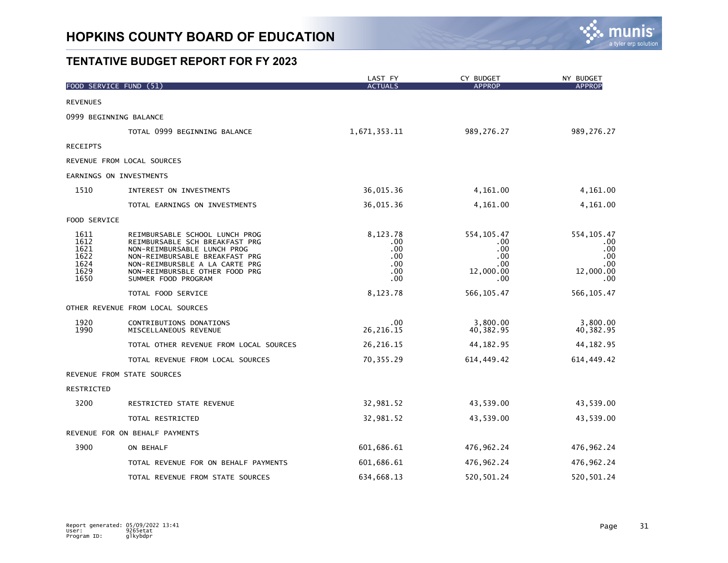# HOPKINS COUNTY BOARD OF EDUCATION

## TENTATIVE BUDGET REPORT FOR FY 2023

| FOOD SERVICE FUND (51) | | LAST FY ACTUALS | CY BUDGET APPROP | NY BUDGET APPROP |
|---|---|---|---|---|
| REVENUES | | | | |
| 0999 BEGINNING BALANCE | | | | |
| | TOTAL 0999 BEGINNING BALANCE | 1,671,353.11 | 989,276.27 | 989,276.27 |
| RECEIPTS | | | | |
| REVENUE FROM LOCAL SOURCES | | | | |
| EARNINGS ON INVESTMENTS | | | | |
| 1510 | INTEREST ON INVESTMENTS | 36,015.36 | 4,161.00 | 4,161.00 |
| | TOTAL EARNINGS ON INVESTMENTS | 36,015.36 | 4,161.00 | 4,161.00 |
| FOOD SERVICE | | | | |
| 1611 | REIMBURSABLE SCHOOL LUNCH PROG | 8,123.78 | 554,105.47 | 554,105.47 |
| 1612 | REIMBURSABLE SCH BREAKFAST PRG | .00 | .00 | .00 |
| 1621 | NON-REIMBURSABLE LUNCH PROG | .00 | .00 | .00 |
| 1622 | NON-REIMBURSABLE BREAKFAST PRG | .00 | .00 | .00 |
| 1624 | NON-REIMBURSBLE A LA CARTE PRG | .00 | .00 | .00 |
| 1629 | NON-REIMBURSBLE OTHER FOOD PRG | .00 | 12,000.00 | 12,000.00 |
| 1650 | SUMMER FOOD PROGRAM | .00 | .00 | .00 |
| | TOTAL FOOD SERVICE | 8,123.78 | 566,105.47 | 566,105.47 |
| OTHER REVENUE FROM LOCAL SOURCES | | | | |
| 1920 | CONTRIBUTIONS DONATIONS | .00 | 3,800.00 | 3,800.00 |
| 1990 | MISCELLANEOUS REVENUE | 26,216.15 | 40,382.95 | 40,382.95 |
| | TOTAL OTHER REVENUE FROM LOCAL SOURCES | 26,216.15 | 44,182.95 | 44,182.95 |
| | TOTAL REVENUE FROM LOCAL SOURCES | 70,355.29 | 614,449.42 | 614,449.42 |
| REVENUE FROM STATE SOURCES | | | | |
| RESTRICTED | | | | |
| 3200 | RESTRICTED STATE REVENUE | 32,981.52 | 43,539.00 | 43,539.00 |
| | TOTAL RESTRICTED | 32,981.52 | 43,539.00 | 43,539.00 |
| REVENUE FOR ON BEHALF PAYMENTS | | | | |
| 3900 | ON BEHALF | 601,686.61 | 476,962.24 | 476,962.24 |
| | TOTAL REVENUE FOR ON BEHALF PAYMENTS | 601,686.61 | 476,962.24 | 476,962.24 |
| | TOTAL REVENUE FROM STATE SOURCES | 634,668.13 | 520,501.24 | 520,501.24 |

Report generated: 05/09/2022 13:41
User: 9265etat
Program ID: glkybdpr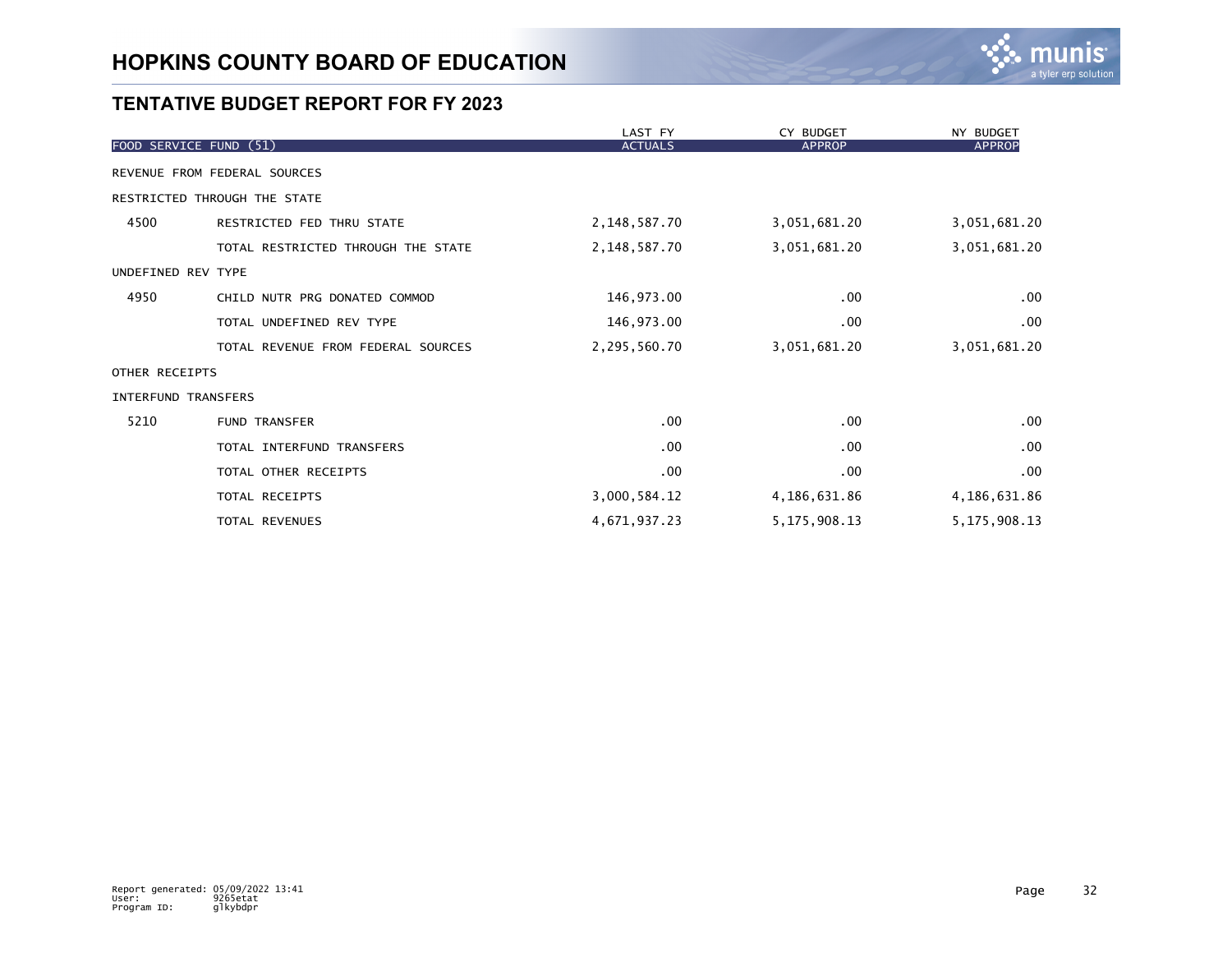# HOPKINS COUNTY BOARD OF EDUCATION

## TENTATIVE BUDGET REPORT FOR FY 2023

| FOOD SERVICE FUND (51) | | LAST FY ACTUALS | CY BUDGET APPROP | NY BUDGET APPROP |
|---|---|---|---|---|
| REVENUE FROM FEDERAL SOURCES | | | | |
| RESTRICTED THROUGH THE STATE | | | | |
| 4500 | RESTRICTED FED THRU STATE | 2,148,587.70 | 3,051,681.20 | 3,051,681.20 |
| | TOTAL RESTRICTED THROUGH THE STATE | 2,148,587.70 | 3,051,681.20 | 3,051,681.20 |
| UNDEFINED REV TYPE | | | | |
| 4950 | CHILD NUTR PRG DONATED COMMOD | 146,973.00 | .00 | .00 |
| | TOTAL UNDEFINED REV TYPE | 146,973.00 | .00 | .00 |
| | TOTAL REVENUE FROM FEDERAL SOURCES | 2,295,560.70 | 3,051,681.20 | 3,051,681.20 |
| OTHER RECEIPTS | | | | |
| INTERFUND TRANSFERS | | | | |
| 5210 | FUND TRANSFER | .00 | .00 | .00 |
| | TOTAL INTERFUND TRANSFERS | .00 | .00 | .00 |
| | TOTAL OTHER RECEIPTS | .00 | .00 | .00 |
| | TOTAL RECEIPTS | 3,000,584.12 | 4,186,631.86 | 4,186,631.86 |
| | TOTAL REVENUES | 4,671,937.23 | 5,175,908.13 | 5,175,908.13 |

Report generated: 05/09/2022 13:41
User: 9265etat
Program ID: glkybdpr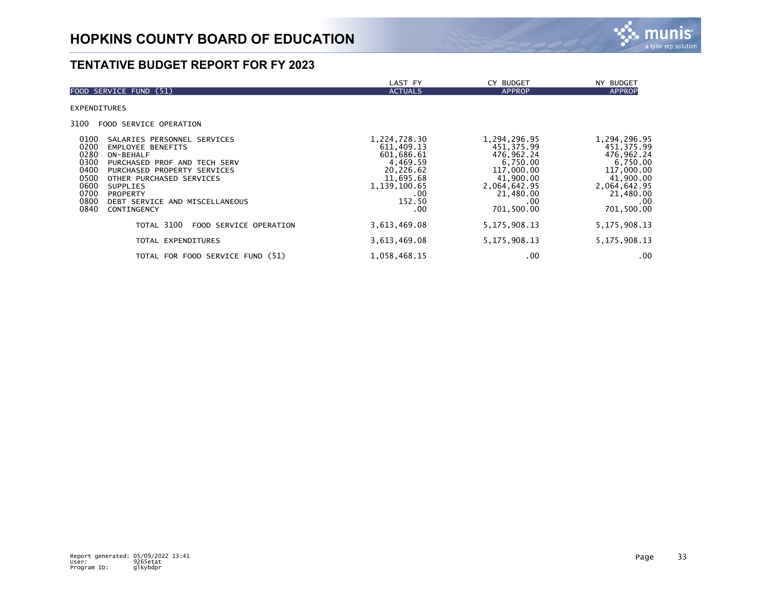# HOPKINS COUNTY BOARD OF EDUCATION

## TENTATIVE BUDGET REPORT FOR FY 2023

| FOOD SERVICE FUND (51) | LAST FY ACTUALS | CY BUDGET APPROP | NY BUDGET APPROP |
|---|---|---|---|
| EXPENDITURES | | | |
| 3100 FOOD SERVICE OPERATION | | | |
| 0100 SALARIES PERSONNEL SERVICES | 1,224,728.30 | 1,294,296.95 | 1,294,296.95 |
| 0200 EMPLOYEE BENEFITS | 611,409.13 | 451,375.99 | 451,375.99 |
| 0280 ON-BEHALF | 601,686.61 | 476,962.24 | 476,962.24 |
| 0300 PURCHASED PROF AND TECH SERV | 4,469.59 | 6,750.00 | 6,750.00 |
| 0400 PURCHASED PROPERTY SERVICES | 20,226.62 | 117,000.00 | 117,000.00 |
| 0500 OTHER PURCHASED SERVICES | 11,695.68 | 41,900.00 | 41,900.00 |
| 0600 SUPPLIES | 1,139,100.65 | 2,064,642.95 | 2,064,642.95 |
| 0700 PROPERTY | .00 | 21,480.00 | 21,480.00 |
| 0800 DEBT SERVICE AND MISCELLANEOUS | 152.50 | .00 | .00 |
| 0840 CONTINGENCY | .00 | 701,500.00 | 701,500.00 |
| TOTAL 3100 FOOD SERVICE OPERATION | 3,613,469.08 | 5,175,908.13 | 5,175,908.13 |
| TOTAL EXPENDITURES | 3,613,469.08 | 5,175,908.13 | 5,175,908.13 |
| TOTAL FOR FOOD SERVICE FUND (51) | 1,058,468.15 | .00 | .00 |

Report generated: 05/09/2022 13:41
User: 9265etat
Program ID: glkybdpr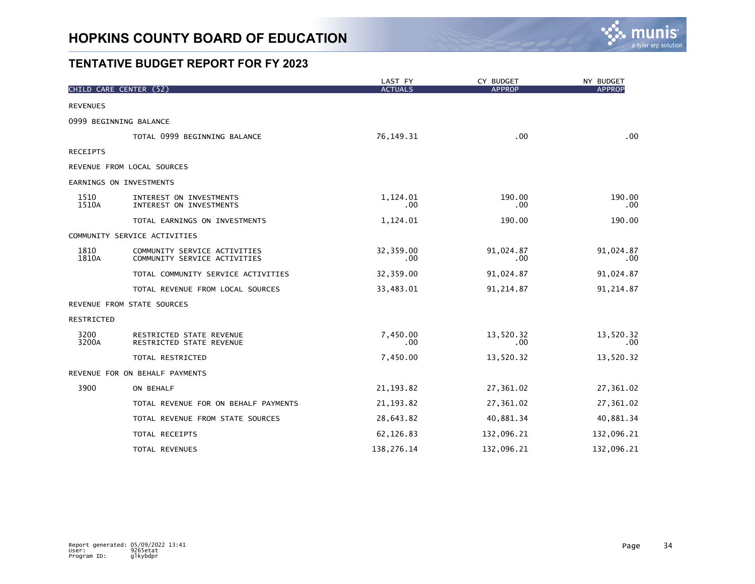# HOPKINS COUNTY BOARD OF EDUCATION

## TENTATIVE BUDGET REPORT FOR FY 2023

| CHILD CARE CENTER (52) | | LAST FY ACTUALS | CY BUDGET APPROP | NY BUDGET APPROP |
|---|---|---|---|---|
| REVENUES | | | | |
| 0999 BEGINNING BALANCE | | | | |
| | TOTAL 0999 BEGINNING BALANCE | 76,149.31 | .00 | .00 |
| RECEIPTS | | | | |
| REVENUE FROM LOCAL SOURCES | | | | |
| EARNINGS ON INVESTMENTS | | | | |
| 1510 | INTEREST ON INVESTMENTS | 1,124.01 | 190.00 | 190.00 |
| 1510A | INTEREST ON INVESTMENTS | .00 | .00 | .00 |
| | TOTAL EARNINGS ON INVESTMENTS | 1,124.01 | 190.00 | 190.00 |
| COMMUNITY SERVICE ACTIVITIES | | | | |
| 1810 | COMMUNITY SERVICE ACTIVITIES | 32,359.00 | 91,024.87 | 91,024.87 |
| 1810A | COMMUNITY SERVICE ACTIVITIES | .00 | .00 | .00 |
| | TOTAL COMMUNITY SERVICE ACTIVITIES | 32,359.00 | 91,024.87 | 91,024.87 |
| | TOTAL REVENUE FROM LOCAL SOURCES | 33,483.01 | 91,214.87 | 91,214.87 |
| REVENUE FROM STATE SOURCES | | | | |
| RESTRICTED | | | | |
| 3200 | RESTRICTED STATE REVENUE | 7,450.00 | 13,520.32 | 13,520.32 |
| 3200A | RESTRICTED STATE REVENUE | .00 | .00 | .00 |
| | TOTAL RESTRICTED | 7,450.00 | 13,520.32 | 13,520.32 |
| REVENUE FOR ON BEHALF PAYMENTS | | | | |
| 3900 | ON BEHALF | 21,193.82 | 27,361.02 | 27,361.02 |
| | TOTAL REVENUE FOR ON BEHALF PAYMENTS | 21,193.82 | 27,361.02 | 27,361.02 |
| | TOTAL REVENUE FROM STATE SOURCES | 28,643.82 | 40,881.34 | 40,881.34 |
| | TOTAL RECEIPTS | 62,126.83 | 132,096.21 | 132,096.21 |
| | TOTAL REVENUES | 138,276.14 | 132,096.21 | 132,096.21 |

Report generated: 05/09/2022 13:41
User: 9265etat
Program ID: glkybdpr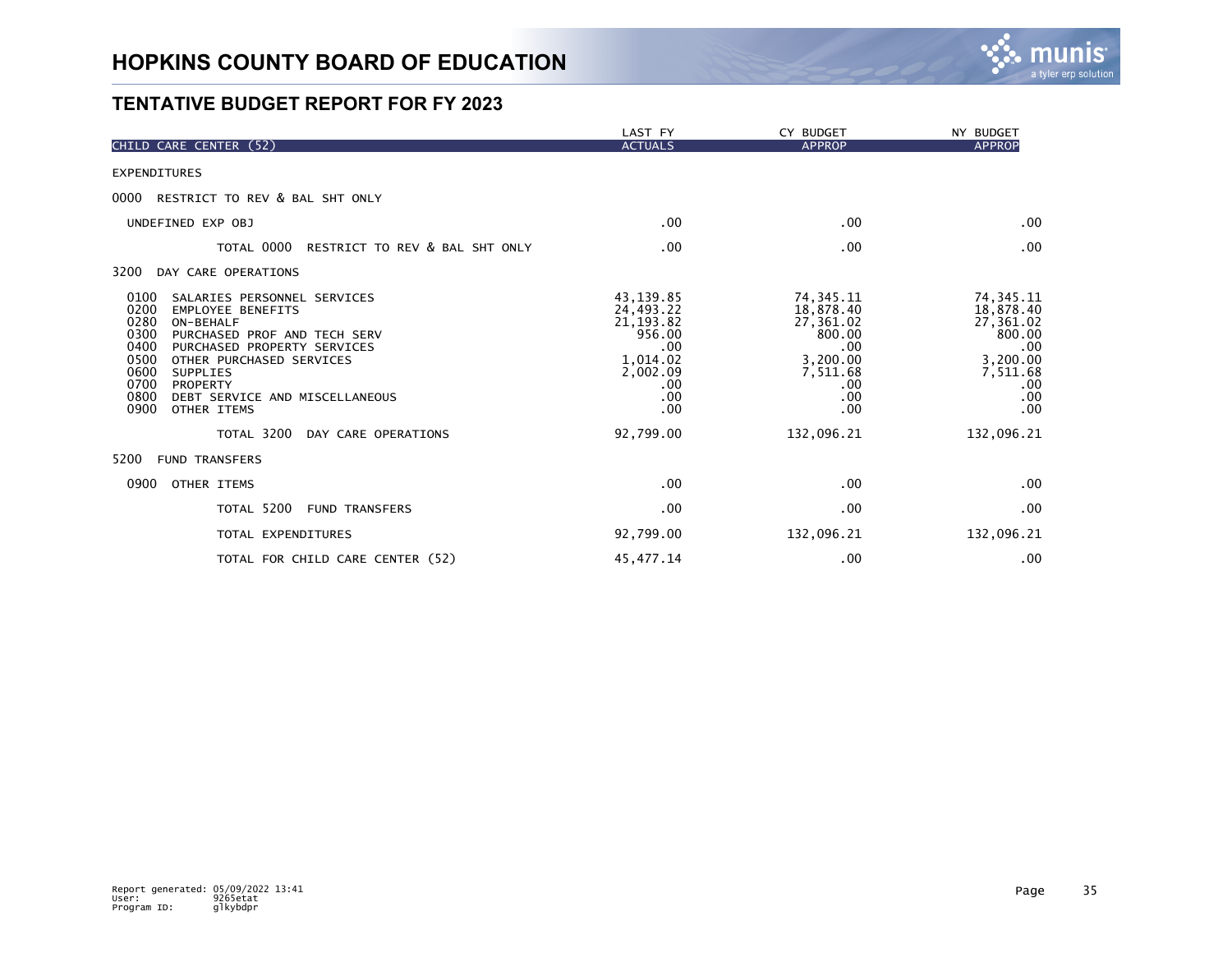# HOPKINS COUNTY BOARD OF EDUCATION

## TENTATIVE BUDGET REPORT FOR FY 2023

| CHILD CARE CENTER (52) | LAST FY ACTUALS | CY BUDGET APPROP | NY BUDGET APPROP |
|---|---|---|---|
| EXPENDITURES | | | |
| 0000 RESTRICT TO REV & BAL SHT ONLY | | | |
| UNDEFINED EXP OBJ | .00 | .00 | .00 |
| TOTAL 0000 RESTRICT TO REV & BAL SHT ONLY | .00 | .00 | .00 |
| 3200 DAY CARE OPERATIONS | | | |
| 0100 SALARIES PERSONNEL SERVICES | 43,139.85 | 74,345.11 | 74,345.11 |
| 0200 EMPLOYEE BENEFITS | 24,493.22 | 18,878.40 | 18,878.40 |
| 0280 ON-BEHALF | 21,193.82 | 27,361.02 | 27,361.02 |
| 0300 PURCHASED PROF AND TECH SERV | 956.00 | 800.00 | 800.00 |
| 0400 PURCHASED PROPERTY SERVICES | .00 | .00 | .00 |
| 0500 OTHER PURCHASED SERVICES | 1,014.02 | 3,200.00 | 3,200.00 |
| 0600 SUPPLIES | 2,002.09 | 7,511.68 | 7,511.68 |
| 0700 PROPERTY | .00 | .00 | .00 |
| 0800 DEBT SERVICE AND MISCELLANEOUS | .00 | .00 | .00 |
| 0900 OTHER ITEMS | .00 | .00 | .00 |
| TOTAL 3200 DAY CARE OPERATIONS | 92,799.00 | 132,096.21 | 132,096.21 |
| 5200 FUND TRANSFERS | | | |
| 0900 OTHER ITEMS | .00 | .00 | .00 |
| TOTAL 5200 FUND TRANSFERS | .00 | .00 | .00 |
| TOTAL EXPENDITURES | 92,799.00 | 132,096.21 | 132,096.21 |
| TOTAL FOR CHILD CARE CENTER (52) | 45,477.14 | .00 | .00 |

Report generated: 05/09/2022 13:41
User: 9265etat
Program ID: glkybdpr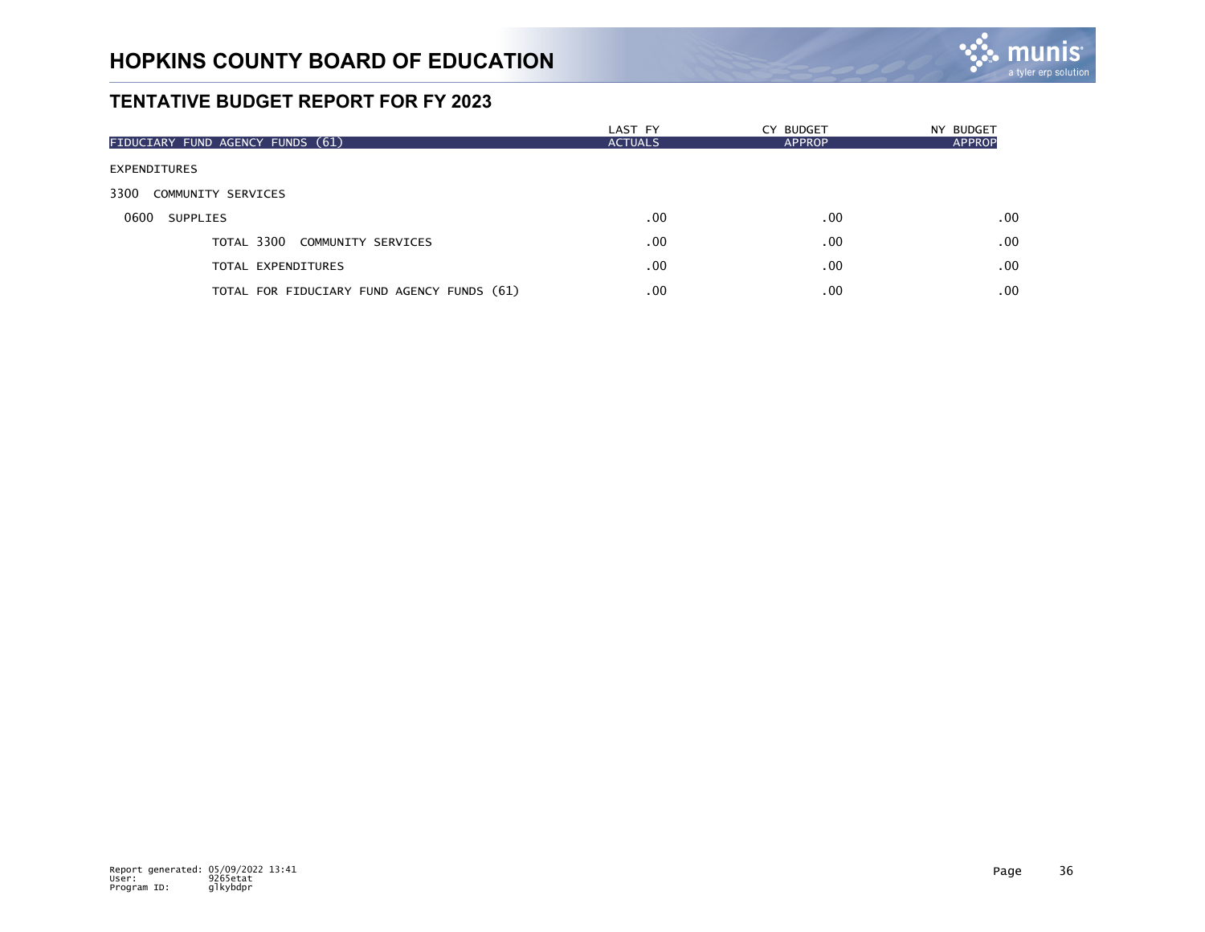# HOPKINS COUNTY BOARD OF EDUCATION

## TENTATIVE BUDGET REPORT FOR FY 2023

| FIDUCIARY FUND AGENCY FUNDS (61) | LAST FY ACTUALS | CY BUDGET APPROP | NY BUDGET APPROP |
|---|---|---|---|
| EXPENDITURES | | | |
| 3300 COMMUNITY SERVICES | | | |
| 0600 SUPPLIES | .00 | .00 | .00 |
| TOTAL 3300 COMMUNITY SERVICES | .00 | .00 | .00 |
| TOTAL EXPENDITURES | .00 | .00 | .00 |
| TOTAL FOR FIDUCIARY FUND AGENCY FUNDS (61) | .00 | .00 | .00 |

Report generated: 05/09/2022 13:41
User: 9265etat
Program ID: glkybdpr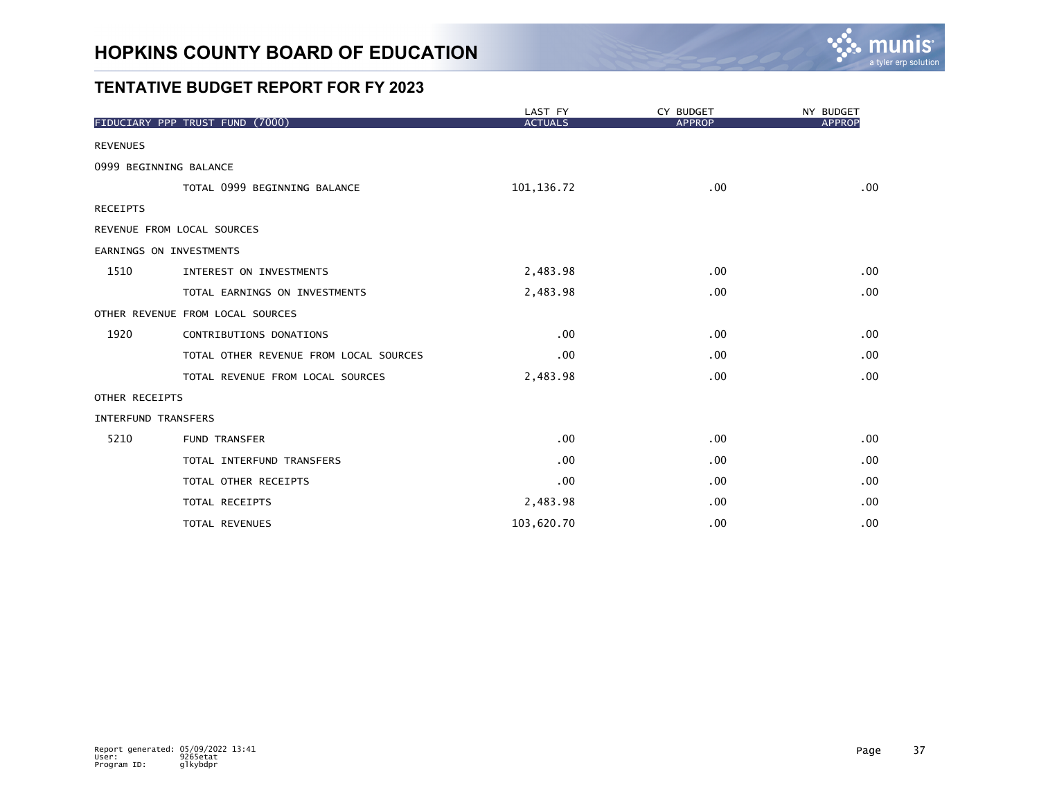# HOPKINS COUNTY BOARD OF EDUCATION

## TENTATIVE BUDGET REPORT FOR FY 2023

| FIDUCIARY PPP TRUST FUND (7000) | | LAST FY ACTUALS | CY BUDGET APPROP | NY BUDGET APPROP |
|---|---|---|---|---|
| REVENUES | | | | |
| 0999 BEGINNING BALANCE | | | | |
| | TOTAL 0999 BEGINNING BALANCE | 101,136.72 | .00 | .00 |
| RECEIPTS | | | | |
| REVENUE FROM LOCAL SOURCES | | | | |
| EARNINGS ON INVESTMENTS | | | | |
| 1510 | INTEREST ON INVESTMENTS | 2,483.98 | .00 | .00 |
| | TOTAL EARNINGS ON INVESTMENTS | 2,483.98 | .00 | .00 |
| OTHER REVENUE FROM LOCAL SOURCES | | | | |
| 1920 | CONTRIBUTIONS DONATIONS | .00 | .00 | .00 |
| | TOTAL OTHER REVENUE FROM LOCAL SOURCES | .00 | .00 | .00 |
| | TOTAL REVENUE FROM LOCAL SOURCES | 2,483.98 | .00 | .00 |
| OTHER RECEIPTS | | | | |
| INTERFUND TRANSFERS | | | | |
| 5210 | FUND TRANSFER | .00 | .00 | .00 |
| | TOTAL INTERFUND TRANSFERS | .00 | .00 | .00 |
| | TOTAL OTHER RECEIPTS | .00 | .00 | .00 |
| | TOTAL RECEIPTS | 2,483.98 | .00 | .00 |
| | TOTAL REVENUES | 103,620.70 | .00 | .00 |

Report generated: 05/09/2022 13:41
User: 9265etat
Program ID: glkybdpr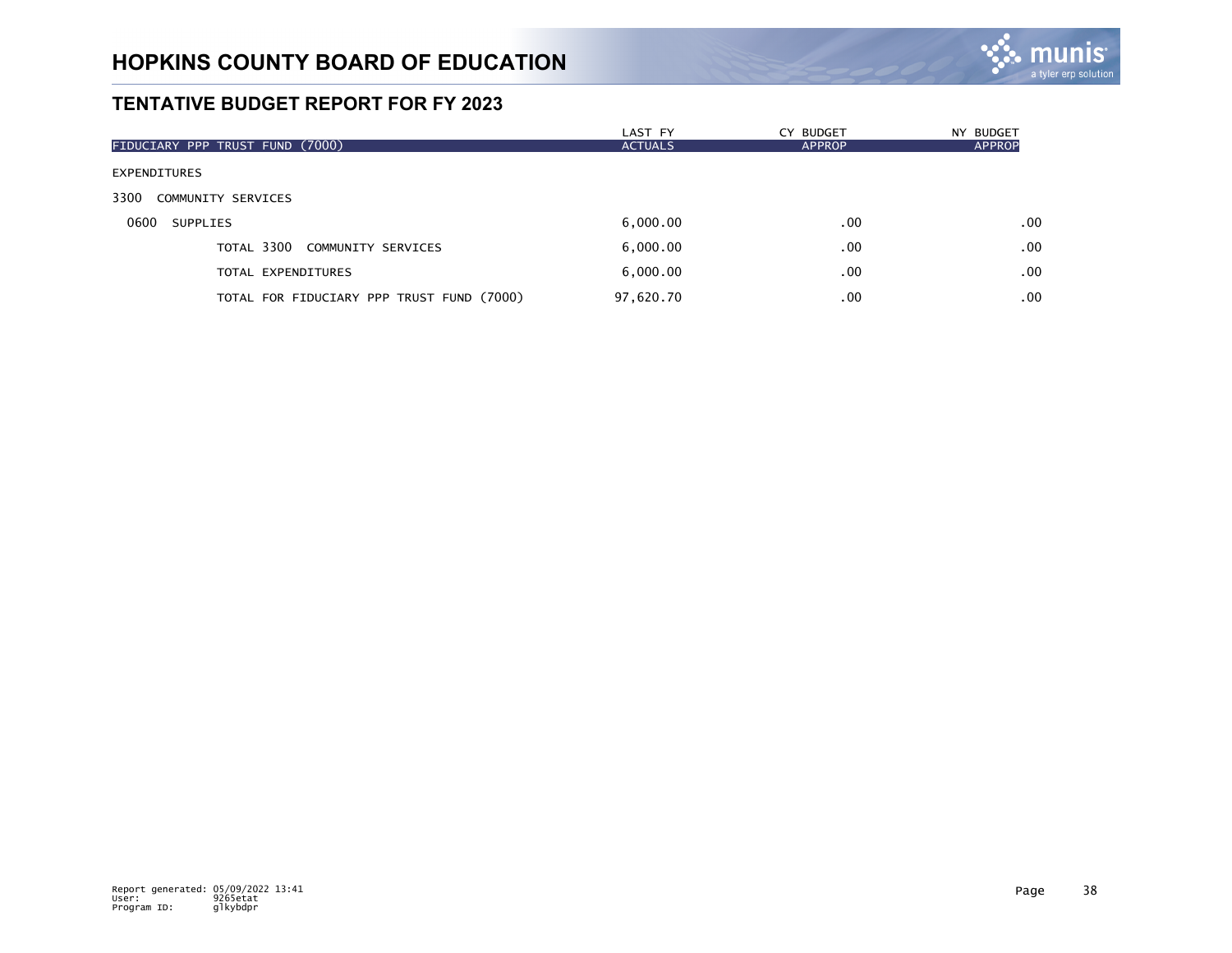# HOPKINS COUNTY BOARD OF EDUCATION

## TENTATIVE BUDGET REPORT FOR FY 2023

| FIDUCIARY PPP TRUST FUND (7000) | LAST FY ACTUALS | CY BUDGET APPROP | NY BUDGET APPROP |
|---|---|---|---|
| EXPENDITURES | | | |
| 3300 COMMUNITY SERVICES | | | |
| 0600 SUPPLIES | 6,000.00 | .00 | .00 |
| TOTAL 3300 COMMUNITY SERVICES | 6,000.00 | .00 | .00 |
| TOTAL EXPENDITURES | 6,000.00 | .00 | .00 |
| TOTAL FOR FIDUCIARY PPP TRUST FUND (7000) | 97,620.70 | .00 | .00 |

Report generated: 05/09/2022 13:41
User: 9265etat
Program ID: glkybdpr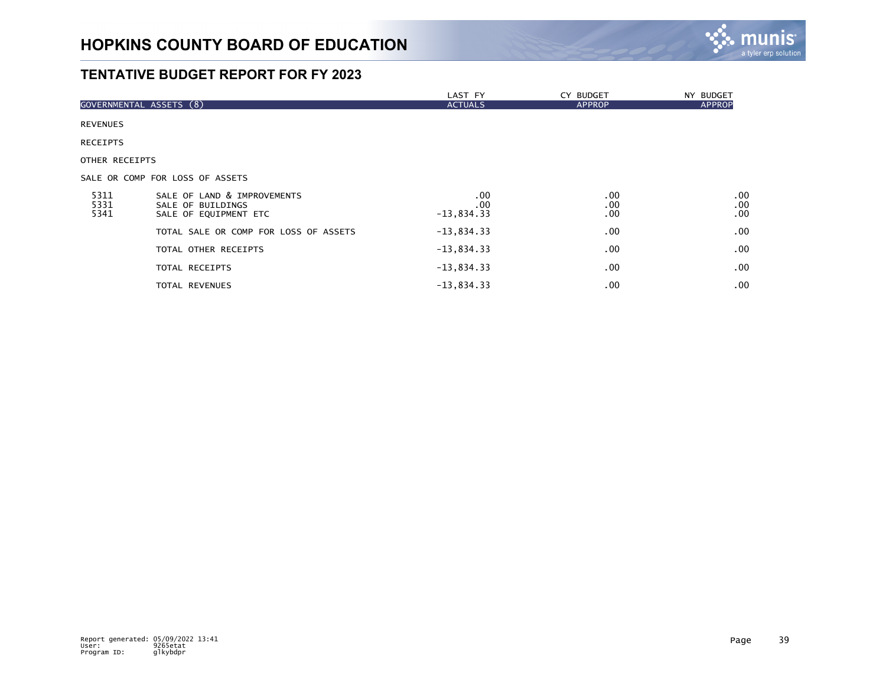# HOPKINS COUNTY BOARD OF EDUCATION

## TENTATIVE BUDGET REPORT FOR FY 2023

| GOVERNMENTAL ASSETS (8) | | LAST FY ACTUALS | CY BUDGET APPROP | NY BUDGET APPROP |
|---|---|---|---|---|
| REVENUES | | | | |
| RECEIPTS | | | | |
| OTHER RECEIPTS | | | | |
| SALE OR COMP FOR LOSS OF ASSETS | | | | |
| 5311 | SALE OF LAND & IMPROVEMENTS | .00 | .00 | .00 |
| 5331 | SALE OF BUILDINGS | .00 | .00 | .00 |
| 5341 | SALE OF EQUIPMENT ETC | -13,834.33 | .00 | .00 |
| | TOTAL SALE OR COMP FOR LOSS OF ASSETS | -13,834.33 | .00 | .00 |
| | TOTAL OTHER RECEIPTS | -13,834.33 | .00 | .00 |
| | TOTAL RECEIPTS | -13,834.33 | .00 | .00 |
| | TOTAL REVENUES | -13,834.33 | .00 | .00 |

Report generated: 05/09/2022 13:41
User: 9265etat
Program ID: glkybdpr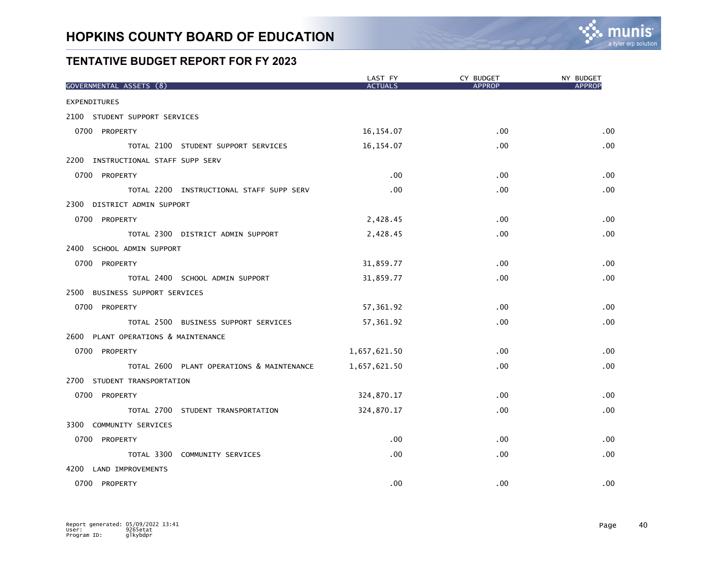# HOPKINS COUNTY BOARD OF EDUCATION

## TENTATIVE BUDGET REPORT FOR FY 2023

| GOVERNMENTAL ASSETS (8) | LAST FY ACTUALS | CY BUDGET APPROP | NY BUDGET APPROP |
|---|---|---|---|
| EXPENDITURES | | | |
| 2100 STUDENT SUPPORT SERVICES | | | |
| 0700 PROPERTY | 16,154.07 | .00 | .00 |
| TOTAL 2100 STUDENT SUPPORT SERVICES | 16,154.07 | .00 | .00 |
| 2200 INSTRUCTIONAL STAFF SUPP SERV | | | |
| 0700 PROPERTY | .00 | .00 | .00 |
| TOTAL 2200 INSTRUCTIONAL STAFF SUPP SERV | .00 | .00 | .00 |
| 2300 DISTRICT ADMIN SUPPORT | | | |
| 0700 PROPERTY | 2,428.45 | .00 | .00 |
| TOTAL 2300 DISTRICT ADMIN SUPPORT | 2,428.45 | .00 | .00 |
| 2400 SCHOOL ADMIN SUPPORT | | | |
| 0700 PROPERTY | 31,859.77 | .00 | .00 |
| TOTAL 2400 SCHOOL ADMIN SUPPORT | 31,859.77 | .00 | .00 |
| 2500 BUSINESS SUPPORT SERVICES | | | |
| 0700 PROPERTY | 57,361.92 | .00 | .00 |
| TOTAL 2500 BUSINESS SUPPORT SERVICES | 57,361.92 | .00 | .00 |
| 2600 PLANT OPERATIONS & MAINTENANCE | | | |
| 0700 PROPERTY | 1,657,621.50 | .00 | .00 |
| TOTAL 2600 PLANT OPERATIONS & MAINTENANCE | 1,657,621.50 | .00 | .00 |
| 2700 STUDENT TRANSPORTATION | | | |
| 0700 PROPERTY | 324,870.17 | .00 | .00 |
| TOTAL 2700 STUDENT TRANSPORTATION | 324,870.17 | .00 | .00 |
| 3300 COMMUNITY SERVICES | | | |
| 0700 PROPERTY | .00 | .00 | .00 |
| TOTAL 3300 COMMUNITY SERVICES | .00 | .00 | .00 |
| 4200 LAND IMPROVEMENTS | | | |
| 0700 PROPERTY | .00 | .00 | .00 |

Report generated: 05/09/2022 13:41
User: 9265etat
Program ID: glkybdpr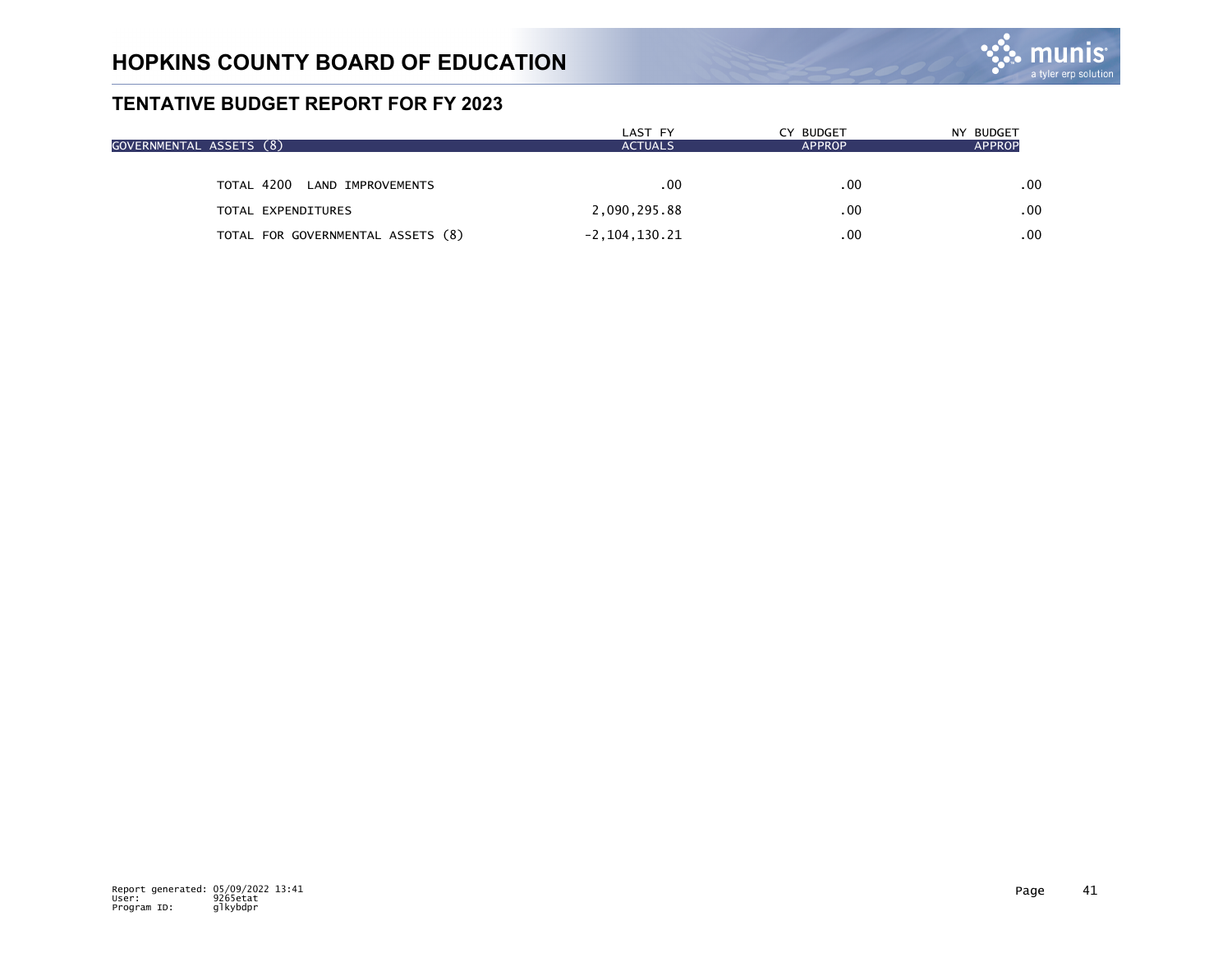# HOPKINS COUNTY BOARD OF EDUCATION

## TENTATIVE BUDGET REPORT FOR FY 2023

| GOVERNMENTAL ASSETS (8) | LAST FY ACTUALS | CY BUDGET APPROP | NY BUDGET APPROP |
|---|---|---|---|
| TOTAL 4200 LAND IMPROVEMENTS | .00 | .00 | .00 |
| TOTAL EXPENDITURES | 2,090,295.88 | .00 | .00 |
| TOTAL FOR GOVERNMENTAL ASSETS (8) | -2,104,130.21 | .00 | .00 |

Report generated: 05/09/2022 13:41
User: 9265etat
Program ID: glkybdpr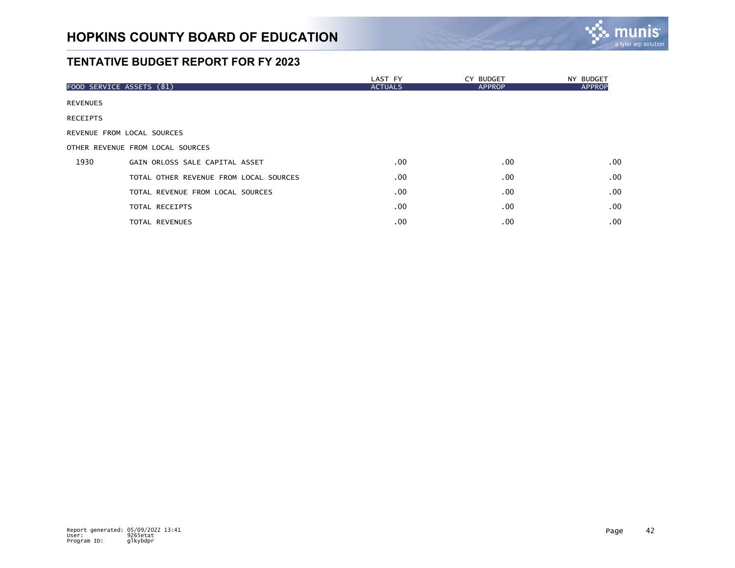# HOPKINS COUNTY BOARD OF EDUCATION

## TENTATIVE BUDGET REPORT FOR FY 2023

| FOOD SERVICE ASSETS (81) | | LAST FY ACTUALS | CY BUDGET APPROP | NY BUDGET APPROP |
|---|---|---|---|---|
| REVENUES | | | | |
| RECEIPTS | | | | |
| REVENUE FROM LOCAL SOURCES | | | | |
| OTHER REVENUE FROM LOCAL SOURCES | | | | |
| 1930 | GAIN ORLOSS SALE CAPITAL ASSET | .00 | .00 | .00 |
| | TOTAL OTHER REVENUE FROM LOCAL SOURCES | .00 | .00 | .00 |
| | TOTAL REVENUE FROM LOCAL SOURCES | .00 | .00 | .00 |
| | TOTAL RECEIPTS | .00 | .00 | .00 |
| | TOTAL REVENUES | .00 | .00 | .00 |

Report generated: 05/09/2022 13:41
User: 9265etat
Program ID: glkybdpr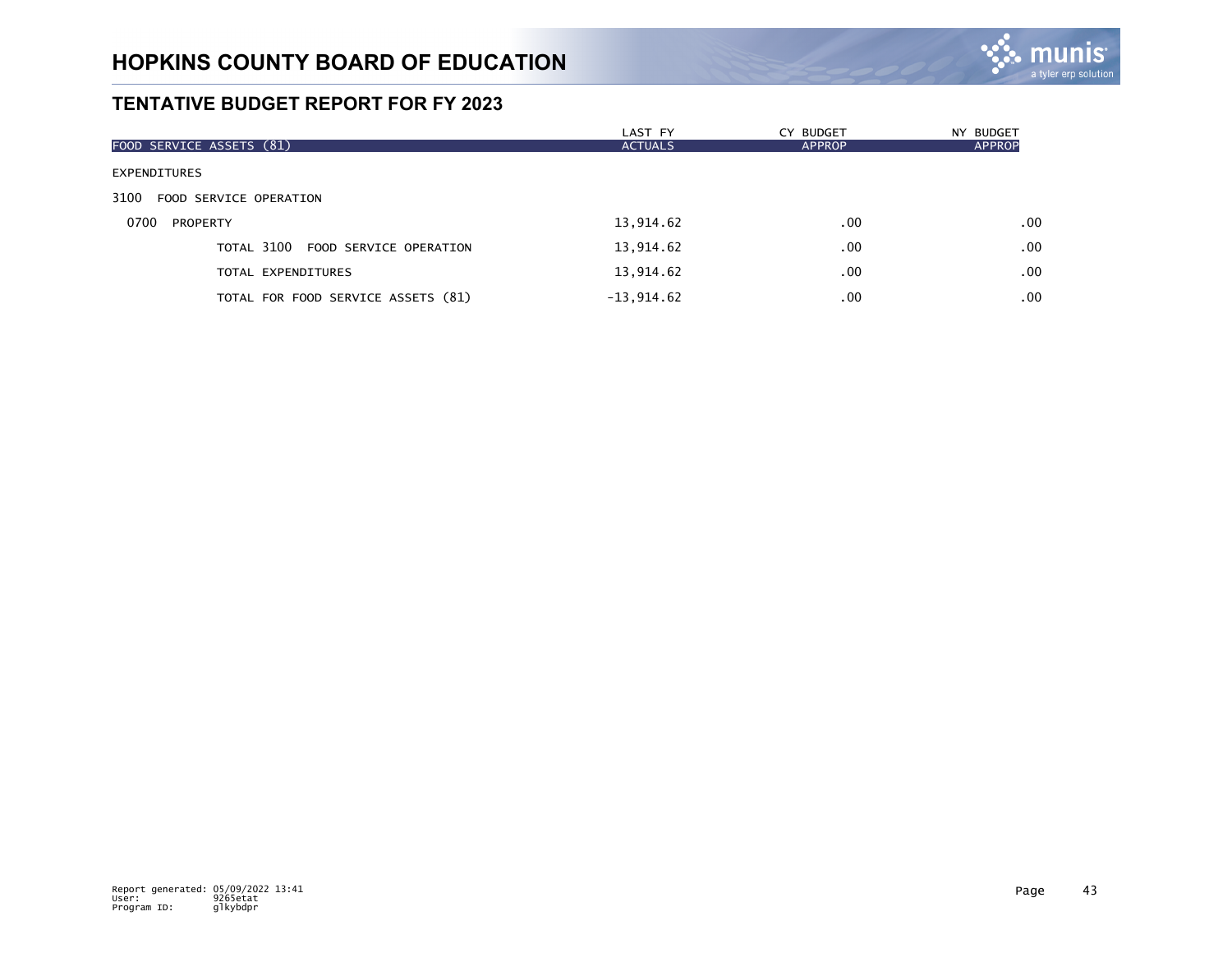# HOPKINS COUNTY BOARD OF EDUCATION

## TENTATIVE BUDGET REPORT FOR FY 2023

| FOOD SERVICE ASSETS (81) | LAST FY ACTUALS | CY BUDGET APPROP | NY BUDGET APPROP |
|---|---|---|---|
| EXPENDITURES | | | |
| 3100 FOOD SERVICE OPERATION | | | |
| 0700 PROPERTY | 13,914.62 | .00 | .00 |
| TOTAL 3100 FOOD SERVICE OPERATION | 13,914.62 | .00 | .00 |
| TOTAL EXPENDITURES | 13,914.62 | .00 | .00 |
| TOTAL FOR FOOD SERVICE ASSETS (81) | -13,914.62 | .00 | .00 |

Report generated: 05/09/2022 13:41
User: 9265etat
Program ID: glkybdpr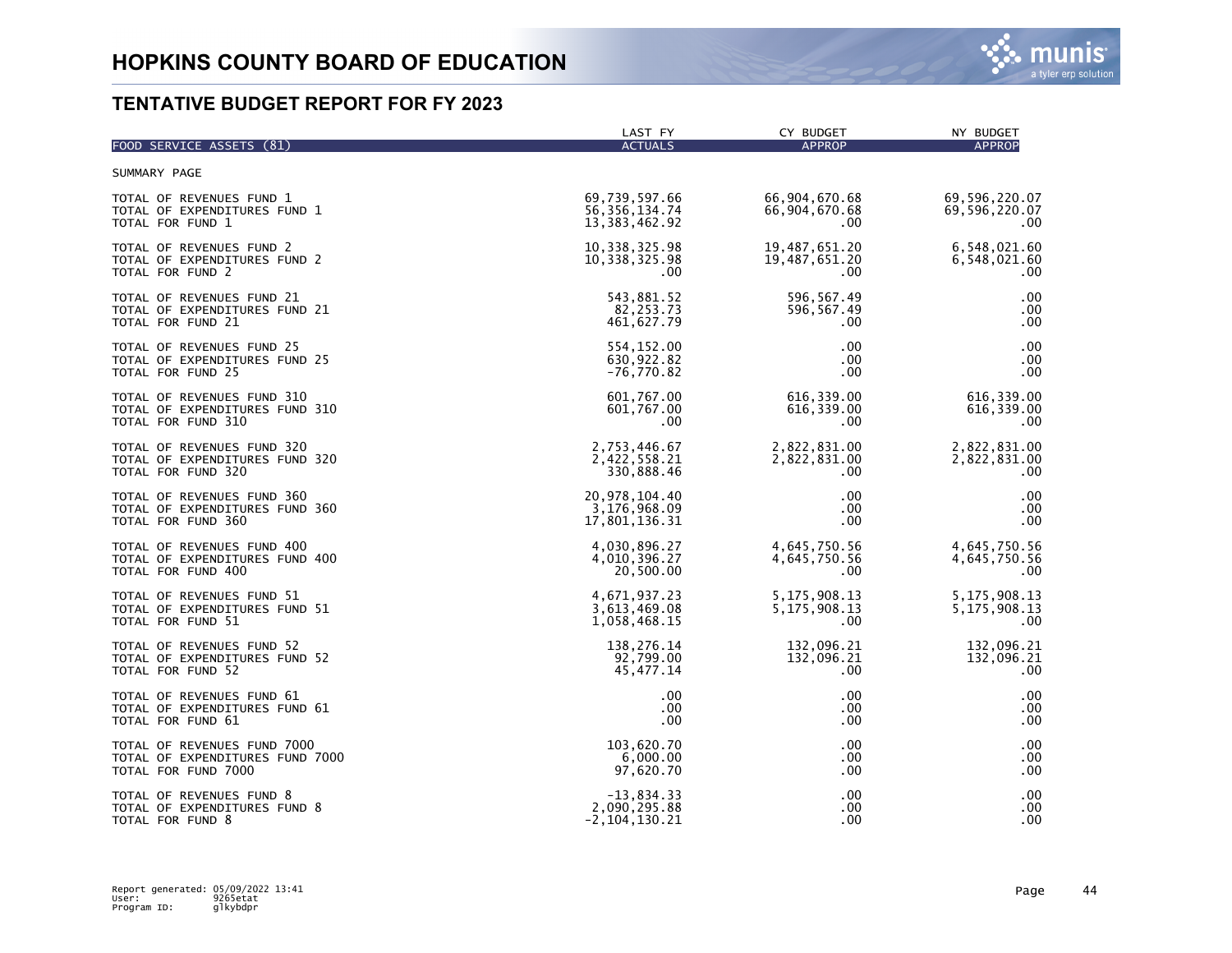# HOPKINS COUNTY BOARD OF EDUCATION

## TENTATIVE BUDGET REPORT FOR FY 2023

| FOOD SERVICE ASSETS (81) | LAST FY ACTUALS | CY BUDGET APPROP | NY BUDGET APPROP |
|---|---|---|---|
| SUMMARY PAGE | | | |
| TOTAL OF REVENUES FUND 1 | 69,739,597.66 | 66,904,670.68 | 69,596,220.07 |
| TOTAL OF EXPENDITURES FUND 1 | 56,356,134.74 | 66,904,670.68 | 69,596,220.07 |
| TOTAL FOR FUND 1 | 13,383,462.92 | .00 | .00 |
| TOTAL OF REVENUES FUND 2 | 10,338,325.98 | 19,487,651.20 | 6,548,021.60 |
| TOTAL OF EXPENDITURES FUND 2 | 10,338,325.98 | 19,487,651.20 | 6,548,021.60 |
| TOTAL FOR FUND 2 | .00 | .00 | .00 |
| TOTAL OF REVENUES FUND 21 | 543,881.52 | 596,567.49 | .00 |
| TOTAL OF EXPENDITURES FUND 21 | 82,253.73 | 596,567.49 | .00 |
| TOTAL FOR FUND 21 | 461,627.79 | .00 | .00 |
| TOTAL OF REVENUES FUND 25 | 554,152.00 | .00 | .00 |
| TOTAL OF EXPENDITURES FUND 25 | 630,922.82 | .00 | .00 |
| TOTAL FOR FUND 25 | -76,770.82 | .00 | .00 |
| TOTAL OF REVENUES FUND 310 | 601,767.00 | 616,339.00 | 616,339.00 |
| TOTAL OF EXPENDITURES FUND 310 | 601,767.00 | 616,339.00 | 616,339.00 |
| TOTAL FOR FUND 310 | .00 | .00 | .00 |
| TOTAL OF REVENUES FUND 320 | 2,753,446.67 | 2,822,831.00 | 2,822,831.00 |
| TOTAL OF EXPENDITURES FUND 320 | 2,422,558.21 | 2,822,831.00 | 2,822,831.00 |
| TOTAL FOR FUND 320 | 330,888.46 | .00 | .00 |
| TOTAL OF REVENUES FUND 360 | 20,978,104.40 | .00 | .00 |
| TOTAL OF EXPENDITURES FUND 360 | 3,176,968.09 | .00 | .00 |
| TOTAL FOR FUND 360 | 17,801,136.31 | .00 | .00 |
| TOTAL OF REVENUES FUND 400 | 4,030,896.27 | 4,645,750.56 | 4,645,750.56 |
| TOTAL OF EXPENDITURES FUND 400 | 4,010,396.27 | 4,645,750.56 | 4,645,750.56 |
| TOTAL FOR FUND 400 | 20,500.00 | .00 | .00 |
| TOTAL OF REVENUES FUND 51 | 4,671,937.23 | 5,175,908.13 | 5,175,908.13 |
| TOTAL OF EXPENDITURES FUND 51 | 3,613,469.08 | 5,175,908.13 | 5,175,908.13 |
| TOTAL FOR FUND 51 | 1,058,468.15 | .00 | .00 |
| TOTAL OF REVENUES FUND 52 | 138,276.14 | 132,096.21 | 132,096.21 |
| TOTAL OF EXPENDITURES FUND 52 | 92,799.00 | 132,096.21 | 132,096.21 |
| TOTAL FOR FUND 52 | 45,477.14 | .00 | .00 |
| TOTAL OF REVENUES FUND 61 | .00 | .00 | .00 |
| TOTAL OF EXPENDITURES FUND 61 | .00 | .00 | .00 |
| TOTAL FOR FUND 61 | .00 | .00 | .00 |
| TOTAL OF REVENUES FUND 7000 | 103,620.70 | .00 | .00 |
| TOTAL OF EXPENDITURES FUND 7000 | 6,000.00 | .00 | .00 |
| TOTAL FOR FUND 7000 | 97,620.70 | .00 | .00 |
| TOTAL OF REVENUES FUND 8 | -13,834.33 | .00 | .00 |
| TOTAL OF EXPENDITURES FUND 8 | 2,090,295.88 | .00 | .00 |
| TOTAL FOR FUND 8 | -2,104,130.21 | .00 | .00 |

Report generated: 05/09/2022 13:41
User: 9265etat
Program ID: glkybdpr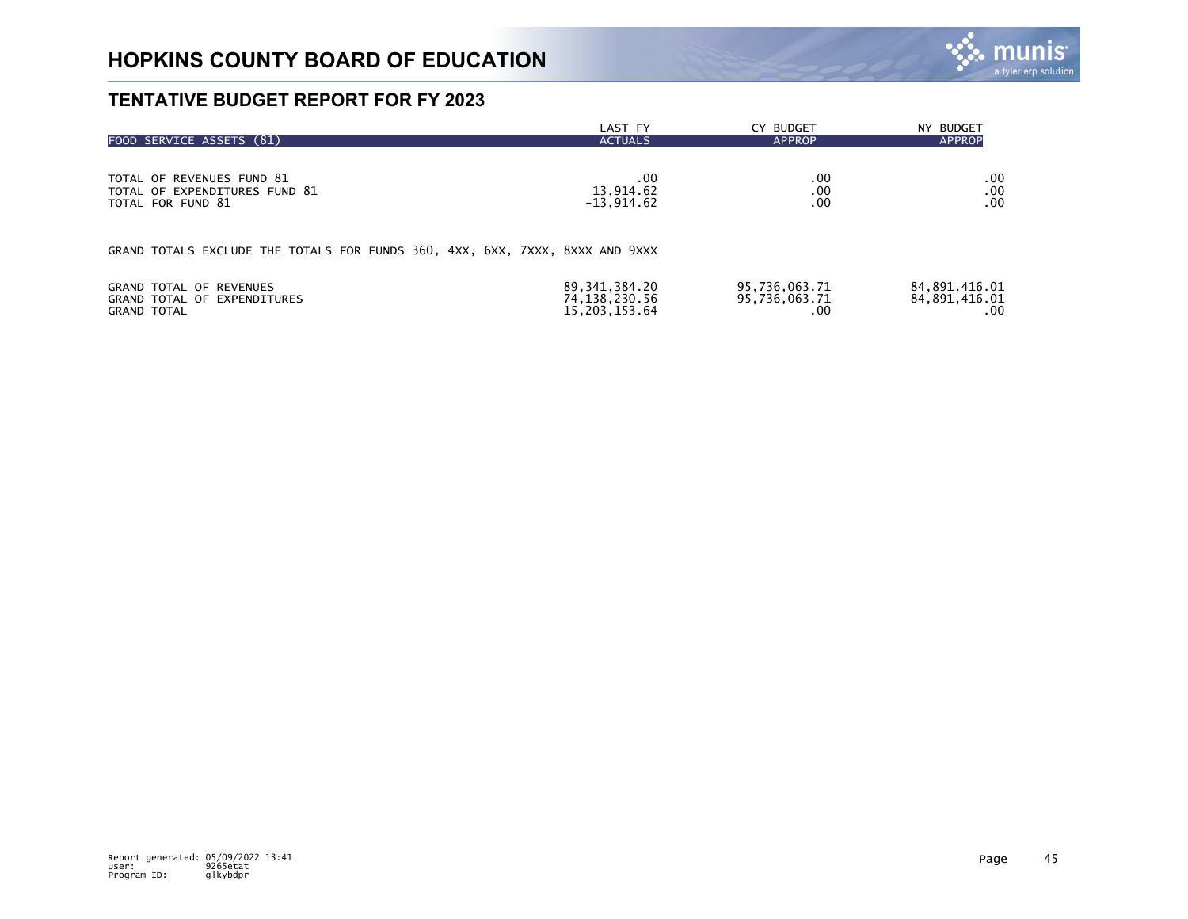# HOPKINS COUNTY BOARD OF EDUCATION

## TENTATIVE BUDGET REPORT FOR FY 2023

| FOOD SERVICE ASSETS (81) | LAST FY ACTUALS | CY BUDGET APPROP | NY BUDGET APPROP |
|---|---|---|---|
| TOTAL OF REVENUES FUND 81 | .00 | .00 | .00 |
| TOTAL OF EXPENDITURES FUND 81 | 13,914.62 | .00 | .00 |
| TOTAL FOR FUND 81 | -13,914.62 | .00 | .00 |

GRAND TOTALS EXCLUDE THE TOTALS FOR FUNDS 360, 4XX, 6XX, 7XXX, 8XXX AND 9XXX

| | LAST FY ACTUALS | CY BUDGET APPROP | NY BUDGET APPROP |
|---|---|---|---|
| GRAND TOTAL OF REVENUES | 89,341,384.20 | 95,736,063.71 | 84,891,416.01 |
| GRAND TOTAL OF EXPENDITURES | 74,138,230.56 | 95,736,063.71 | 84,891,416.01 |
| GRAND TOTAL | 15,203,153.64 | .00 | .00 |

Report generated: 05/09/2022 13:41
User: 9265etat
Program ID: glkybdpr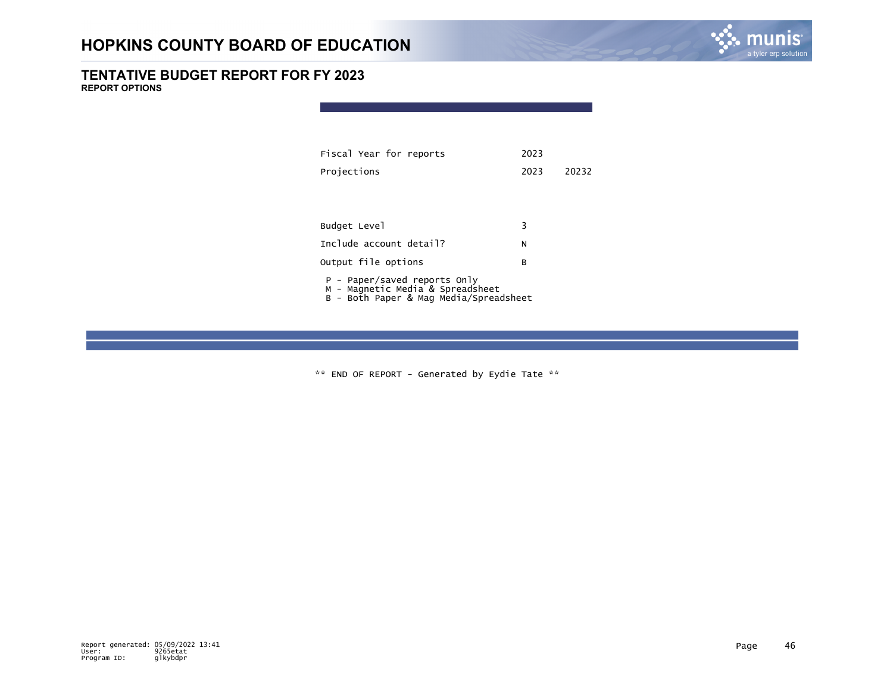# HOPKINS COUNTY BOARD OF EDUCATION

## TENTATIVE BUDGET REPORT FOR FY 2023

**REPORT OPTIONS**

| | | |
|---|---|---|
| Fiscal Year for reports | 2023 | |
| Projections | 2023 | 20232 |
| Budget Level | 3 | |
| Include account detail? | N | |
| Output file options | B | |

P - Paper/saved reports Only
M - Magnetic Media & Spreadsheet
B - Both Paper & Mag Media/Spreadsheet

** END OF REPORT - Generated by Eydie Tate **

Report generated: 05/09/2022 13:41
User: 9265etat
Program ID: glkybdpr